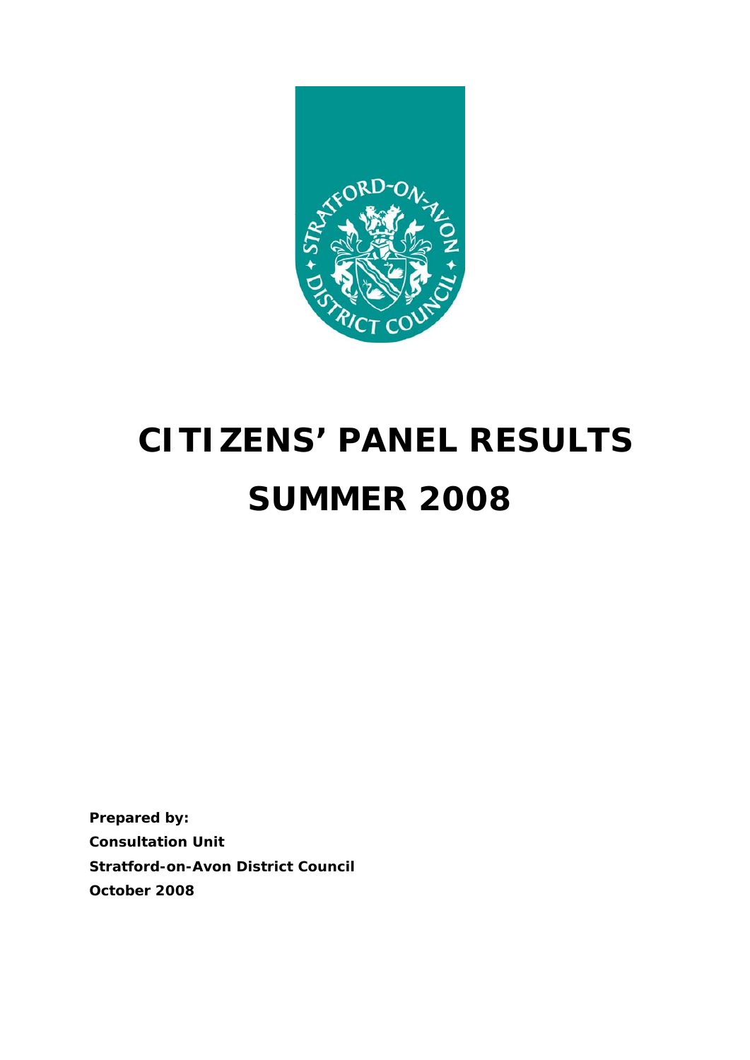# CITIZENS' PANEL RESULTS

# SUMMER 2008

**Prepared by:**
**Consultation Unit**
**Stratford-on-Avon District Council**
**October 2008**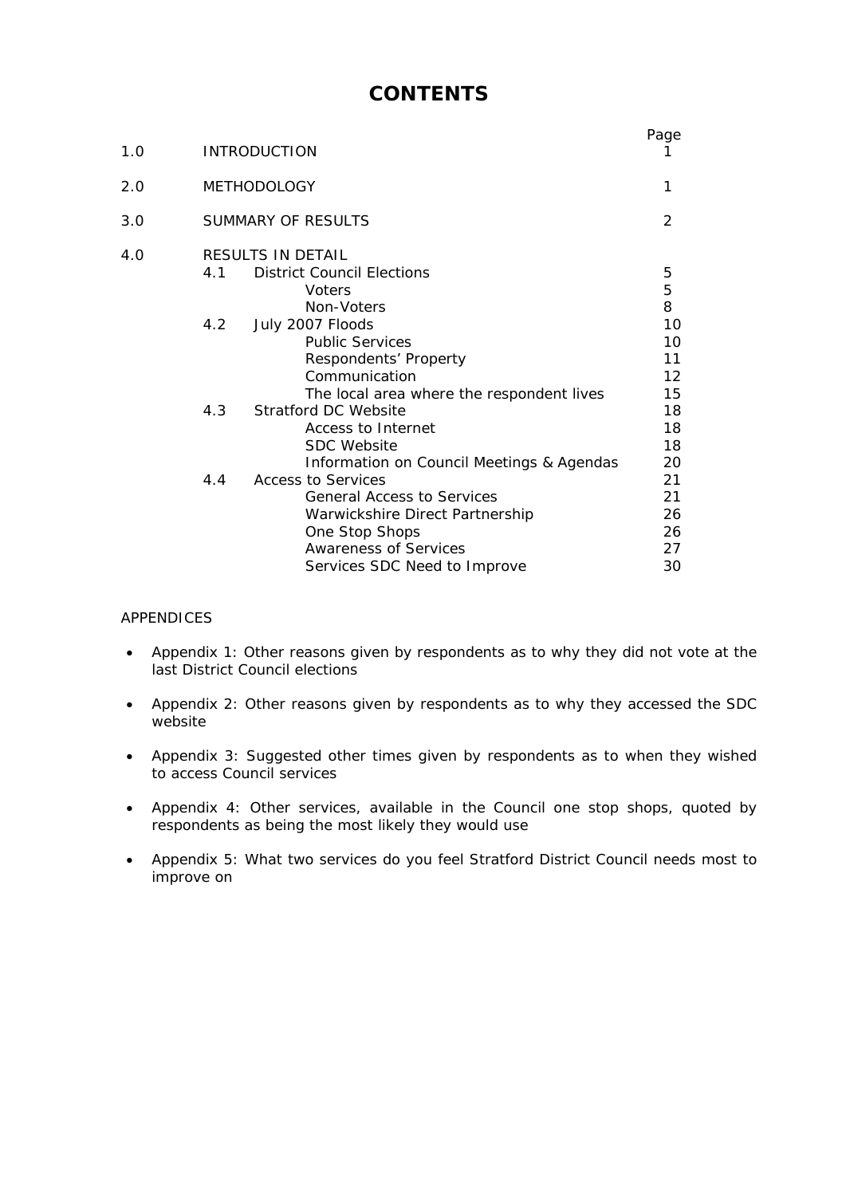# CONTENTS

| | | Page |
|---|---|---|
| 1.0 | INTRODUCTION | 1 |
| 2.0 | METHODOLOGY | 1 |
| 3.0 | SUMMARY OF RESULTS | 2 |
| 4.0 | RESULTS IN DETAIL | |
| | 4.1 District Council Elections | 5 |
| | Voters | 5 |
| | Non-Voters | 8 |
| | 4.2 July 2007 Floods | 10 |
| | Public Services | 10 |
| | Respondents' Property | 11 |
| | Communication | 12 |
| | The local area where the respondent lives | 15 |
| | 4.3 Stratford DC Website | 18 |
| | Access to Internet | 18 |
| | SDC Website | 18 |
| | Information on Council Meetings & Agendas | 20 |
| | 4.4 Access to Services | 21 |
| | General Access to Services | 21 |
| | Warwickshire Direct Partnership | 26 |
| | One Stop Shops | 26 |
| | Awareness of Services | 27 |
| | Services SDC Need to Improve | 30 |

APPENDICES

- Appendix 1: Other reasons given by respondents as to why they did not vote at the last District Council elections
- Appendix 2: Other reasons given by respondents as to why they accessed the SDC website
- Appendix 3: Suggested other times given by respondents as to when they wished to access Council services
- Appendix 4: Other services, available in the Council one stop shops, quoted by respondents as being the most likely they would use
- Appendix 5: What two services do you feel Stratford District Council needs most to improve on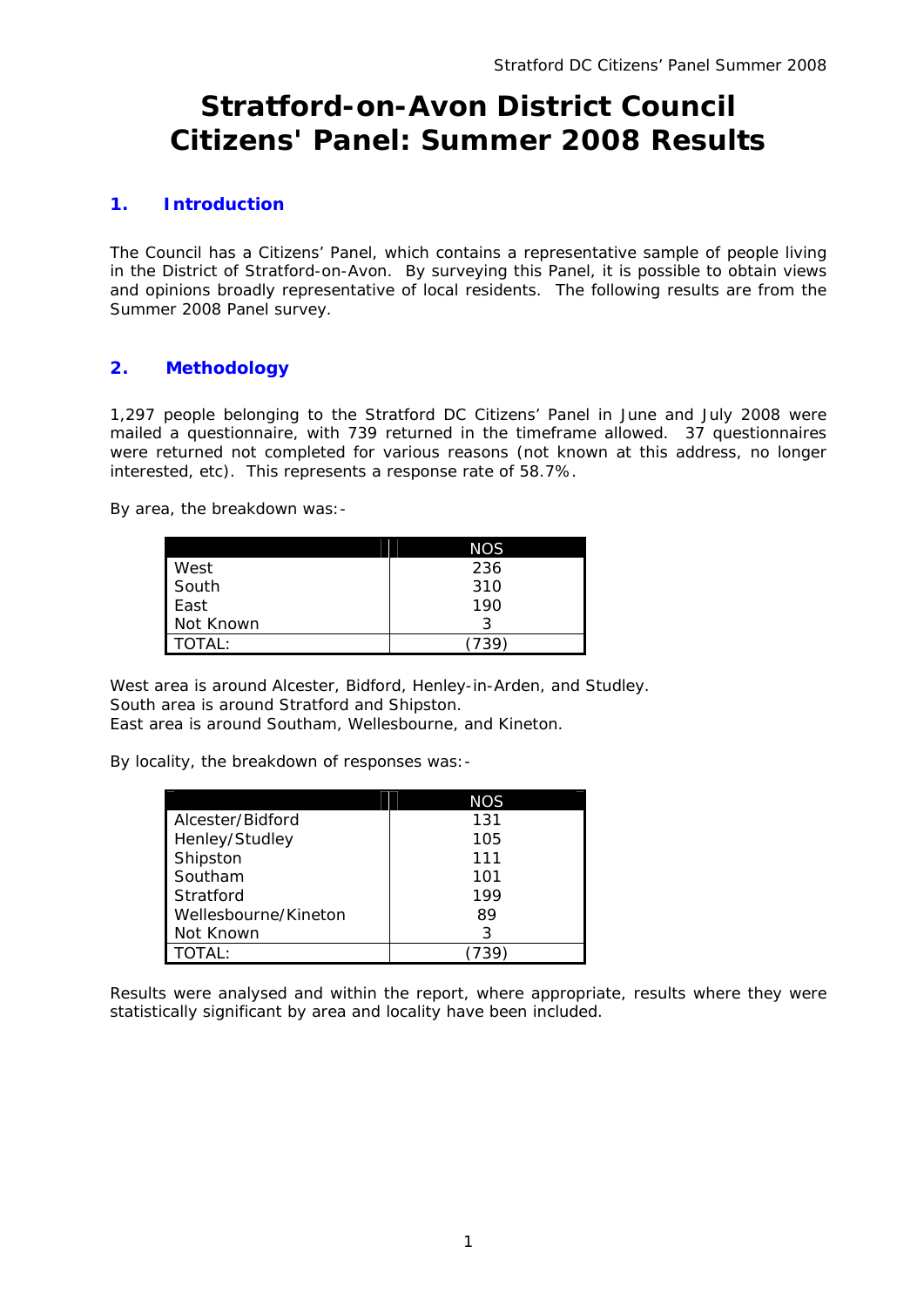# Stratford-on-Avon District Council Citizens' Panel: Summer 2008 Results

## 1. Introduction

The Council has a Citizens' Panel, which contains a representative sample of people living in the District of Stratford-on-Avon. By surveying this Panel, it is possible to obtain views and opinions broadly representative of local residents. The following results are from the Summer 2008 Panel survey.

## 2. Methodology

1,297 people belonging to the Stratford DC Citizens' Panel in June and July 2008 were mailed a questionnaire, with 739 returned in the timeframe allowed. 37 questionnaires were returned not completed for various reasons (not known at this address, no longer interested, etc). This represents a response rate of 58.7%.

By area, the breakdown was:-

| | NOS |
|---|---|
| West | 236 |
| South | 310 |
| East | 190 |
| Not Known | 3 |
| TOTAL: | (739) |

West area is around Alcester, Bidford, Henley-in-Arden, and Studley.
South area is around Stratford and Shipston.
East area is around Southam, Wellesbourne, and Kineton.

By locality, the breakdown of responses was:-

| | NOS |
|---|---|
| Alcester/Bidford | 131 |
| Henley/Studley | 105 |
| Shipston | 111 |
| Southam | 101 |
| Stratford | 199 |
| Wellesbourne/Kineton | 89 |
| Not Known | 3 |
| TOTAL: | (739) |

Results were analysed and within the report, where appropriate, results where they were statistically significant by area and locality have been included.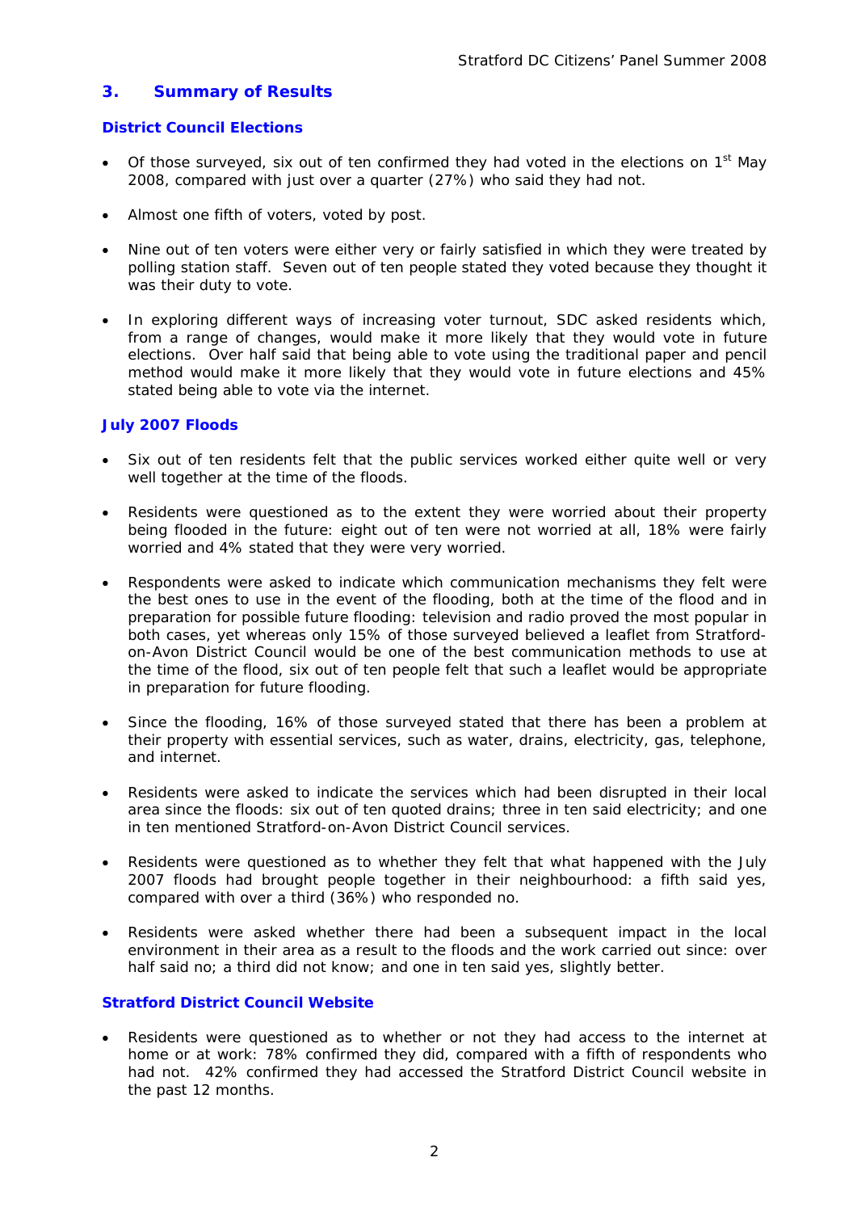## 3. Summary of Results

### District Council Elections

- Of those surveyed, six out of ten confirmed they had voted in the elections on 1st May 2008, compared with just over a quarter (27%) who said they had not.
- Almost one fifth of voters, voted by post.
- Nine out of ten voters were either very or fairly satisfied in which they were treated by polling station staff. Seven out of ten people stated they voted because they thought it was their duty to vote.
- In exploring different ways of increasing voter turnout, SDC asked residents which, from a range of changes, would make it more likely that they would vote in future elections. Over half said that being able to vote using the traditional paper and pencil method would make it more likely that they would vote in future elections and 45% stated being able to vote via the internet.

### July 2007 Floods

- Six out of ten residents felt that the public services worked either quite well or very well together at the time of the floods.
- Residents were questioned as to the extent they were worried about their property being flooded in the future: eight out of ten were not worried at all, 18% were fairly worried and 4% stated that they were very worried.
- Respondents were asked to indicate which communication mechanisms they felt were the best ones to use in the event of the flooding, both at the time of the flood and in preparation for possible future flooding: television and radio proved the most popular in both cases, yet whereas only 15% of those surveyed believed a leaflet from Stratford-on-Avon District Council would be one of the best communication methods to use at the time of the flood, six out of ten people felt that such a leaflet would be appropriate in preparation for future flooding.
- Since the flooding, 16% of those surveyed stated that there has been a problem at their property with essential services, such as water, drains, electricity, gas, telephone, and internet.
- Residents were asked to indicate the services which had been disrupted in their local area since the floods: six out of ten quoted drains; three in ten said electricity; and one in ten mentioned Stratford-on-Avon District Council services.
- Residents were questioned as to whether they felt that what happened with the July 2007 floods had brought people together in their neighbourhood: a fifth said yes, compared with over a third (36%) who responded no.
- Residents were asked whether there had been a subsequent impact in the local environment in their area as a result to the floods and the work carried out since: over half said no; a third did not know; and one in ten said yes, slightly better.

### Stratford District Council Website

- Residents were questioned as to whether or not they had access to the internet at home or at work: 78% confirmed they did, compared with a fifth of respondents who had not. 42% confirmed they had accessed the Stratford District Council website in the past 12 months.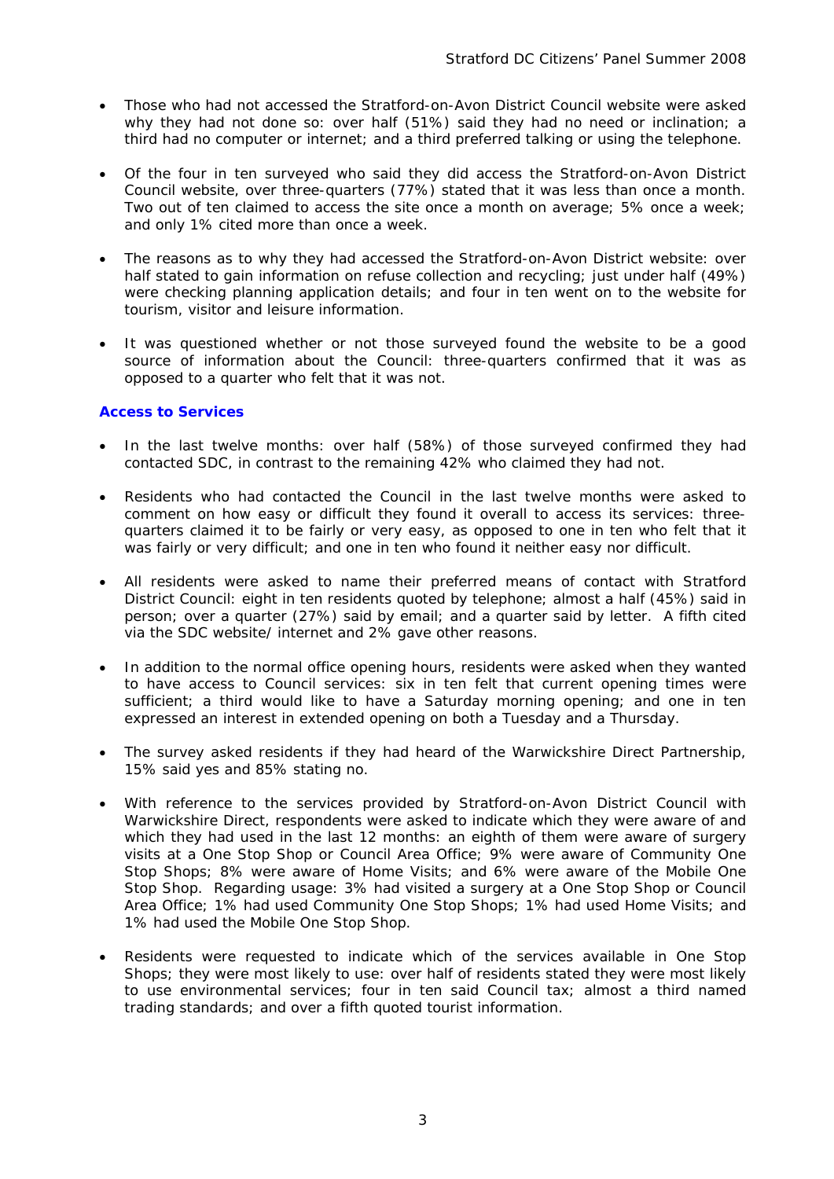- Those who had not accessed the Stratford-on-Avon District Council website were asked why they had not done so: over half (51%) said they had no need or inclination; a third had no computer or internet; and a third preferred talking or using the telephone.

- Of the four in ten surveyed who said they did access the Stratford-on-Avon District Council website, over three-quarters (77%) stated that it was less than once a month. Two out of ten claimed to access the site once a month on average; 5% once a week; and only 1% cited more than once a week.

- The reasons as to why they had accessed the Stratford-on-Avon District website: over half stated to gain information on refuse collection and recycling; just under half (49%) were checking planning application details; and four in ten went on to the website for tourism, visitor and leisure information.

- It was questioned whether or not those surveyed found the website to be a good source of information about the Council: three-quarters confirmed that it was as opposed to a quarter who felt that it was not.

**Access to Services**

- In the last twelve months: over half (58%) of those surveyed confirmed they had contacted SDC, in contrast to the remaining 42% who claimed they had not.

- Residents who had contacted the Council in the last twelve months were asked to comment on how easy or difficult they found it overall to access its services: three-quarters claimed it to be fairly or very easy, as opposed to one in ten who felt that it was fairly or very difficult; and one in ten who found it neither easy nor difficult.

- All residents were asked to name their preferred means of contact with Stratford District Council: eight in ten residents quoted by telephone; almost a half (45%) said in person; over a quarter (27%) said by email; and a quarter said by letter. A fifth cited via the SDC website/ internet and 2% gave other reasons.

- In addition to the normal office opening hours, residents were asked when they wanted to have access to Council services: six in ten felt that current opening times were sufficient; a third would like to have a Saturday morning opening; and one in ten expressed an interest in extended opening on both a Tuesday and a Thursday.

- The survey asked residents if they had heard of the Warwickshire Direct Partnership, 15% said yes and 85% stating no.

- With reference to the services provided by Stratford-on-Avon District Council with Warwickshire Direct, respondents were asked to indicate which they were aware of and which they had used in the last 12 months: an eighth of them were aware of surgery visits at a One Stop Shop or Council Area Office; 9% were aware of Community One Stop Shops; 8% were aware of Home Visits; and 6% were aware of the Mobile One Stop Shop. Regarding usage: 3% had visited a surgery at a One Stop Shop or Council Area Office; 1% had used Community One Stop Shops; 1% had used Home Visits; and 1% had used the Mobile One Stop Shop.

- Residents were requested to indicate which of the services available in One Stop Shops; they were most likely to use: over half of residents stated they were most likely to use environmental services; four in ten said Council tax; almost a third named trading standards; and over a fifth quoted tourist information.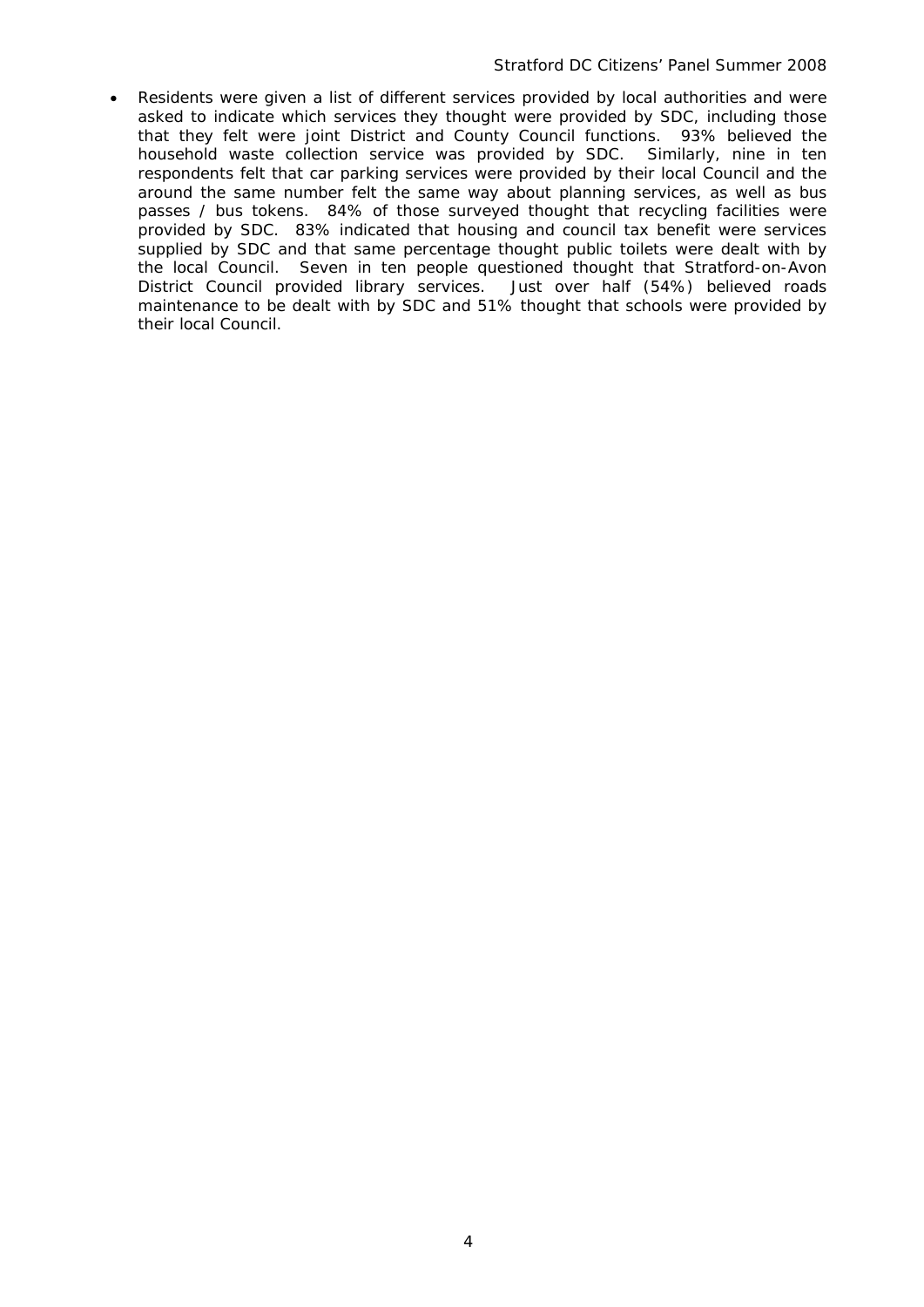- Residents were given a list of different services provided by local authorities and were asked to indicate which services they thought were provided by SDC, including those that they felt were joint District and County Council functions. 93% believed the household waste collection service was provided by SDC. Similarly, nine in ten respondents felt that car parking services were provided by their local Council and the around the same number felt the same way about planning services, as well as bus passes / bus tokens. 84% of those surveyed thought that recycling facilities were provided by SDC. 83% indicated that housing and council tax benefit were services supplied by SDC and that same percentage thought public toilets were dealt with by the local Council. Seven in ten people questioned thought that Stratford-on-Avon District Council provided library services. Just over half (54%) believed roads maintenance to be dealt with by SDC and 51% thought that schools were provided by their local Council.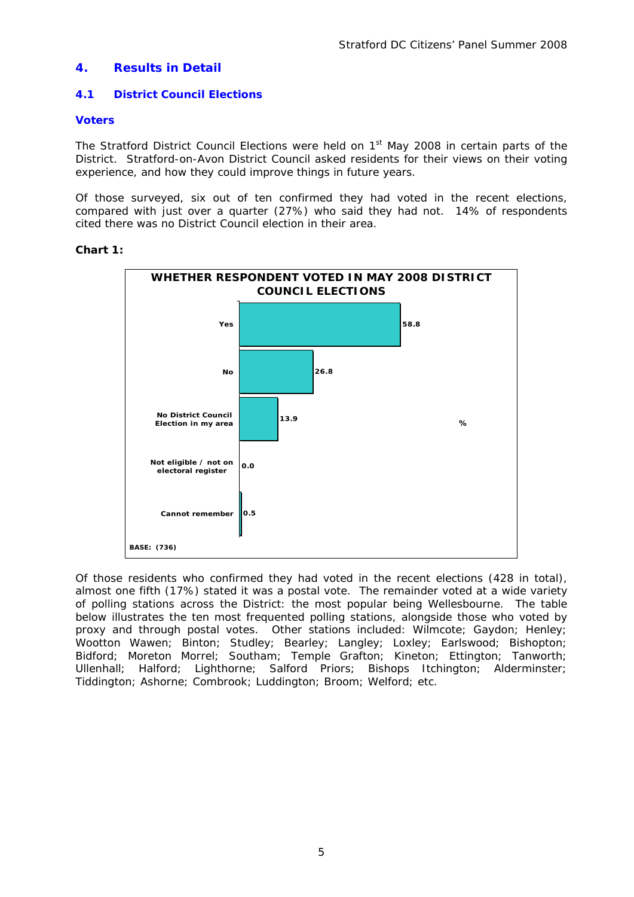## 4. Results in Detail

### 4.1 District Council Elections

#### Voters

The Stratford District Council Elections were held on 1st May 2008 in certain parts of the District. Stratford-on-Avon District Council asked residents for their views on their voting experience, and how they could improve things in future years.

Of those surveyed, six out of ten confirmed they had voted in the recent elections, compared with just over a quarter (27%) who said they had not. 14% of respondents cited there was no District Council election in their area.

**Chart 1:**

**WHETHER RESPONDENT VOTED IN MAY 2008 DISTRICT COUNCIL ELECTIONS**

| | % |
|---|---|
| Yes | 58.8 |
| No | 26.8 |
| No District Council Election in my area | 13.9 |
| Not eligible / not on electoral register | 0.0 |
| Cannot remember | 0.5 |

BASE: (736)

Of those residents who confirmed they had voted in the recent elections (428 in total), almost one fifth (17%) stated it was a postal vote. The remainder voted at a wide variety of polling stations across the District: the most popular being Wellesbourne. The table below illustrates the ten most frequented polling stations, alongside those who voted by proxy and through postal votes. Other stations included: Wilmcote; Gaydon; Henley; Wootton Wawen; Binton; Studley; Bearley; Langley; Loxley; Earlswood; Bishopton; Bidford; Moreton Morrel; Southam; Temple Grafton; Kineton; Ettington; Tanworth; Ullenhall; Halford; Lighthorne; Salford Priors; Bishops Itchington; Alderminster; Tiddington; Ashorne; Combrook; Luddington; Broom; Welford; etc.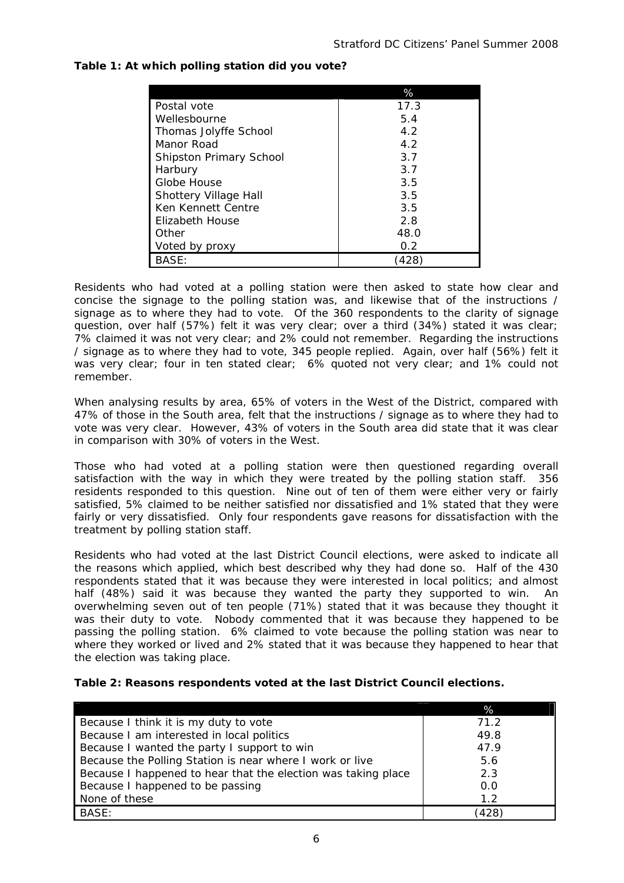**Table 1: At which polling station did you vote?**

| | % |
|---|---|
| Postal vote | 17.3 |
| Wellesbourne | 5.4 |
| Thomas Jolyffe School | 4.2 |
| Manor Road | 4.2 |
| Shipston Primary School | 3.7 |
| Harbury | 3.7 |
| Globe House | 3.5 |
| Shottery Village Hall | 3.5 |
| Ken Kennett Centre | 3.5 |
| Elizabeth House | 2.8 |
| Other | 48.0 |
| Voted by proxy | 0.2 |
| BASE: | (428) |

Residents who had voted at a polling station were then asked to state how clear and concise the signage to the polling station was, and likewise that of the instructions / signage as to where they had to vote. Of the 360 respondents to the clarity of signage question, over half (57%) felt it was very clear; over a third (34%) stated it was clear; 7% claimed it was not very clear; and 2% could not remember. Regarding the instructions / signage as to where they had to vote, 345 people replied. Again, over half (56%) felt it was very clear; four in ten stated clear; 6% quoted not very clear; and 1% could not remember.

When analysing results by area, 65% of voters in the West of the District, compared with 47% of those in the South area, felt that the instructions / signage as to where they had to vote was very clear. However, 43% of voters in the South area did state that it was clear in comparison with 30% of voters in the West.

Those who had voted at a polling station were then questioned regarding overall satisfaction with the way in which they were treated by the polling station staff. 356 residents responded to this question. Nine out of ten of them were either very or fairly satisfied, 5% claimed to be neither satisfied nor dissatisfied and 1% stated that they were fairly or very dissatisfied. Only four respondents gave reasons for dissatisfaction with the treatment by polling station staff.

Residents who had voted at the last District Council elections, were asked to indicate all the reasons which applied, which best described why they had done so. Half of the 430 respondents stated that it was because they were interested in local politics; and almost half (48%) said it was because they wanted the party they supported to win. An overwhelming seven out of ten people (71%) stated that it was because they thought it was their duty to vote. Nobody commented that it was because they happened to be passing the polling station. 6% claimed to vote because the polling station was near to where they worked or lived and 2% stated that it was because they happened to hear that the election was taking place.

**Table 2: Reasons respondents voted at the last District Council elections.**

| | % |
|---|---|
| Because I think it is my duty to vote | 71.2 |
| Because I am interested in local politics | 49.8 |
| Because I wanted the party I support to win | 47.9 |
| Because the Polling Station is near where I work or live | 5.6 |
| Because I happened to hear that the election was taking place | 2.3 |
| Because I happened to be passing | 0.0 |
| None of these | 1.2 |
| BASE: | (428) |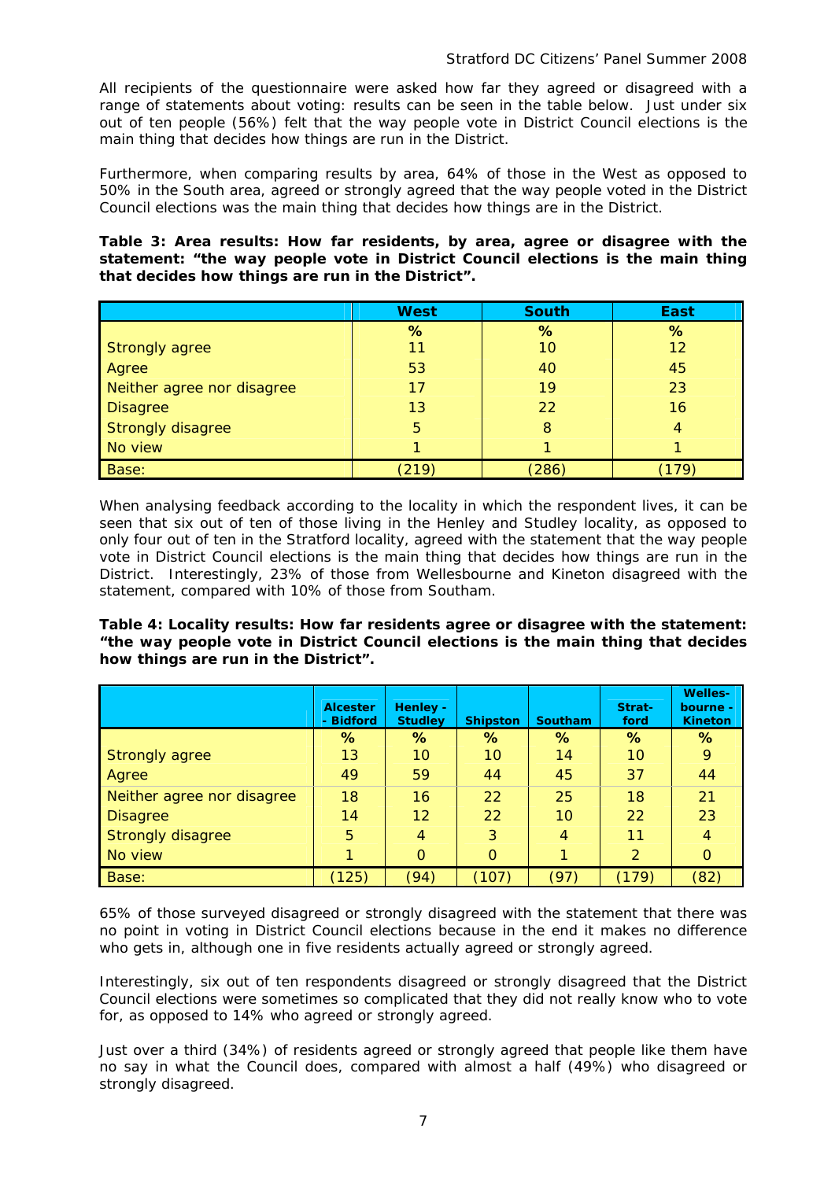All recipients of the questionnaire were asked how far they agreed or disagreed with a range of statements about voting: results can be seen in the table below. Just under six out of ten people (56%) felt that the way people vote in District Council elections is the main thing that decides how things are run in the District.

Furthermore, when comparing results by area, 64% of those in the West as opposed to 50% in the South area, agreed or strongly agreed that the way people voted in the District Council elections was the main thing that decides how things are in the District.

**Table 3: Area results: How far residents, by area, agree or disagree with the statement: "the way people vote in District Council elections is the main thing that decides how things are run in the District".**

| | West | South | East |
|---|---|---|---|
| | % | % | % |
| Strongly agree | 11 | 10 | 12 |
| Agree | 53 | 40 | 45 |
| Neither agree nor disagree | 17 | 19 | 23 |
| Disagree | 13 | 22 | 16 |
| Strongly disagree | 5 | 8 | 4 |
| No view | 1 | 1 | 1 |
| Base: | (219) | (286) | (179) |

When analysing feedback according to the locality in which the respondent lives, it can be seen that six out of ten of those living in the Henley and Studley locality, as opposed to only four out of ten in the Stratford locality, agreed with the statement that the way people vote in District Council elections is the main thing that decides how things are run in the District. Interestingly, 23% of those from Wellesbourne and Kineton disagreed with the statement, compared with 10% of those from Southam.

**Table 4: Locality results: How far residents agree or disagree with the statement: "the way people vote in District Council elections is the main thing that decides how things are run in the District".**

| | Alcester - Bidford | Henley - Studley | Shipston | Southam | Strat-ford | Welles-bourne - Kineton |
|---|---|---|---|---|---|---|
| | % | % | % | % | % | % |
| Strongly agree | 13 | 10 | 10 | 14 | 10 | 9 |
| Agree | 49 | 59 | 44 | 45 | 37 | 44 |
| Neither agree nor disagree | 18 | 16 | 22 | 25 | 18 | 21 |
| Disagree | 14 | 12 | 22 | 10 | 22 | 23 |
| Strongly disagree | 5 | 4 | 3 | 4 | 11 | 4 |
| No view | 1 | 0 | 0 | 1 | 2 | 0 |
| Base: | (125) | (94) | (107) | (97) | (179) | (82) |

65% of those surveyed disagreed or strongly disagreed with the statement that there was no point in voting in District Council elections because in the end it makes no difference who gets in, although one in five residents actually agreed or strongly agreed.

Interestingly, six out of ten respondents disagreed or strongly disagreed that the District Council elections were sometimes so complicated that they did not really know who to vote for, as opposed to 14% who agreed or strongly agreed.

Just over a third (34%) of residents agreed or strongly agreed that people like them have no say in what the Council does, compared with almost a half (49%) who disagreed or strongly disagreed.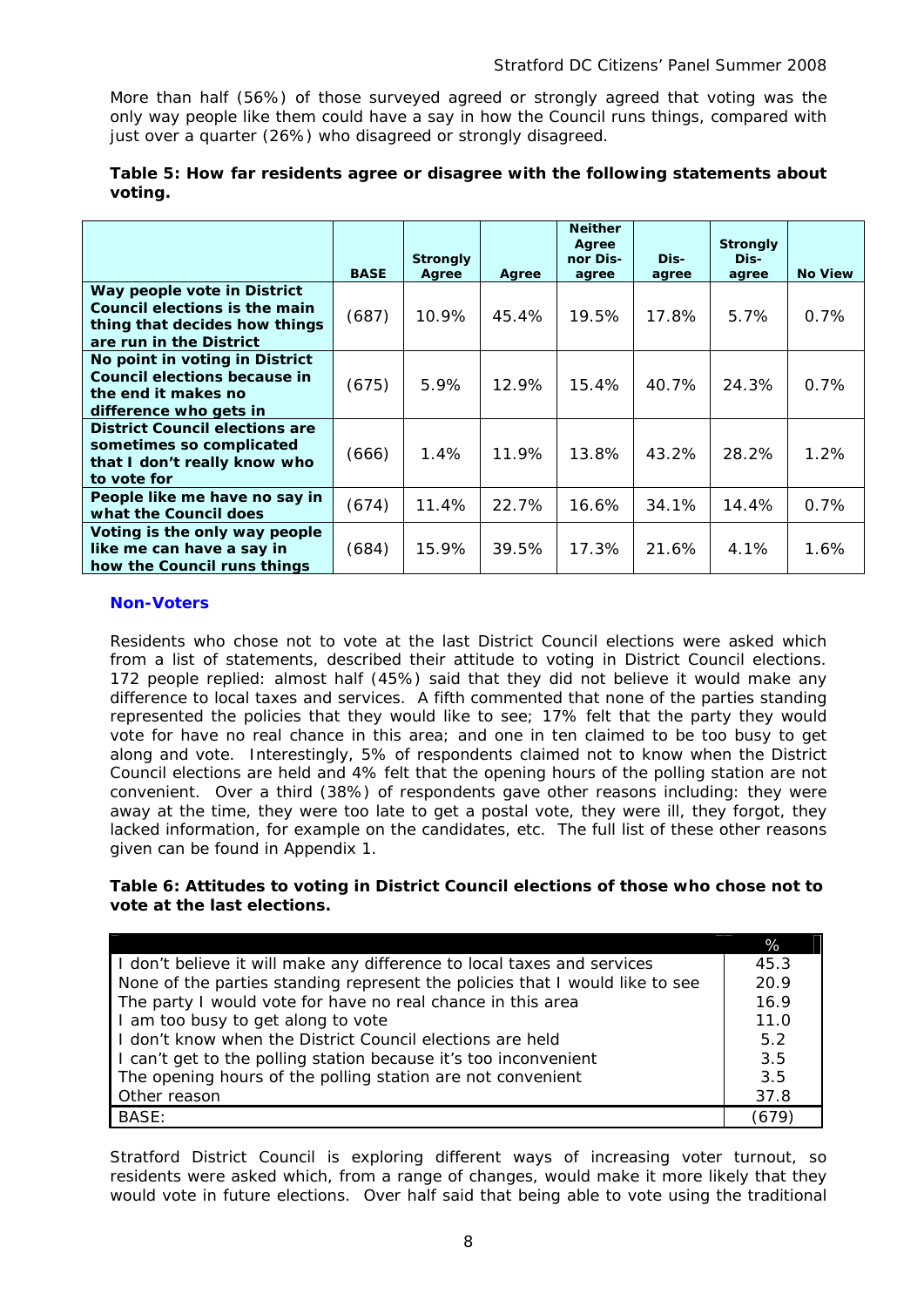More than half (56%) of those surveyed agreed or strongly agreed that voting was the only way people like them could have a say in how the Council runs things, compared with just over a quarter (26%) who disagreed or strongly disagreed.

**Table 5: How far residents agree or disagree with the following statements about voting.**

| | BASE | Strongly Agree | Agree | Neither Agree nor Dis-agree | Dis-agree | Strongly Dis-agree | No View |
|---|---|---|---|---|---|---|---|
| **Way people vote in District Council elections is the main thing that decides how things are run in the District** | (687) | 10.9% | 45.4% | 19.5% | 17.8% | 5.7% | 0.7% |
| **No point in voting in District Council elections because in the end it makes no difference who gets in** | (675) | 5.9% | 12.9% | 15.4% | 40.7% | 24.3% | 0.7% |
| **District Council elections are sometimes so complicated that I don't really know who to vote for** | (666) | 1.4% | 11.9% | 13.8% | 43.2% | 28.2% | 1.2% |
| **People like me have no say in what the Council does** | (674) | 11.4% | 22.7% | 16.6% | 34.1% | 14.4% | 0.7% |
| **Voting is the only way people like me can have a say in how the Council runs things** | (684) | 15.9% | 39.5% | 17.3% | 21.6% | 4.1% | 1.6% |

## Non-Voters

Residents who chose not to vote at the last District Council elections were asked which from a list of statements, described their attitude to voting in District Council elections. 172 people replied: almost half (45%) said that they did not believe it would make any difference to local taxes and services. A fifth commented that none of the parties standing represented the policies that they would like to see; 17% felt that the party they would vote for have no real chance in this area; and one in ten claimed to be too busy to get along and vote. Interestingly, 5% of respondents claimed not to know when the District Council elections are held and 4% felt that the opening hours of the polling station are not convenient. Over a third (38%) of respondents gave other reasons including: they were away at the time, they were too late to get a postal vote, they were ill, they forgot, they lacked information, for example on the candidates, etc. The full list of these other reasons given can be found in Appendix 1.

**Table 6: Attitudes to voting in District Council elections of those who chose not to vote at the last elections.**

| | % |
|---|---|
| I don't believe it will make any difference to local taxes and services | 45.3 |
| None of the parties standing represent the policies that I would like to see | 20.9 |
| The party I would vote for have no real chance in this area | 16.9 |
| I am too busy to get along to vote | 11.0 |
| I don't know when the District Council elections are held | 5.2 |
| I can't get to the polling station because it's too inconvenient | 3.5 |
| The opening hours of the polling station are not convenient | 3.5 |
| Other reason | 37.8 |
| BASE: | (679) |

Stratford District Council is exploring different ways of increasing voter turnout, so residents were asked which, from a range of changes, would make it more likely that they would vote in future elections. Over half said that being able to vote using the traditional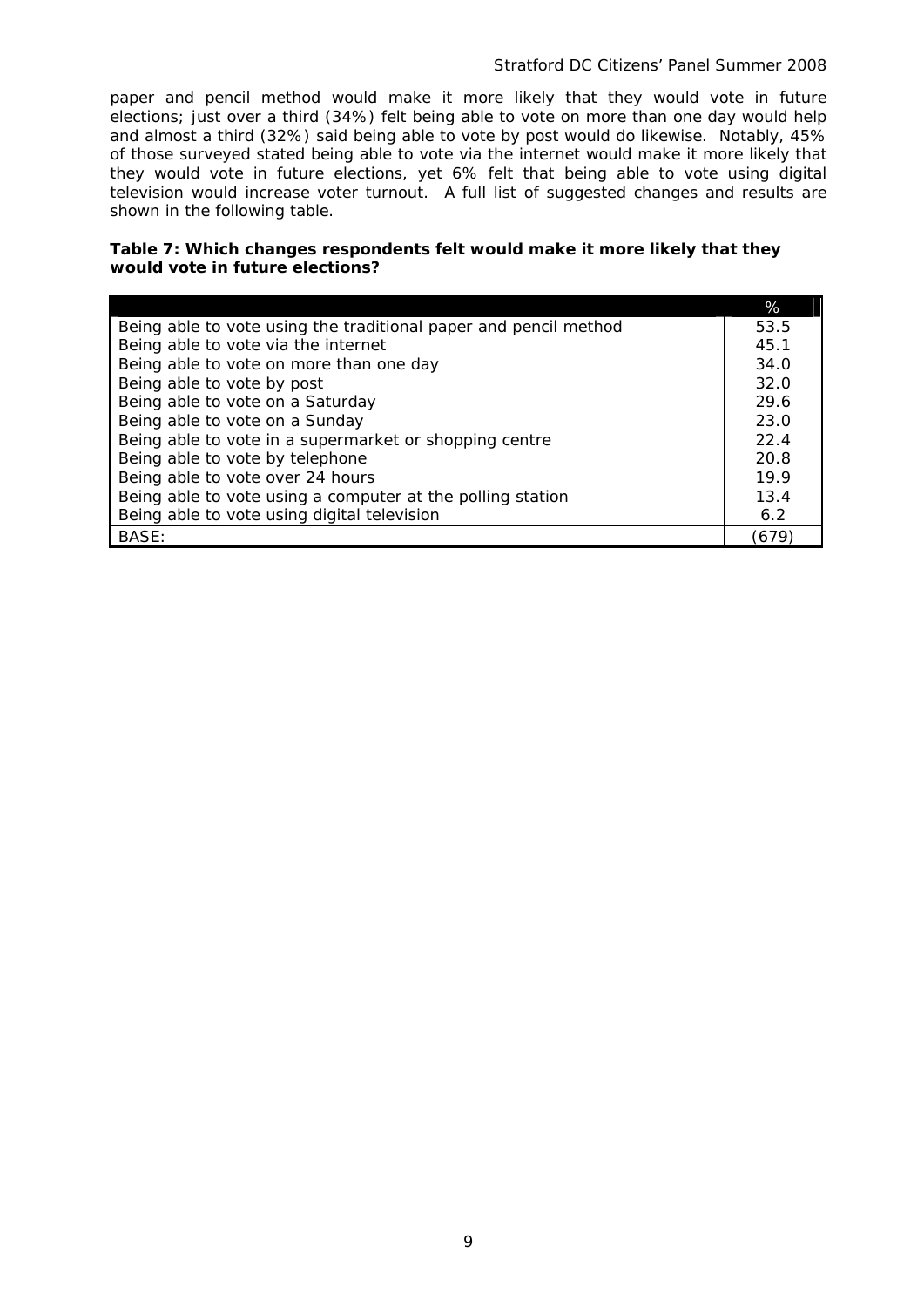paper and pencil method would make it more likely that they would vote in future elections; just over a third (34%) felt being able to vote on more than one day would help and almost a third (32%) said being able to vote by post would do likewise. Notably, 45% of those surveyed stated being able to vote via the internet would make it more likely that they would vote in future elections, yet 6% felt that being able to vote using digital television would increase voter turnout. A full list of suggested changes and results are shown in the following table.

**Table 7: Which changes respondents felt would make it more likely that they would vote in future elections?**

| | % |
|---|---|
| Being able to vote using the traditional paper and pencil method | 53.5 |
| Being able to vote via the internet | 45.1 |
| Being able to vote on more than one day | 34.0 |
| Being able to vote by post | 32.0 |
| Being able to vote on a Saturday | 29.6 |
| Being able to vote on a Sunday | 23.0 |
| Being able to vote in a supermarket or shopping centre | 22.4 |
| Being able to vote by telephone | 20.8 |
| Being able to vote over 24 hours | 19.9 |
| Being able to vote using a computer at the polling station | 13.4 |
| Being able to vote using digital television | 6.2 |
| BASE: | (679) |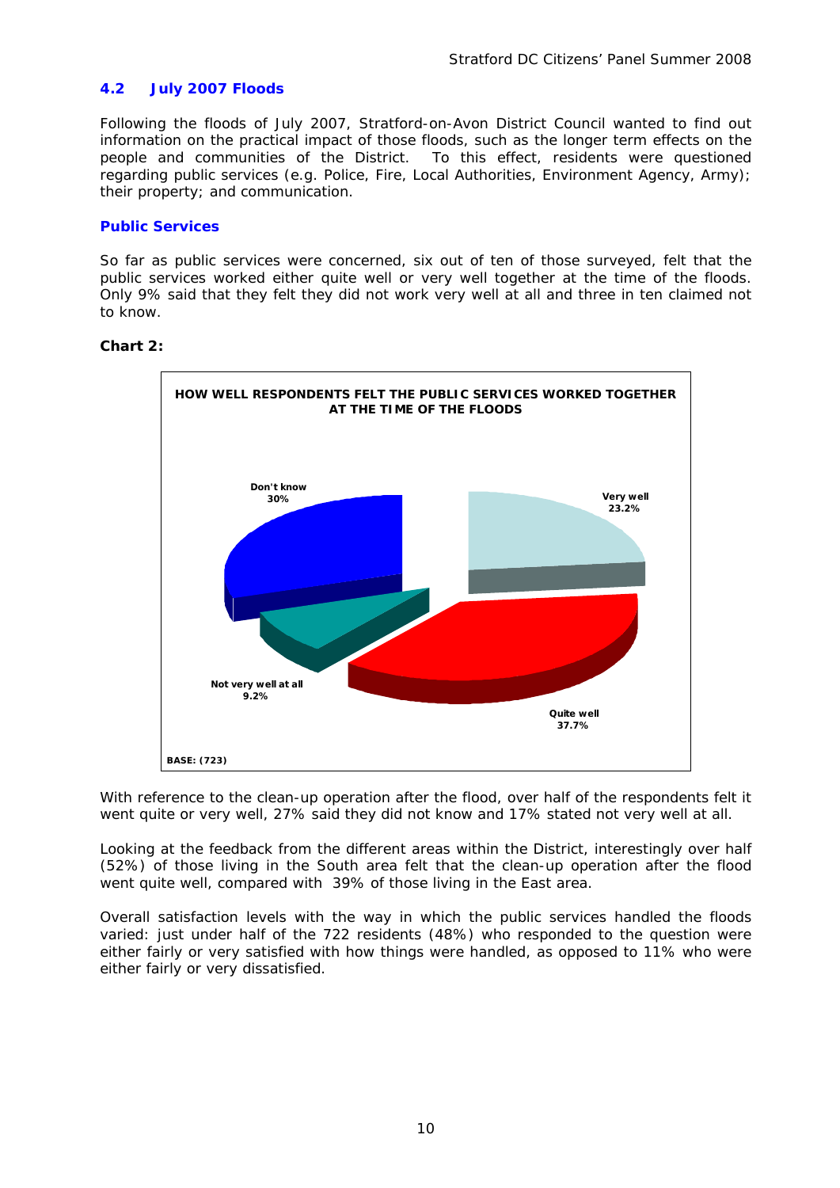## 4.2 July 2007 Floods

Following the floods of July 2007, Stratford-on-Avon District Council wanted to find out information on the practical impact of those floods, such as the longer term effects on the people and communities of the District. To this effect, residents were questioned regarding public services (e.g. Police, Fire, Local Authorities, Environment Agency, Army); their property; and communication.

### Public Services

So far as public services were concerned, six out of ten of those surveyed, felt that the public services worked either quite well or very well together at the time of the floods. Only 9% said that they felt they did not work very well at all and three in ten claimed not to know.

**Chart 2:**

**HOW WELL RESPONDENTS FELT THE PUBLIC SERVICES WORKED TOGETHER AT THE TIME OF THE FLOODS**

| Response | % |
| --- | --- |
| Very well | 23.2% |
| Quite well | 37.7% |
| Not very well at all | 9.2% |
| Don't know | 30% |

BASE: (723)

With reference to the clean-up operation after the flood, over half of the respondents felt it went quite or very well, 27% said they did not know and 17% stated not very well at all.

Looking at the feedback from the different areas within the District, interestingly over half (52%) of those living in the South area felt that the clean-up operation after the flood went quite well, compared with 39% of those living in the East area.

Overall satisfaction levels with the way in which the public services handled the floods varied: just under half of the 722 residents (48%) who responded to the question were either fairly or very satisfied with how things were handled, as opposed to 11% who were either fairly or very dissatisfied.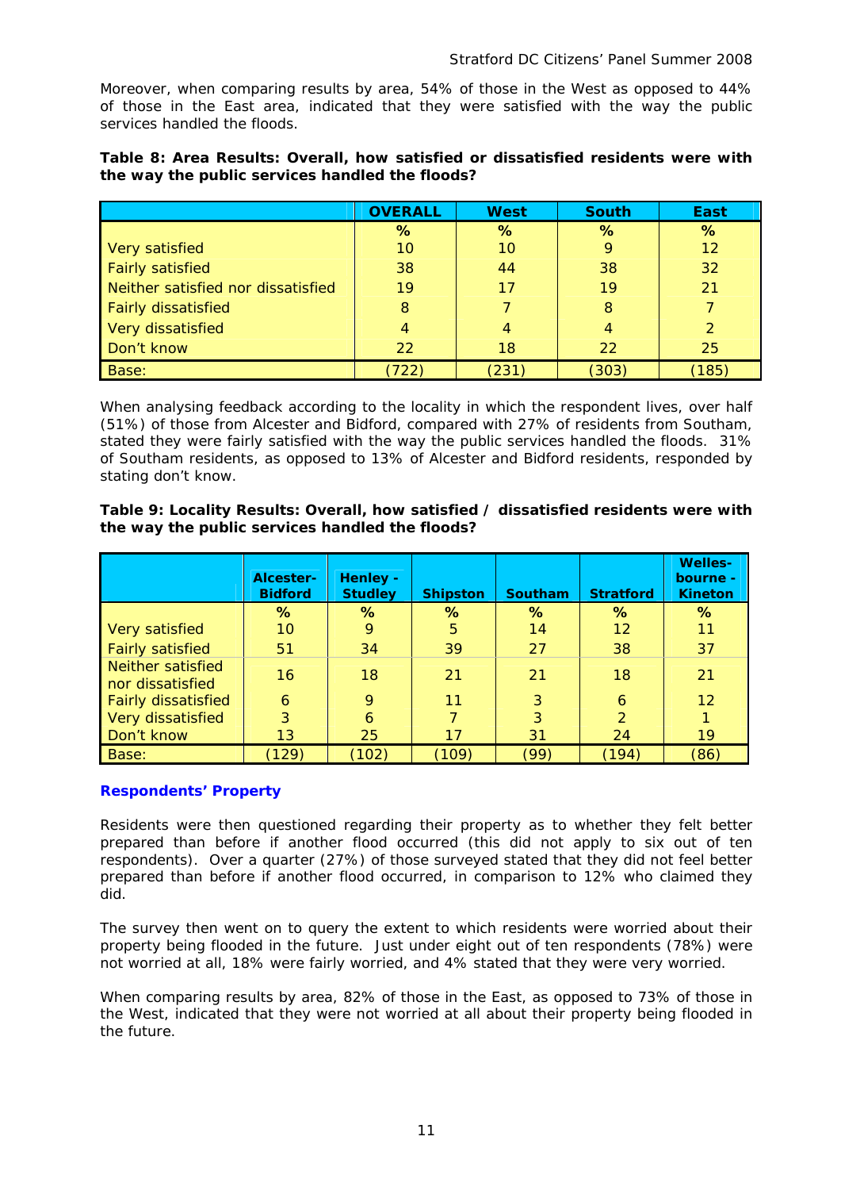Moreover, when comparing results by area, 54% of those in the West as opposed to 44% of those in the East area, indicated that they were satisfied with the way the public services handled the floods.

**Table 8: Area Results: Overall, how satisfied or dissatisfied residents were with the way the public services handled the floods?**

| | OVERALL | West | South | East |
|---|---|---|---|---|
| | % | % | % | % |
| Very satisfied | 10 | 10 | 9 | 12 |
| Fairly satisfied | 38 | 44 | 38 | 32 |
| Neither satisfied nor dissatisfied | 19 | 17 | 19 | 21 |
| Fairly dissatisfied | 8 | 7 | 8 | 7 |
| Very dissatisfied | 4 | 4 | 4 | 2 |
| Don't know | 22 | 18 | 22 | 25 |
| Base: | (722) | (231) | (303) | (185) |

When analysing feedback according to the locality in which the respondent lives, over half (51%) of those from Alcester and Bidford, compared with 27% of residents from Southam, stated they were fairly satisfied with the way the public services handled the floods. 31% of Southam residents, as opposed to 13% of Alcester and Bidford residents, responded by stating don't know.

**Table 9: Locality Results: Overall, how satisfied / dissatisfied residents were with the way the public services handled the floods?**

| | Alcester-Bidford | Henley - Studley | Shipston | Southam | Stratford | Welles-bourne - Kineton |
|---|---|---|---|---|---|---|
| | % | % | % | % | % | % |
| Very satisfied | 10 | 9 | 5 | 14 | 12 | 11 |
| Fairly satisfied | 51 | 34 | 39 | 27 | 38 | 37 |
| Neither satisfied nor dissatisfied | 16 | 18 | 21 | 21 | 18 | 21 |
| Fairly dissatisfied | 6 | 9 | 11 | 3 | 6 | 12 |
| Very dissatisfied | 3 | 6 | 7 | 3 | 2 | 1 |
| Don't know | 13 | 25 | 17 | 31 | 24 | 19 |
| Base: | (129) | (102) | (109) | (99) | (194) | (86) |

## Respondents' Property

Residents were then questioned regarding their property as to whether they felt better prepared than before if another flood occurred (this did not apply to six out of ten respondents). Over a quarter (27%) of those surveyed stated that they did not feel better prepared than before if another flood occurred, in comparison to 12% who claimed they did.

The survey then went on to query the extent to which residents were worried about their property being flooded in the future. Just under eight out of ten respondents (78%) were not worried at all, 18% were fairly worried, and 4% stated that they were very worried.

When comparing results by area, 82% of those in the East, as opposed to 73% of those in the West, indicated that they were not worried at all about their property being flooded in the future.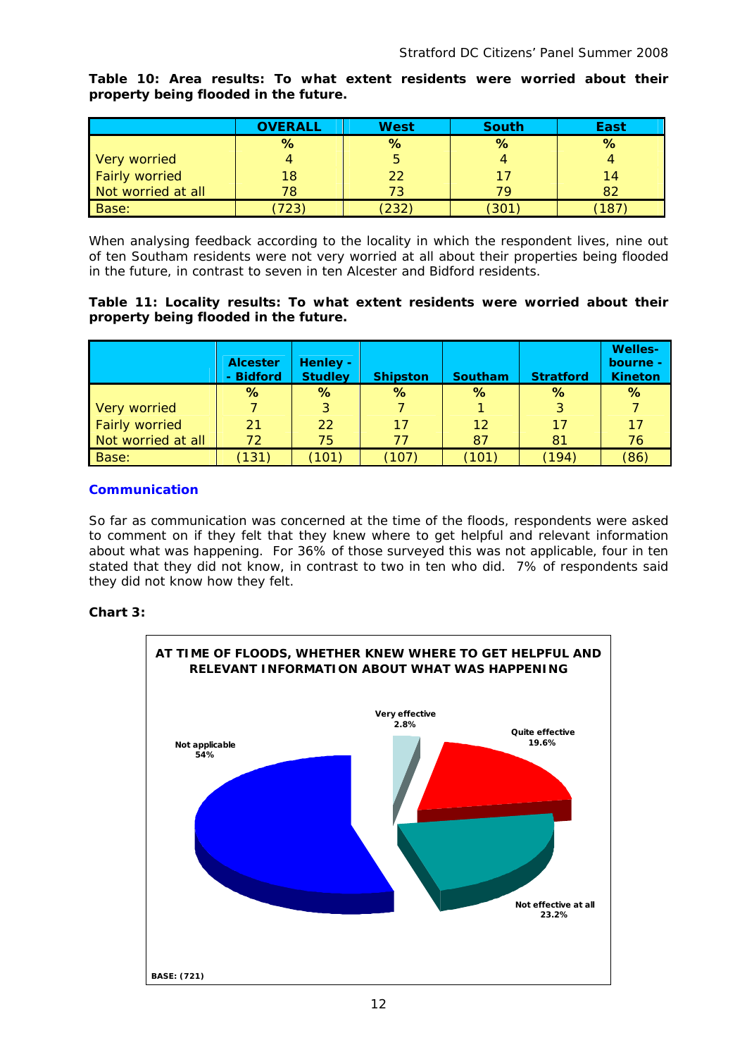**Table 10: Area results: To what extent residents were worried about their property being flooded in the future.**

| | OVERALL | West | South | East |
|---|---|---|---|---|
| | % | % | % | % |
| Very worried | 4 | 5 | 4 | 4 |
| Fairly worried | 18 | 22 | 17 | 14 |
| Not worried at all | 78 | 73 | 79 | 82 |
| Base: | (723) | (232) | (301) | (187) |

When analysing feedback according to the locality in which the respondent lives, nine out of ten Southam residents were not very worried at all about their properties being flooded in the future, in contrast to seven in ten Alcester and Bidford residents.

**Table 11: Locality results: To what extent residents were worried about their property being flooded in the future.**

| | Alcester - Bidford | Henley - Studley | Shipston | Southam | Stratford | Welles-bourne - Kineton |
|---|---|---|---|---|---|---|
| | % | % | % | % | % | % |
| Very worried | 7 | 3 | 7 | 1 | 3 | 7 |
| Fairly worried | 21 | 22 | 17 | 12 | 17 | 17 |
| Not worried at all | 72 | 75 | 77 | 87 | 81 | 76 |
| Base: | (131) | (101) | (107) | (101) | (194) | (86) |

## Communication

So far as communication was concerned at the time of the floods, respondents were asked to comment on if they felt that they knew where to get helpful and relevant information about what was happening. For 36% of those surveyed this was not applicable, four in ten stated that they did not know, in contrast to two in ten who did. 7% of respondents said they did not know how they felt.

**Chart 3:**

AT TIME OF FLOODS, WHETHER KNEW WHERE TO GET HELPFUL AND RELEVANT INFORMATION ABOUT WHAT WAS HAPPENING

- Very effective 2.8%
- Quite effective 19.6%
- Not effective at all 23.2%
- Not applicable 54%

BASE: (721)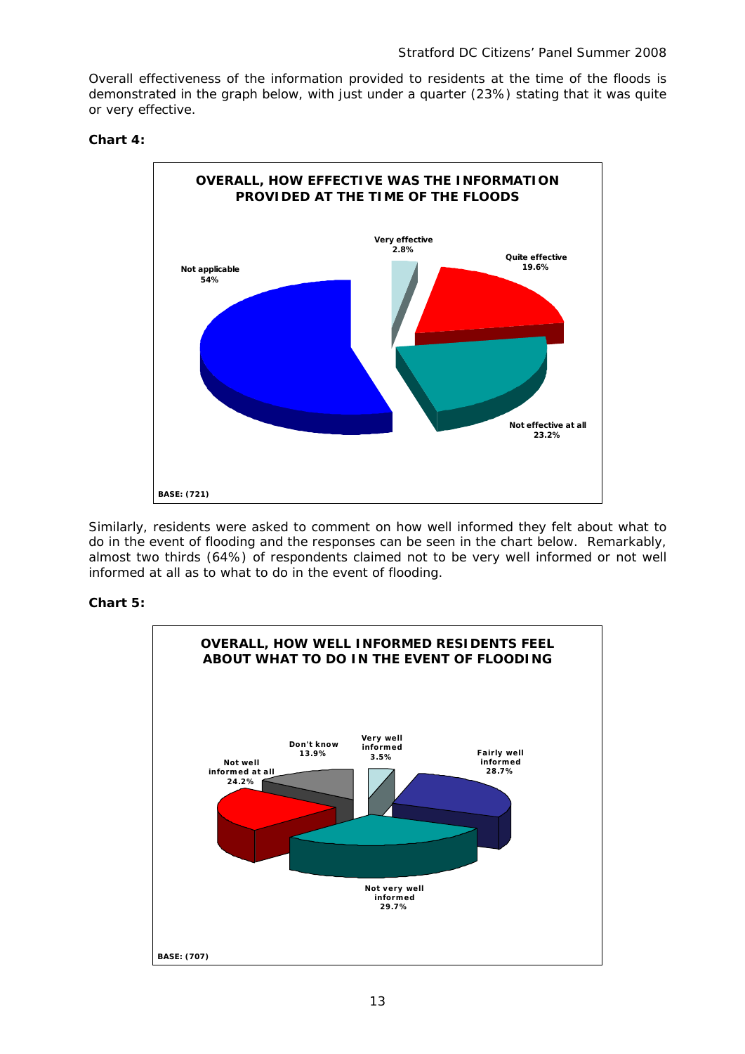Overall effectiveness of the information provided to residents at the time of the floods is demonstrated in the graph below, with just under a quarter (23%) stating that it was quite or very effective.

**Chart 4:**

**OVERALL, HOW EFFECTIVE WAS THE INFORMATION PROVIDED AT THE TIME OF THE FLOODS**

| Response | % |
|---|---|
| Very effective | 2.8% |
| Quite effective | 19.6% |
| Not effective at all | 23.2% |
| Not applicable | 54% |

BASE: (721)

Similarly, residents were asked to comment on how well informed they felt about what to do in the event of flooding and the responses can be seen in the chart below. Remarkably, almost two thirds (64%) of respondents claimed not to be very well informed or not well informed at all as to what to do in the event of flooding.

**Chart 5:**

**OVERALL, HOW WELL INFORMED RESIDENTS FEEL ABOUT WHAT TO DO IN THE EVENT OF FLOODING**

| Response | % |
|---|---|
| Very well informed | 3.5% |
| Fairly well informed | 28.7% |
| Not very well informed | 29.7% |
| Not well informed at all | 24.2% |
| Don't know | 13.9% |

BASE: (707)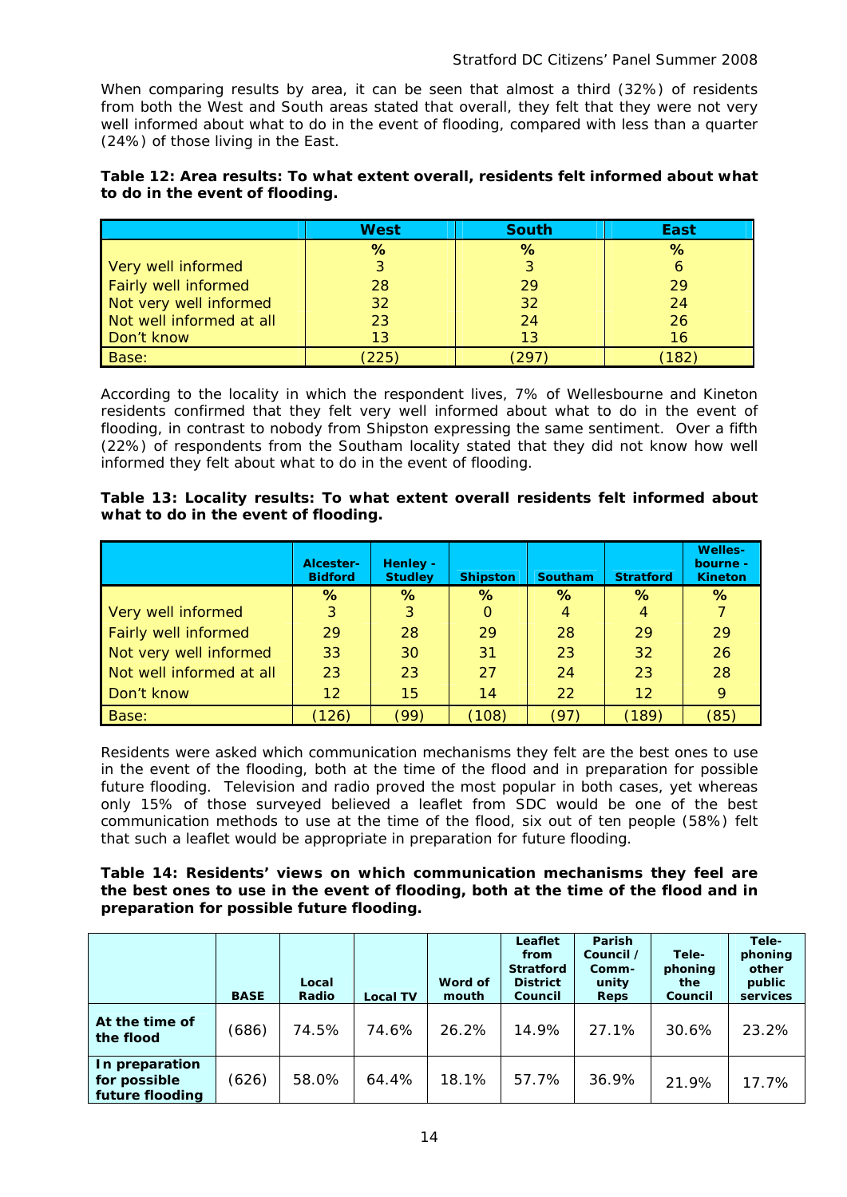When comparing results by area, it can be seen that almost a third (32%) of residents from both the West and South areas stated that overall, they felt that they were not very well informed about what to do in the event of flooding, compared with less than a quarter (24%) of those living in the East.

**Table 12: Area results: To what extent overall, residents felt informed about what to do in the event of flooding.**

| | West | South | East |
|---|---|---|---|
| | % | % | % |
| Very well informed | 3 | 3 | 6 |
| Fairly well informed | 28 | 29 | 29 |
| Not very well informed | 32 | 32 | 24 |
| Not well informed at all | 23 | 24 | 26 |
| Don't know | 13 | 13 | 16 |
| Base: | (225) | (297) | (182) |

According to the locality in which the respondent lives, 7% of Wellesbourne and Kineton residents confirmed that they felt very well informed about what to do in the event of flooding, in contrast to nobody from Shipston expressing the same sentiment. Over a fifth (22%) of respondents from the Southam locality stated that they did not know how well informed they felt about what to do in the event of flooding.

**Table 13: Locality results: To what extent overall residents felt informed about what to do in the event of flooding.**

| | Alcester-Bidford | Henley - Studley | Shipston | Southam | Stratford | Welles-bourne - Kineton |
|---|---|---|---|---|---|---|
| | % | % | % | % | % | % |
| Very well informed | 3 | 3 | 0 | 4 | 4 | 7 |
| Fairly well informed | 29 | 28 | 29 | 28 | 29 | 29 |
| Not very well informed | 33 | 30 | 31 | 23 | 32 | 26 |
| Not well informed at all | 23 | 23 | 27 | 24 | 23 | 28 |
| Don't know | 12 | 15 | 14 | 22 | 12 | 9 |
| Base: | (126) | (99) | (108) | (97) | (189) | (85) |

Residents were asked which communication mechanisms they felt are the best ones to use in the event of the flooding, both at the time of the flood and in preparation for possible future flooding. Television and radio proved the most popular in both cases, yet whereas only 15% of those surveyed believed a leaflet from SDC would be one of the best communication methods to use at the time of the flood, six out of ten people (58%) felt that such a leaflet would be appropriate in preparation for future flooding.

**Table 14: Residents' views on which communication mechanisms they feel are the best ones to use in the event of flooding, both at the time of the flood and in preparation for possible future flooding.**

| | BASE | Local Radio | Local TV | Word of mouth | Leaflet from Stratford District Council | Parish Council / Comm-unity Reps | Tele-phoning the Council | Tele-phoning other public services |
|---|---|---|---|---|---|---|---|---|
| **At the time of the flood** | (686) | 74.5% | 74.6% | 26.2% | 14.9% | 27.1% | 30.6% | 23.2% |
| **In preparation for possible future flooding** | (626) | 58.0% | 64.4% | 18.1% | 57.7% | 36.9% | 21.9% | 17.7% |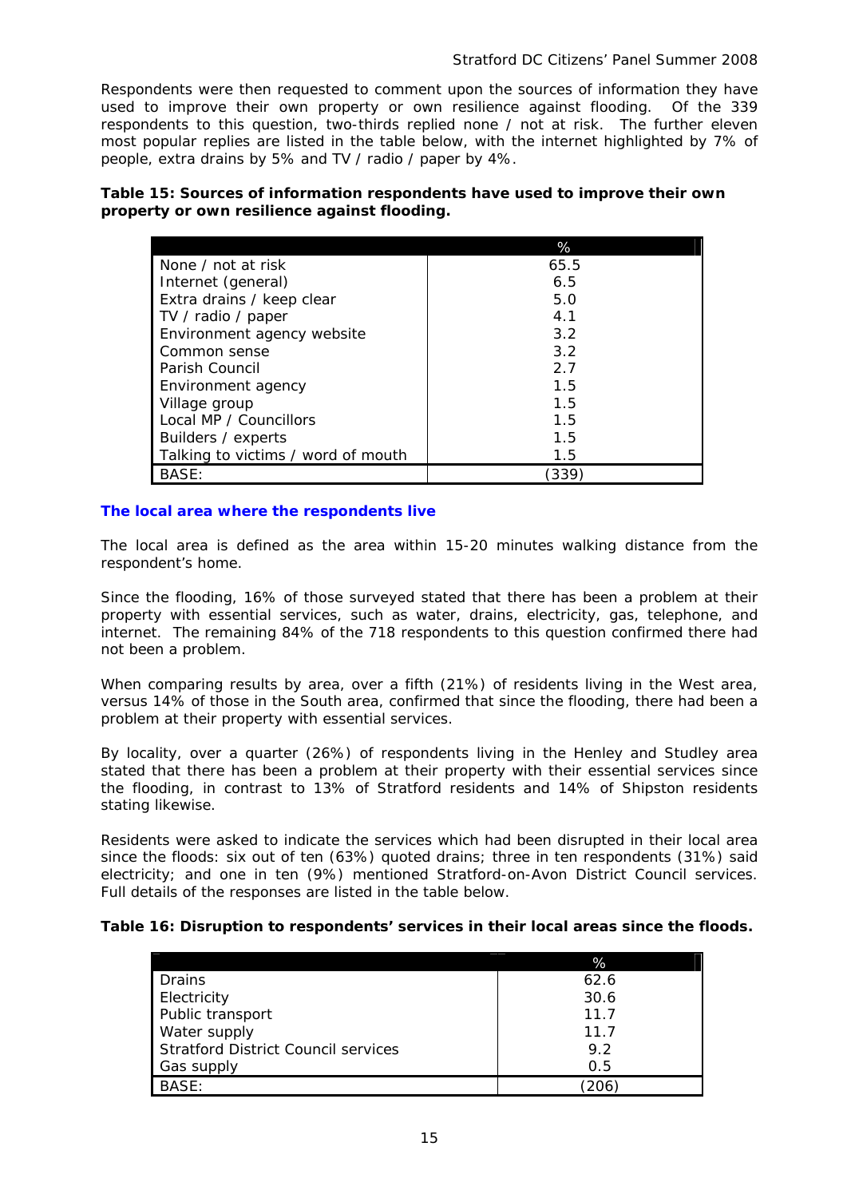Respondents were then requested to comment upon the sources of information they have used to improve their own property or own resilience against flooding. Of the 339 respondents to this question, two-thirds replied none / not at risk. The further eleven most popular replies are listed in the table below, with the internet highlighted by 7% of people, extra drains by 5% and TV / radio / paper by 4%.

**Table 15: Sources of information respondents have used to improve their own property or own resilience against flooding.**

| | % |
|---|---|
| None / not at risk | 65.5 |
| Internet (general) | 6.5 |
| Extra drains / keep clear | 5.0 |
| TV / radio / paper | 4.1 |
| Environment agency website | 3.2 |
| Common sense | 3.2 |
| Parish Council | 2.7 |
| Environment agency | 1.5 |
| Village group | 1.5 |
| Local MP / Councillors | 1.5 |
| Builders / experts | 1.5 |
| Talking to victims / word of mouth | 1.5 |
| BASE: | (339) |

### The local area where the respondents live

The local area is defined as the area within 15-20 minutes walking distance from the respondent's home.

Since the flooding, 16% of those surveyed stated that there has been a problem at their property with essential services, such as water, drains, electricity, gas, telephone, and internet. The remaining 84% of the 718 respondents to this question confirmed there had not been a problem.

When comparing results by area, over a fifth (21%) of residents living in the West area, versus 14% of those in the South area, confirmed that since the flooding, there had been a problem at their property with essential services.

By locality, over a quarter (26%) of respondents living in the Henley and Studley area stated that there has been a problem at their property with their essential services since the flooding, in contrast to 13% of Stratford residents and 14% of Shipston residents stating likewise.

Residents were asked to indicate the services which had been disrupted in their local area since the floods: six out of ten (63%) quoted drains; three in ten respondents (31%) said electricity; and one in ten (9%) mentioned Stratford-on-Avon District Council services. Full details of the responses are listed in the table below.

**Table 16: Disruption to respondents' services in their local areas since the floods.**

| | % |
|---|---|
| Drains | 62.6 |
| Electricity | 30.6 |
| Public transport | 11.7 |
| Water supply | 11.7 |
| Stratford District Council services | 9.2 |
| Gas supply | 0.5 |
| BASE: | (206) |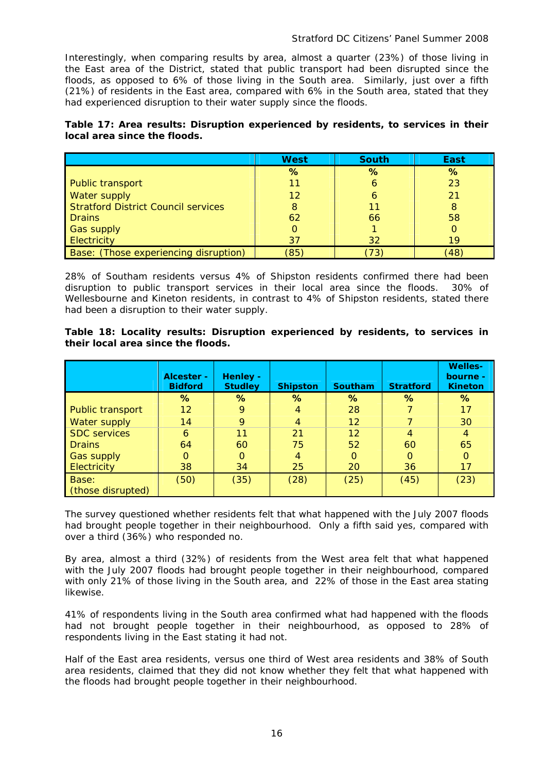Interestingly, when comparing results by area, almost a quarter (23%) of those living in the East area of the District, stated that public transport had been disrupted since the floods, as opposed to 6% of those living in the South area. Similarly, just over a fifth (21%) of residents in the East area, compared with 6% in the South area, stated that they had experienced disruption to their water supply since the floods.

**Table 17: Area results: Disruption experienced by residents, to services in their local area since the floods.**

| | West | South | East |
|---|---|---|---|
| | % | % | % |
| Public transport | 11 | 6 | 23 |
| Water supply | 12 | 6 | 21 |
| Stratford District Council services | 8 | 11 | 8 |
| Drains | 62 | 66 | 58 |
| Gas supply | 0 | 1 | 0 |
| Electricity | 37 | 32 | 19 |
| Base: (Those experiencing disruption) | (85) | (73) | (48) |

28% of Southam residents versus 4% of Shipston residents confirmed there had been disruption to public transport services in their local area since the floods. 30% of Wellesbourne and Kineton residents, in contrast to 4% of Shipston residents, stated there had been a disruption to their water supply.

**Table 18: Locality results: Disruption experienced by residents, to services in their local area since the floods.**

| | Alcester - Bidford | Henley - Studley | Shipston | Southam | Stratford | Welles-bourne - Kineton |
|---|---|---|---|---|---|---|
| | % | % | % | % | % | % |
| Public transport | 12 | 9 | 4 | 28 | 7 | 17 |
| Water supply | 14 | 9 | 4 | 12 | 7 | 30 |
| SDC services | 6 | 11 | 21 | 12 | 4 | 4 |
| Drains | 64 | 60 | 75 | 52 | 60 | 65 |
| Gas supply | 0 | 0 | 4 | 0 | 0 | 0 |
| Electricity | 38 | 34 | 25 | 20 | 36 | 17 |
| Base: (those disrupted) | (50) | (35) | (28) | (25) | (45) | (23) |

The survey questioned whether residents felt that what happened with the July 2007 floods had brought people together in their neighbourhood. Only a fifth said yes, compared with over a third (36%) who responded no.

By area, almost a third (32%) of residents from the West area felt that what happened with the July 2007 floods had brought people together in their neighbourhood, compared with only 21% of those living in the South area, and 22% of those in the East area stating likewise.

41% of respondents living in the South area confirmed what had happened with the floods had not brought people together in their neighbourhood, as opposed to 28% of respondents living in the East stating it had not.

Half of the East area residents, versus one third of West area residents and 38% of South area residents, claimed that they did not know whether they felt that what happened with the floods had brought people together in their neighbourhood.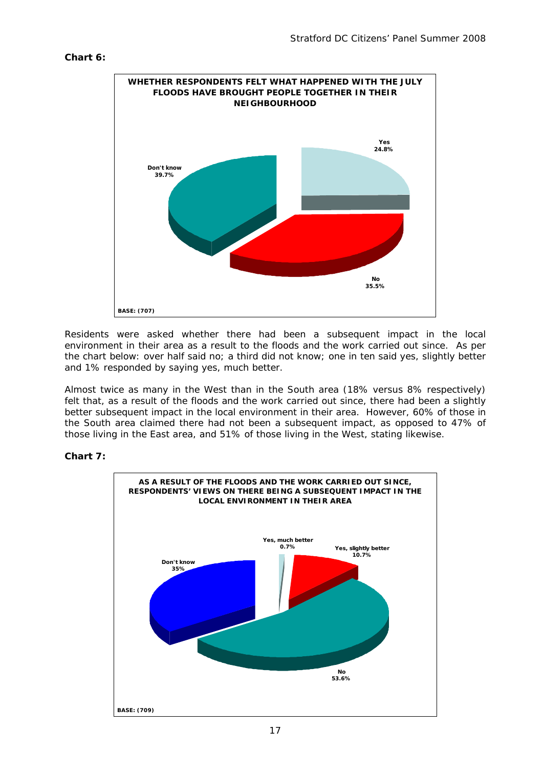**Chart 6:**

**WHETHER RESPONDENTS FELT WHAT HAPPENED WITH THE JULY FLOODS HAVE BROUGHT PEOPLE TOGETHER IN THEIR NEIGHBOURHOOD**

| Response | % |
|---|---|
| Yes | 24.8% |
| No | 35.5% |
| Don't know | 39.7% |

BASE: (707)

Residents were asked whether there had been a subsequent impact in the local environment in their area as a result to the floods and the work carried out since. As per the chart below: over half said no; a third did not know; one in ten said yes, slightly better and 1% responded by saying yes, much better.

Almost twice as many in the West than in the South area (18% versus 8% respectively) felt that, as a result of the floods and the work carried out since, there had been a slightly better subsequent impact in the local environment in their area. However, 60% of those in the South area claimed there had not been a subsequent impact, as opposed to 47% of those living in the East area, and 51% of those living in the West, stating likewise.

**Chart 7:**

**AS A RESULT OF THE FLOODS AND THE WORK CARRIED OUT SINCE, RESPONDENTS' VIEWS ON THERE BEING A SUBSEQUENT IMPACT IN THE LOCAL ENVIRONMENT IN THEIR AREA**

| Response | % |
|---|---|
| Yes, much better | 0.7% |
| Yes, slightly better | 10.7% |
| No | 53.6% |
| Don't know | 35% |

BASE: (709)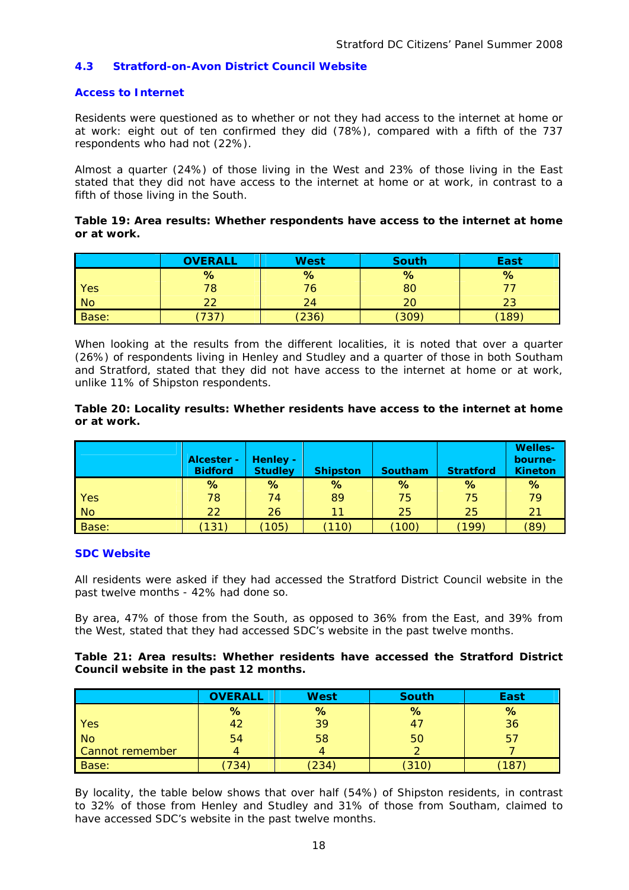### 4.3 Stratford-on-Avon District Council Website

#### Access to Internet

Residents were questioned as to whether or not they had access to the internet at home or at work: eight out of ten confirmed they did (78%), compared with a fifth of the 737 respondents who had not (22%).

Almost a quarter (24%) of those living in the West and 23% of those living in the East stated that they did not have access to the internet at home or at work, in contrast to a fifth of those living in the South.

**Table 19: Area results: Whether respondents have access to the internet at home or at work.**

| | OVERALL | West | South | East |
|---|---|---|---|---|
| | % | % | % | % |
| Yes | 78 | 76 | 80 | 77 |
| No | 22 | 24 | 20 | 23 |
| Base: | (737) | (236) | (309) | (189) |

When looking at the results from the different localities, it is noted that over a quarter (26%) of respondents living in Henley and Studley and a quarter of those in both Southam and Stratford, stated that they did not have access to the internet at home or at work, unlike 11% of Shipston respondents.

**Table 20: Locality results: Whether residents have access to the internet at home or at work.**

| | Alcester - Bidford | Henley - Studley | Shipston | Southam | Stratford | Welles-bourne-Kineton |
|---|---|---|---|---|---|---|
| | % | % | % | % | % | % |
| Yes | 78 | 74 | 89 | 75 | 75 | 79 |
| No | 22 | 26 | 11 | 25 | 25 | 21 |
| Base: | (131) | (105) | (110) | (100) | (199) | (89) |

#### SDC Website

All residents were asked if they had accessed the Stratford District Council website in the past twelve months - 42% had done so.

By area, 47% of those from the South, as opposed to 36% from the East, and 39% from the West, stated that they had accessed SDC's website in the past twelve months.

**Table 21: Area results: Whether residents have accessed the Stratford District Council website in the past 12 months.**

| | OVERALL | West | South | East |
|---|---|---|---|---|
| | % | % | % | % |
| Yes | 42 | 39 | 47 | 36 |
| No | 54 | 58 | 50 | 57 |
| Cannot remember | 4 | 4 | 2 | 7 |
| Base: | (734) | (234) | (310) | (187) |

By locality, the table below shows that over half (54%) of Shipston residents, in contrast to 32% of those from Henley and Studley and 31% of those from Southam, claimed to have accessed SDC's website in the past twelve months.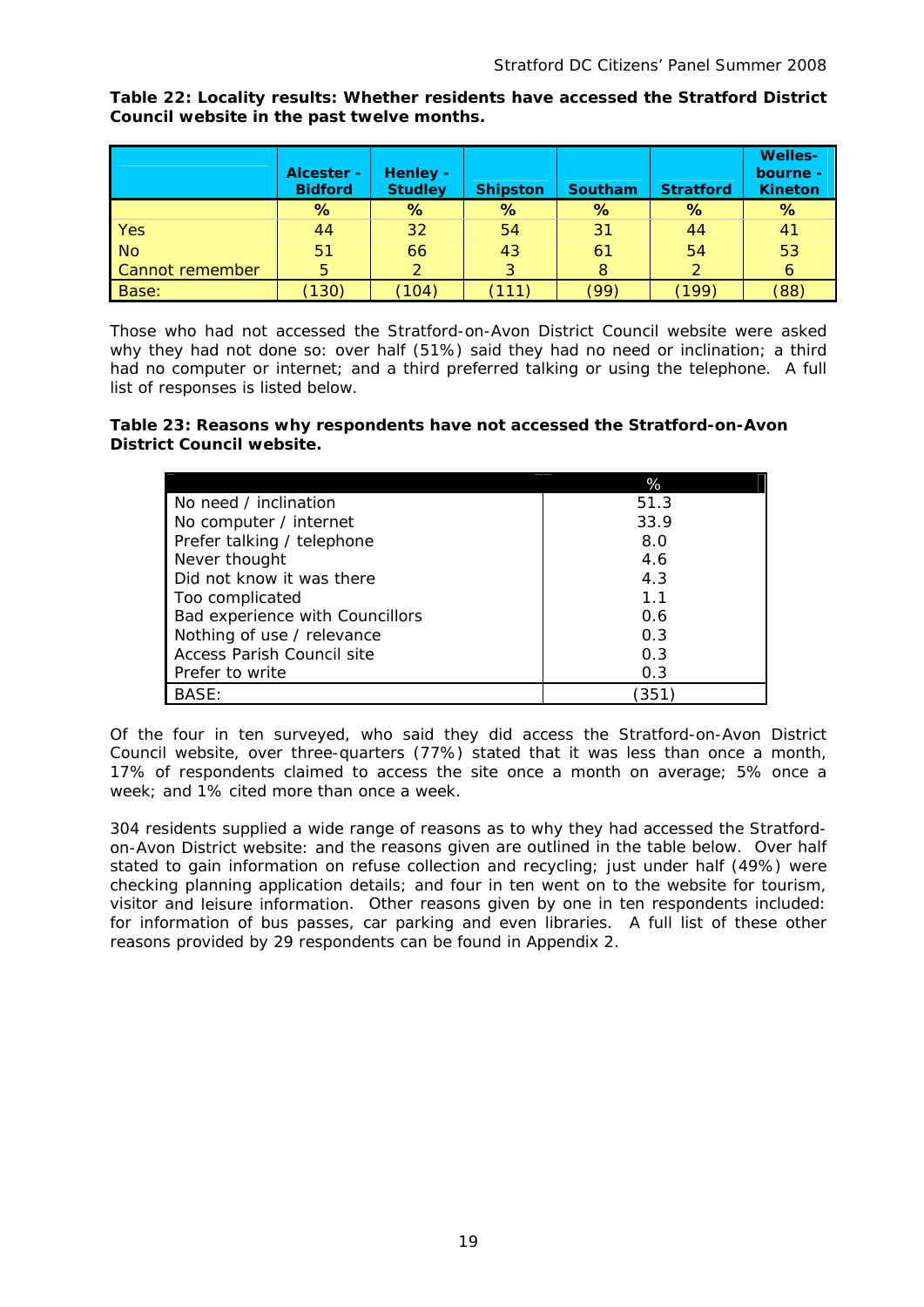**Table 22: Locality results: Whether residents have accessed the Stratford District Council website in the past twelve months.**

| | Alcester - Bidford | Henley - Studley | Shipston | Southam | Stratford | Welles-bourne - Kineton |
|---|---|---|---|---|---|---|
| | % | % | % | % | % | % |
| Yes | 44 | 32 | 54 | 31 | 44 | 41 |
| No | 51 | 66 | 43 | 61 | 54 | 53 |
| Cannot remember | 5 | 2 | 3 | 8 | 2 | 6 |
| Base: | (130) | (104) | (111) | (99) | (199) | (88) |

Those who had not accessed the Stratford-on-Avon District Council website were asked why they had not done so: over half (51%) said they had no need or inclination; a third had no computer or internet; and a third preferred talking or using the telephone. A full list of responses is listed below.

**Table 23: Reasons why respondents have not accessed the Stratford-on-Avon District Council website.**

| | % |
|---|---|
| No need / inclination | 51.3 |
| No computer / internet | 33.9 |
| Prefer talking / telephone | 8.0 |
| Never thought | 4.6 |
| Did not know it was there | 4.3 |
| Too complicated | 1.1 |
| Bad experience with Councillors | 0.6 |
| Nothing of use / relevance | 0.3 |
| Access Parish Council site | 0.3 |
| Prefer to write | 0.3 |
| BASE: | (351) |

Of the four in ten surveyed, who said they did access the Stratford-on-Avon District Council website, over three-quarters (77%) stated that it was less than once a month, 17% of respondents claimed to access the site once a month on average; 5% once a week; and 1% cited more than once a week.

304 residents supplied a wide range of reasons as to why they had accessed the Stratford-on-Avon District website: and the reasons given are outlined in the table below. Over half stated to gain information on refuse collection and recycling; just under half (49%) were checking planning application details; and four in ten went on to the website for tourism, visitor and leisure information. Other reasons given by one in ten respondents included: for information of bus passes, car parking and even libraries. A full list of these other reasons provided by 29 respondents can be found in Appendix 2.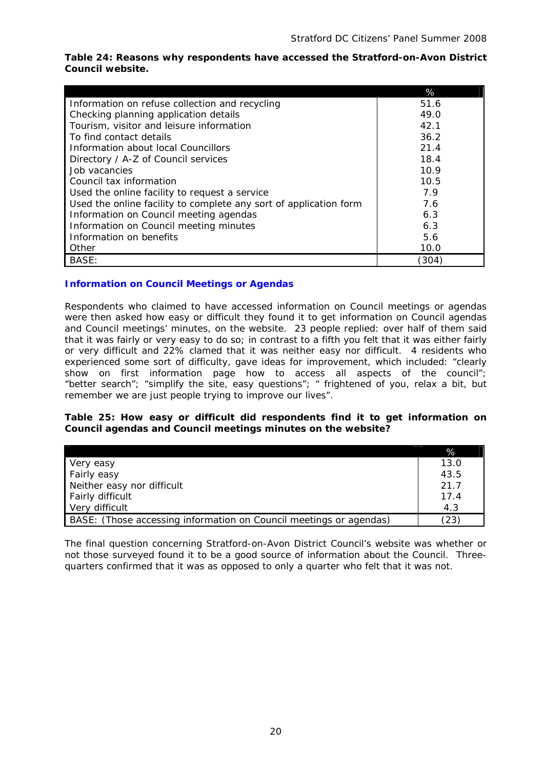**Table 24: Reasons why respondents have accessed the Stratford-on-Avon District Council website.**

| | % |
|---|---|
| Information on refuse collection and recycling | 51.6 |
| Checking planning application details | 49.0 |
| Tourism, visitor and leisure information | 42.1 |
| To find contact details | 36.2 |
| Information about local Councillors | 21.4 |
| Directory / A-Z of Council services | 18.4 |
| Job vacancies | 10.9 |
| Council tax information | 10.5 |
| Used the online facility to request a service | 7.9 |
| Used the online facility to complete any sort of application form | 7.6 |
| Information on Council meeting agendas | 6.3 |
| Information on Council meeting minutes | 6.3 |
| Information on benefits | 5.6 |
| Other | 10.0 |
| BASE: | (304) |

### Information on Council Meetings or Agendas

Respondents who claimed to have accessed information on Council meetings or agendas were then asked how easy or difficult they found it to get information on Council agendas and Council meetings' minutes, on the website. 23 people replied: over half of them said that it was fairly or very easy to do so; in contrast to a fifth you felt that it was either fairly or very difficult and 22% clamed that it was neither easy nor difficult. 4 residents who experienced some sort of difficulty, gave ideas for improvement, which included: "clearly show on first information page how to access all aspects of the council"; "better search"; "simplify the site, easy questions"; " frightened of you, relax a bit, but remember we are just people trying to improve our lives".

**Table 25: How easy or difficult did respondents find it to get information on Council agendas and Council meetings minutes on the website?**

| | % |
|---|---|
| Very easy | 13.0 |
| Fairly easy | 43.5 |
| Neither easy nor difficult | 21.7 |
| Fairly difficult | 17.4 |
| Very difficult | 4.3 |
| BASE: (Those accessing information on Council meetings or agendas) | (23) |

The final question concerning Stratford-on-Avon District Council's website was whether or not those surveyed found it to be a good source of information about the Council. Three-quarters confirmed that it was as opposed to only a quarter who felt that it was not.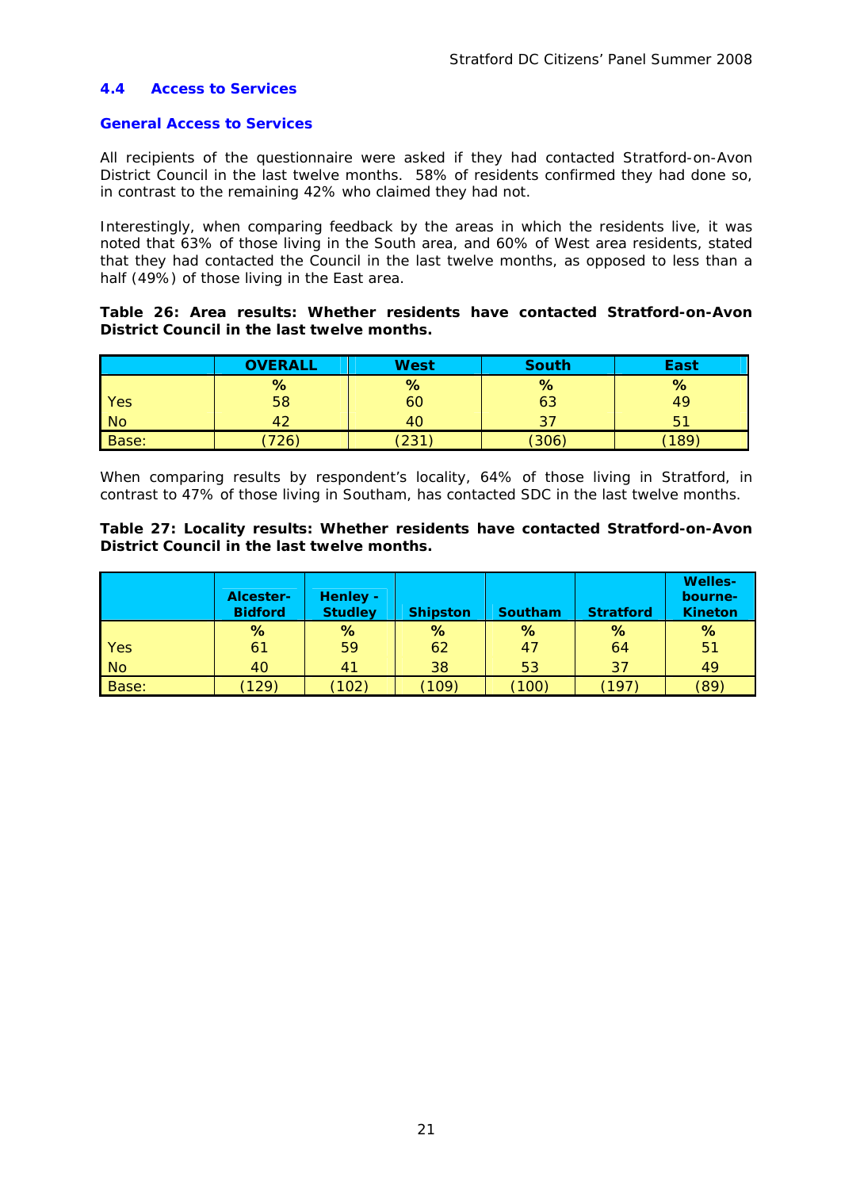## 4.4 Access to Services

### General Access to Services

All recipients of the questionnaire were asked if they had contacted Stratford-on-Avon District Council in the last twelve months. 58% of residents confirmed they had done so, in contrast to the remaining 42% who claimed they had not.

Interestingly, when comparing feedback by the areas in which the residents live, it was noted that 63% of those living in the South area, and 60% of West area residents, stated that they had contacted the Council in the last twelve months, as opposed to less than a half (49%) of those living in the East area.

**Table 26: Area results: Whether residents have contacted Stratford-on-Avon District Council in the last twelve months.**

| | OVERALL | West | South | East |
|---|---|---|---|---|
| | % | % | % | % |
| Yes | 58 | 60 | 63 | 49 |
| No | 42 | 40 | 37 | 51 |
| Base: | (726) | (231) | (306) | (189) |

When comparing results by respondent's locality, 64% of those living in Stratford, in contrast to 47% of those living in Southam, has contacted SDC in the last twelve months.

**Table 27: Locality results: Whether residents have contacted Stratford-on-Avon District Council in the last twelve months.**

| | Alcester-Bidford | Henley - Studley | Shipston | Southam | Stratford | Welles-bourne-Kineton |
|---|---|---|---|---|---|---|
| | % | % | % | % | % | % |
| Yes | 61 | 59 | 62 | 47 | 64 | 51 |
| No | 40 | 41 | 38 | 53 | 37 | 49 |
| Base: | (129) | (102) | (109) | (100) | (197) | (89) |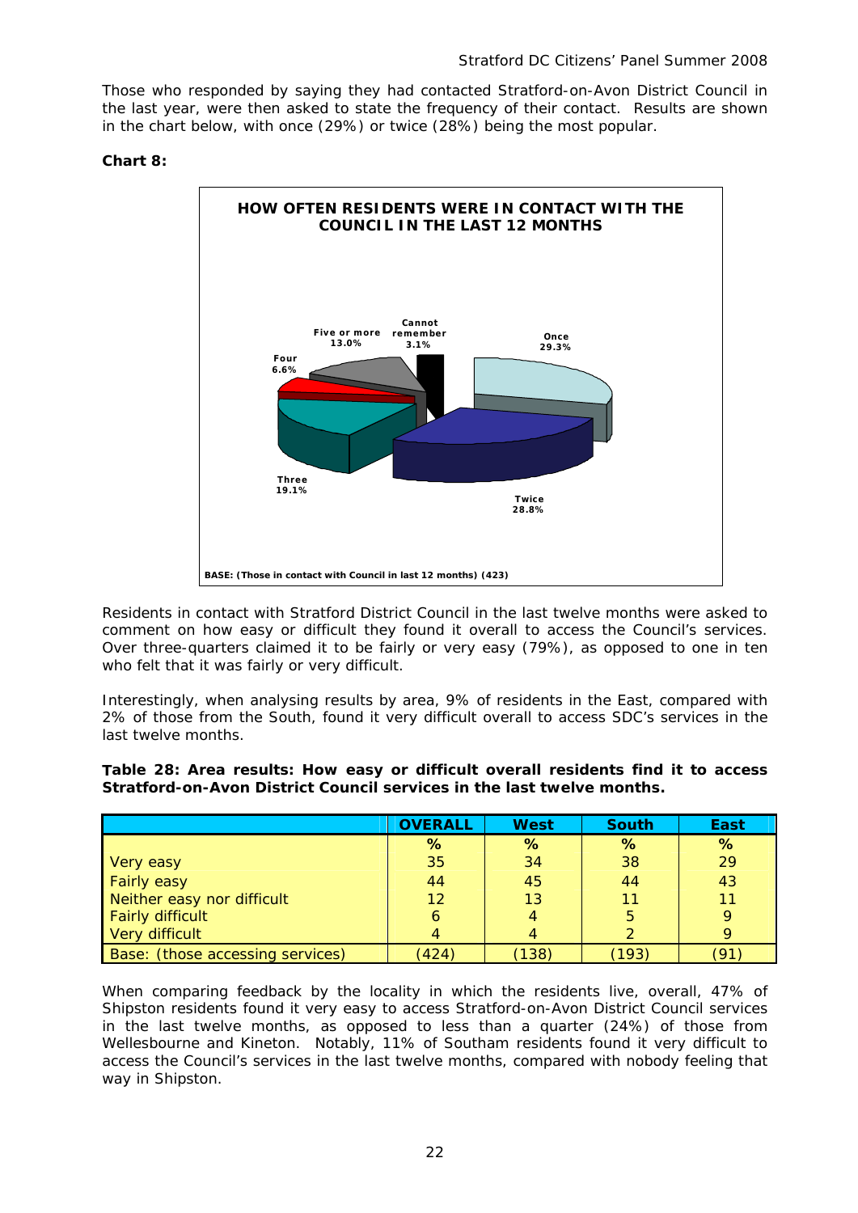Those who responded by saying they had contacted Stratford-on-Avon District Council in the last year, were then asked to state the frequency of their contact. Results are shown in the chart below, with once (29%) or twice (28%) being the most popular.

**Chart 8:**

**HOW OFTEN RESIDENTS WERE IN CONTACT WITH THE COUNCIL IN THE LAST 12 MONTHS**

| Frequency | % |
|---|---|
| Once | 29.3% |
| Twice | 28.8% |
| Three | 19.1% |
| Four | 6.6% |
| Five or more | 13.0% |
| Cannot remember | 3.1% |

BASE: (Those in contact with Council in last 12 months) (423)

Residents in contact with Stratford District Council in the last twelve months were asked to comment on how easy or difficult they found it overall to access the Council's services. Over three-quarters claimed it to be fairly or very easy (79%), as opposed to one in ten who felt that it was fairly or very difficult.

Interestingly, when analysing results by area, 9% of residents in the East, compared with 2% of those from the South, found it very difficult overall to access SDC's services in the last twelve months.

**Table 28: Area results: How easy or difficult overall residents find it to access Stratford-on-Avon District Council services in the last twelve months.**

| | OVERALL | West | South | East |
|---|---|---|---|---|
| | % | % | % | % |
| Very easy | 35 | 34 | 38 | 29 |
| Fairly easy | 44 | 45 | 44 | 43 |
| Neither easy nor difficult | 12 | 13 | 11 | 11 |
| Fairly difficult | 6 | 4 | 5 | 9 |
| Very difficult | 4 | 4 | 2 | 9 |
| Base: (those accessing services) | (424) | (138) | (193) | (91) |

When comparing feedback by the locality in which the residents live, overall, 47% of Shipston residents found it very easy to access Stratford-on-Avon District Council services in the last twelve months, as opposed to less than a quarter (24%) of those from Wellesbourne and Kineton. Notably, 11% of Southam residents found it very difficult to access the Council's services in the last twelve months, compared with nobody feeling that way in Shipston.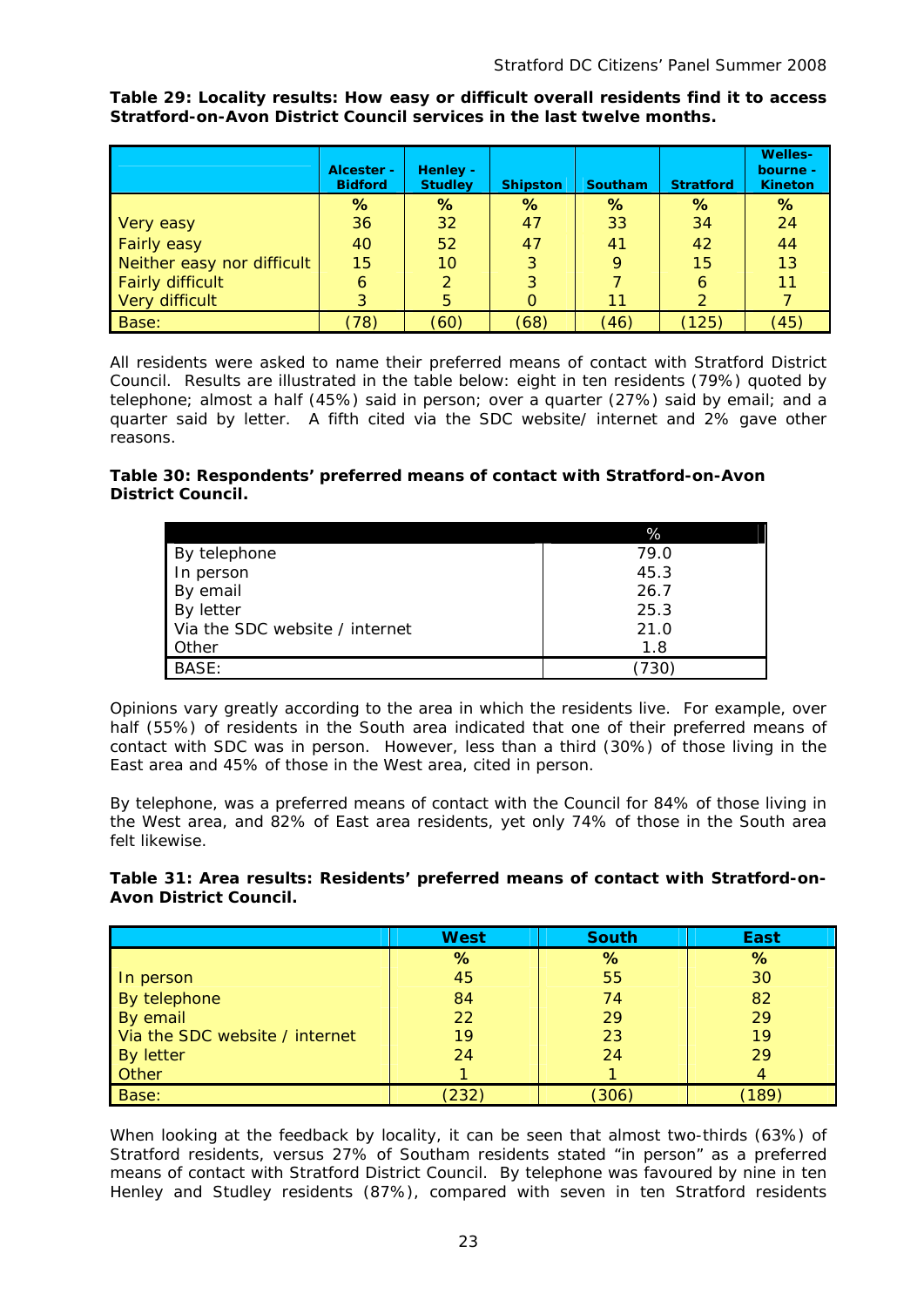**Table 29: Locality results: How easy or difficult overall residents find it to access Stratford-on-Avon District Council services in the last twelve months.**

| | Alcester - Bidford | Henley - Studley | Shipston | Southam | Stratford | Welles-bourne - Kineton |
|---|---|---|---|---|---|---|
| | % | % | % | % | % | % |
| Very easy | 36 | 32 | 47 | 33 | 34 | 24 |
| Fairly easy | 40 | 52 | 47 | 41 | 42 | 44 |
| Neither easy nor difficult | 15 | 10 | 3 | 9 | 15 | 13 |
| Fairly difficult | 6 | 2 | 3 | 7 | 6 | 11 |
| Very difficult | 3 | 5 | 0 | 11 | 2 | 7 |
| Base: | (78) | (60) | (68) | (46) | (125) | (45) |

All residents were asked to name their preferred means of contact with Stratford District Council. Results are illustrated in the table below: eight in ten residents (79%) quoted by telephone; almost a half (45%) said in person; over a quarter (27%) said by email; and a quarter said by letter. A fifth cited via the SDC website/ internet and 2% gave other reasons.

**Table 30: Respondents' preferred means of contact with Stratford-on-Avon District Council.**

| | % |
|---|---|
| By telephone | 79.0 |
| In person | 45.3 |
| By email | 26.7 |
| By letter | 25.3 |
| Via the SDC website / internet | 21.0 |
| Other | 1.8 |
| BASE: | (730) |

Opinions vary greatly according to the area in which the residents live. For example, over half (55%) of residents in the South area indicated that one of their preferred means of contact with SDC was in person. However, less than a third (30%) of those living in the East area and 45% of those in the West area, cited in person.

By telephone, was a preferred means of contact with the Council for 84% of those living in the West area, and 82% of East area residents, yet only 74% of those in the South area felt likewise.

**Table 31: Area results: Residents' preferred means of contact with Stratford-on-Avon District Council.**

| | West | South | East |
|---|---|---|---|
| | % | % | % |
| In person | 45 | 55 | 30 |
| By telephone | 84 | 74 | 82 |
| By email | 22 | 29 | 29 |
| Via the SDC website / internet | 19 | 23 | 19 |
| By letter | 24 | 24 | 29 |
| Other | 1 | 1 | 4 |
| Base: | (232) | (306) | (189) |

When looking at the feedback by locality, it can be seen that almost two-thirds (63%) of Stratford residents, versus 27% of Southam residents stated "in person" as a preferred means of contact with Stratford District Council. By telephone was favoured by nine in ten Henley and Studley residents (87%), compared with seven in ten Stratford residents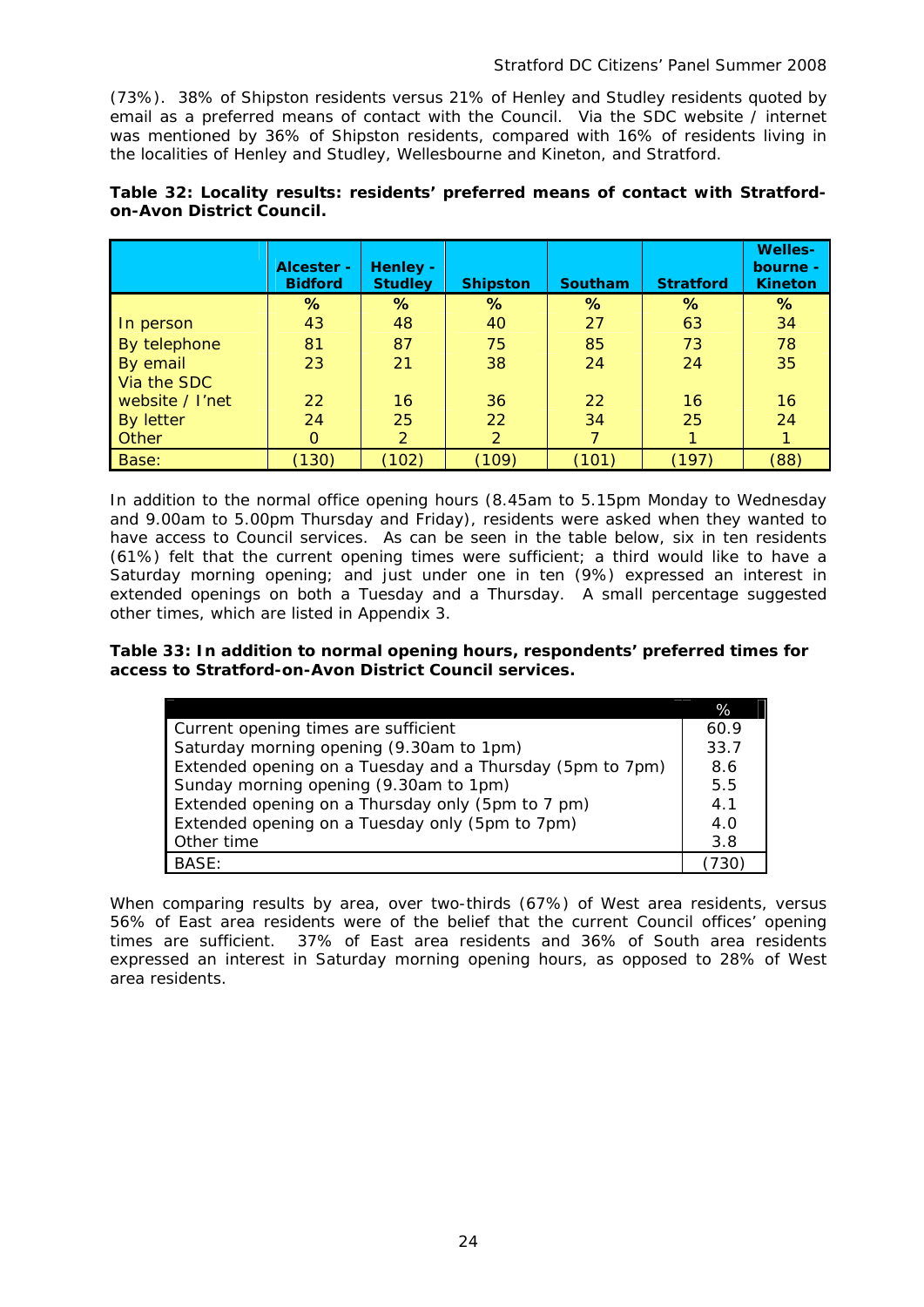(73%). 38% of Shipston residents versus 21% of Henley and Studley residents quoted by email as a preferred means of contact with the Council. Via the SDC website / internet was mentioned by 36% of Shipston residents, compared with 16% of residents living in the localities of Henley and Studley, Wellesbourne and Kineton, and Stratford.

**Table 32: Locality results: residents' preferred means of contact with Stratford-on-Avon District Council.**

| | Alcester - Bidford | Henley - Studley | Shipston | Southam | Stratford | Welles-bourne - Kineton |
|---|---|---|---|---|---|---|
| | % | % | % | % | % | % |
| In person | 43 | 48 | 40 | 27 | 63 | 34 |
| By telephone | 81 | 87 | 75 | 85 | 73 | 78 |
| By email | 23 | 21 | 38 | 24 | 24 | 35 |
| Via the SDC website / I'net | 22 | 16 | 36 | 22 | 16 | 16 |
| By letter | 24 | 25 | 22 | 34 | 25 | 24 |
| Other | 0 | 2 | 2 | 7 | 1 | 1 |
| Base: | (130) | (102) | (109) | (101) | (197) | (88) |

In addition to the normal office opening hours (8.45am to 5.15pm Monday to Wednesday and 9.00am to 5.00pm Thursday and Friday), residents were asked when they wanted to have access to Council services. As can be seen in the table below, six in ten residents (61%) felt that the current opening times were sufficient; a third would like to have a Saturday morning opening; and just under one in ten (9%) expressed an interest in extended openings on both a Tuesday and a Thursday. A small percentage suggested other times, which are listed in Appendix 3.

**Table 33: In addition to normal opening hours, respondents' preferred times for access to Stratford-on-Avon District Council services.**

| | % |
|---|---|
| Current opening times are sufficient | 60.9 |
| Saturday morning opening (9.30am to 1pm) | 33.7 |
| Extended opening on a Tuesday and a Thursday (5pm to 7pm) | 8.6 |
| Sunday morning opening (9.30am to 1pm) | 5.5 |
| Extended opening on a Thursday only (5pm to 7 pm) | 4.1 |
| Extended opening on a Tuesday only (5pm to 7pm) | 4.0 |
| Other time | 3.8 |
| BASE: | (730) |

When comparing results by area, over two-thirds (67%) of West area residents, versus 56% of East area residents were of the belief that the current Council offices' opening times are sufficient. 37% of East area residents and 36% of South area residents expressed an interest in Saturday morning opening hours, as opposed to 28% of West area residents.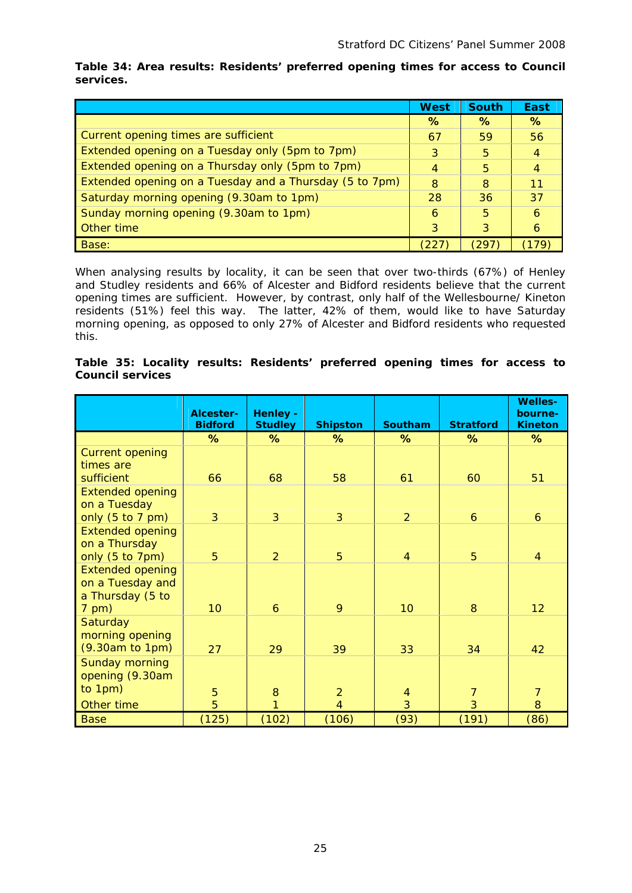**Table 34: Area results: Residents' preferred opening times for access to Council services.**

| | West | South | East |
|---|---|---|---|
| | % | % | % |
| Current opening times are sufficient | 67 | 59 | 56 |
| Extended opening on a Tuesday only (5pm to 7pm) | 3 | 5 | 4 |
| Extended opening on a Thursday only (5pm to 7pm) | 4 | 5 | 4 |
| Extended opening on a Tuesday and a Thursday (5 to 7pm) | 8 | 8 | 11 |
| Saturday morning opening (9.30am to 1pm) | 28 | 36 | 37 |
| Sunday morning opening (9.30am to 1pm) | 6 | 5 | 6 |
| Other time | 3 | 3 | 6 |
| Base: | (227) | (297) | (179) |

When analysing results by locality, it can be seen that over two-thirds (67%) of Henley and Studley residents and 66% of Alcester and Bidford residents believe that the current opening times are sufficient. However, by contrast, only half of the Wellesbourne/ Kineton residents (51%) feel this way. The latter, 42% of them, would like to have Saturday morning opening, as opposed to only 27% of Alcester and Bidford residents who requested this.

**Table 35: Locality results: Residents' preferred opening times for access to Council services**

| | Alcester-Bidford | Henley - Studley | Shipston | Southam | Stratford | Welles-bourne-Kineton |
|---|---|---|---|---|---|---|
| | % | % | % | % | % | % |
| Current opening times are sufficient | 66 | 68 | 58 | 61 | 60 | 51 |
| Extended opening on a Tuesday only (5 to 7 pm) | 3 | 3 | 3 | 2 | 6 | 6 |
| Extended opening on a Thursday only (5 to 7pm) | 5 | 2 | 5 | 4 | 5 | 4 |
| Extended opening on a Tuesday and a Thursday (5 to 7 pm) | 10 | 6 | 9 | 10 | 8 | 12 |
| Saturday morning opening (9.30am to 1pm) | 27 | 29 | 39 | 33 | 34 | 42 |
| Sunday morning opening (9.30am to 1pm) | 5 | 8 | 2 | 4 | 7 | 7 |
| Other time | 5 | 1 | 4 | 3 | 3 | 8 |
| Base | (125) | (102) | (106) | (93) | (191) | (86) |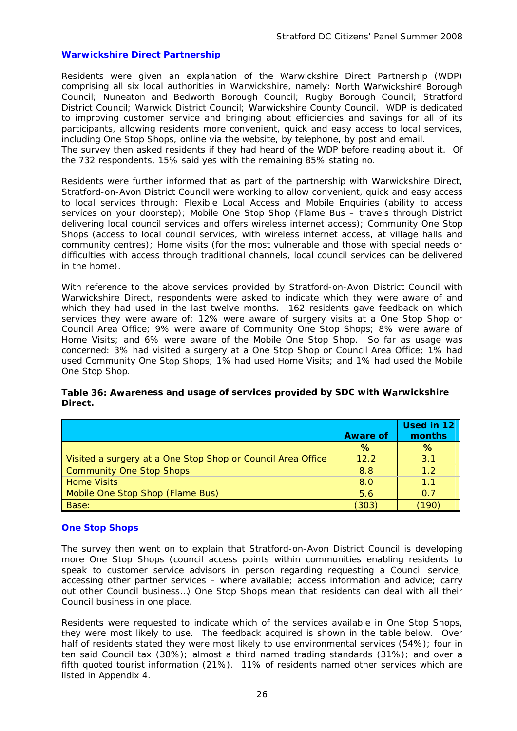## Warwickshire Direct Partnership

Residents were given an explanation of the Warwickshire Direct Partnership (WDP) comprising all six local authorities in Warwickshire, namely: North Warwickshire Borough Council; Nuneaton and Bedworth Borough Council; Rugby Borough Council; Stratford District Council; Warwick District Council; Warwickshire County Council. WDP is dedicated to improving customer service and bringing about efficiencies and savings for all of its participants, allowing residents more convenient, quick and easy access to local services, including One Stop Shops, online via the website, by telephone, by post and email.
The survey then asked residents if they had heard of the WDP before reading about it. Of the 732 respondents, 15% said yes with the remaining 85% stating no.

Residents were further informed that as part of the partnership with Warwickshire Direct, Stratford-on-Avon District Council were working to allow convenient, quick and easy access to local services through: Flexible Local Access and Mobile Enquiries (ability to access services on your doorstep); Mobile One Stop Shop (Flame Bus – travels through District delivering local council services and offers wireless internet access); Community One Stop Shops (access to local council services, with wireless internet access, at village halls and community centres); Home visits (for the most vulnerable and those with special needs or difficulties with access through traditional channels, local council services can be delivered in the home).

With reference to the above services provided by Stratford-on-Avon District Council with Warwickshire Direct, respondents were asked to indicate which they were aware of and which they had used in the last twelve months. 162 residents gave feedback on which services they were aware of: 12% were aware of surgery visits at a One Stop Shop or Council Area Office; 9% were aware of Community One Stop Shops; 8% were aware of Home Visits; and 6% were aware of the Mobile One Stop Shop. So far as usage was concerned: 3% had visited a surgery at a One Stop Shop or Council Area Office; 1% had used Community One Stop Shops; 1% had used Home Visits; and 1% had used the Mobile One Stop Shop.

**Table 36: Awareness and usage of services provided by SDC with Warwickshire Direct.**

| | Aware of | Used in 12 months |
|---|---|---|
| | % | % |
| Visited a surgery at a One Stop Shop or Council Area Office | 12.2 | 3.1 |
| Community One Stop Shops | 8.8 | 1.2 |
| Home Visits | 8.0 | 1.1 |
| Mobile One Stop Shop (Flame Bus) | 5.6 | 0.7 |
| Base: | (303) | (190) |

## One Stop Shops

The survey then went on to explain that Stratford-on-Avon District Council is developing more One Stop Shops (council access points within communities enabling residents to speak to customer service advisors in person regarding requesting a Council service; accessing other partner services – where available; access information and advice; carry out other Council business…) One Stop Shops mean that residents can deal with all their Council business in one place.

Residents were requested to indicate which of the services available in One Stop Shops, they were most likely to use. The feedback acquired is shown in the table below. Over half of residents stated they were most likely to use environmental services (54%); four in ten said Council tax (38%); almost a third named trading standards (31%); and over a fifth quoted tourist information (21%). 11% of residents named other services which are listed in Appendix 4.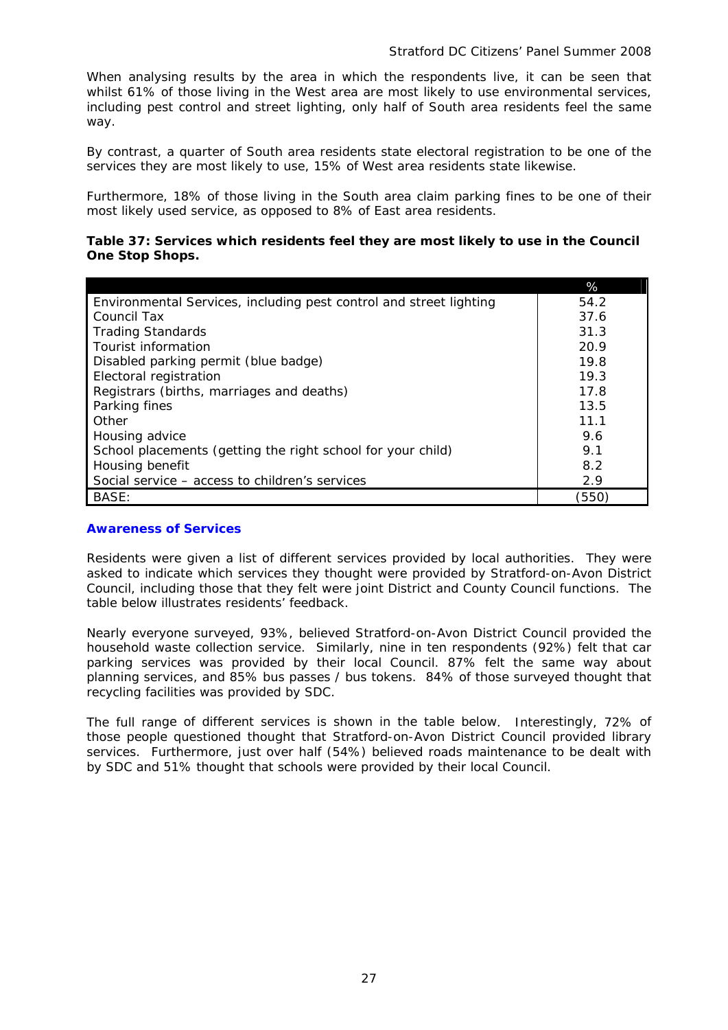When analysing results by the area in which the respondents live, it can be seen that whilst 61% of those living in the West area are most likely to use environmental services, including pest control and street lighting, only half of South area residents feel the same way.

By contrast, a quarter of South area residents state electoral registration to be one of the services they are most likely to use, 15% of West area residents state likewise.

Furthermore, 18% of those living in the South area claim parking fines to be one of their most likely used service, as opposed to 8% of East area residents.

**Table 37: Services which residents feel they are most likely to use in the Council One Stop Shops.**

| | % |
|---|---|
| Environmental Services, including pest control and street lighting | 54.2 |
| Council Tax | 37.6 |
| Trading Standards | 31.3 |
| Tourist information | 20.9 |
| Disabled parking permit (blue badge) | 19.8 |
| Electoral registration | 19.3 |
| Registrars (births, marriages and deaths) | 17.8 |
| Parking fines | 13.5 |
| Other | 11.1 |
| Housing advice | 9.6 |
| School placements (getting the right school for your child) | 9.1 |
| Housing benefit | 8.2 |
| Social service – access to children's services | 2.9 |
| BASE: | (550) |

### Awareness of Services

Residents were given a list of different services provided by local authorities. They were asked to indicate which services they thought were provided by Stratford-on-Avon District Council, including those that they felt were joint District and County Council functions. The table below illustrates residents' feedback.

Nearly everyone surveyed, 93%, believed Stratford-on-Avon District Council provided the household waste collection service. Similarly, nine in ten respondents (92%) felt that car parking services was provided by their local Council. 87% felt the same way about planning services, and 85% bus passes / bus tokens. 84% of those surveyed thought that recycling facilities was provided by SDC.

The full range of different services is shown in the table below. Interestingly, 72% of those people questioned thought that Stratford-on-Avon District Council provided library services. Furthermore, just over half (54%) believed roads maintenance to be dealt with by SDC and 51% thought that schools were provided by their local Council.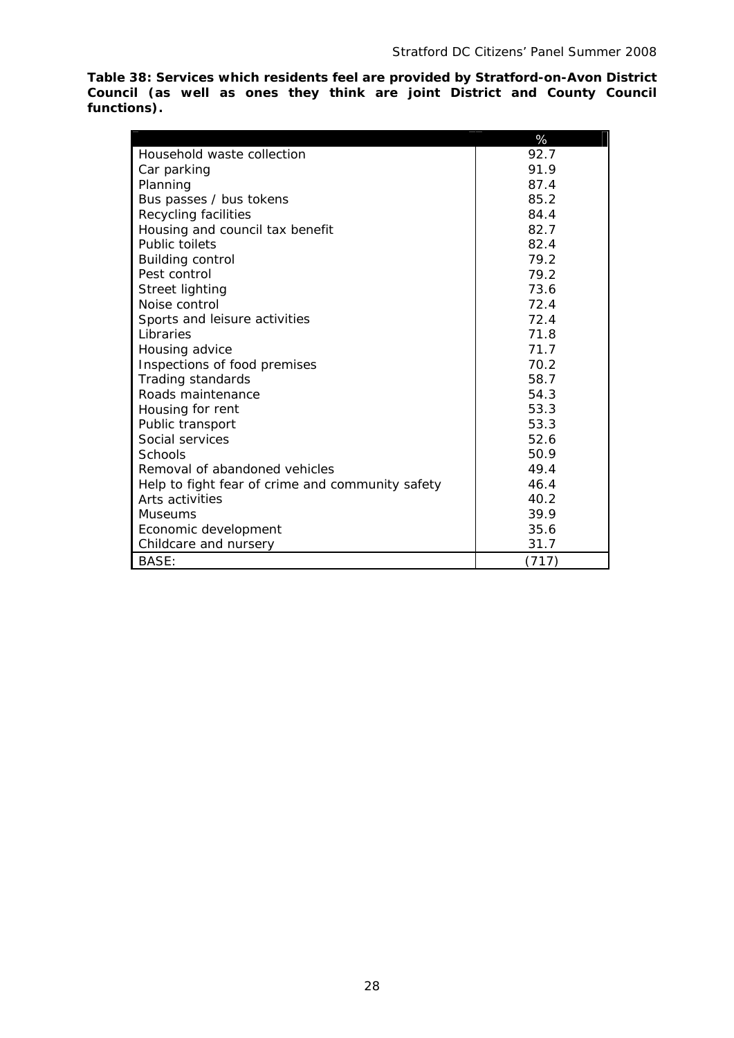**Table 38: Services which residents feel are provided by Stratford-on-Avon District Council (as well as ones they think are joint District and County Council functions).**

| | % |
|---|---|
| Household waste collection | 92.7 |
| Car parking | 91.9 |
| Planning | 87.4 |
| Bus passes / bus tokens | 85.2 |
| Recycling facilities | 84.4 |
| Housing and council tax benefit | 82.7 |
| Public toilets | 82.4 |
| Building control | 79.2 |
| Pest control | 79.2 |
| Street lighting | 73.6 |
| Noise control | 72.4 |
| Sports and leisure activities | 72.4 |
| Libraries | 71.8 |
| Housing advice | 71.7 |
| Inspections of food premises | 70.2 |
| Trading standards | 58.7 |
| Roads maintenance | 54.3 |
| Housing for rent | 53.3 |
| Public transport | 53.3 |
| Social services | 52.6 |
| Schools | 50.9 |
| Removal of abandoned vehicles | 49.4 |
| Help to fight fear of crime and community safety | 46.4 |
| Arts activities | 40.2 |
| Museums | 39.9 |
| Economic development | 35.6 |
| Childcare and nursery | 31.7 |
| BASE: | (717) |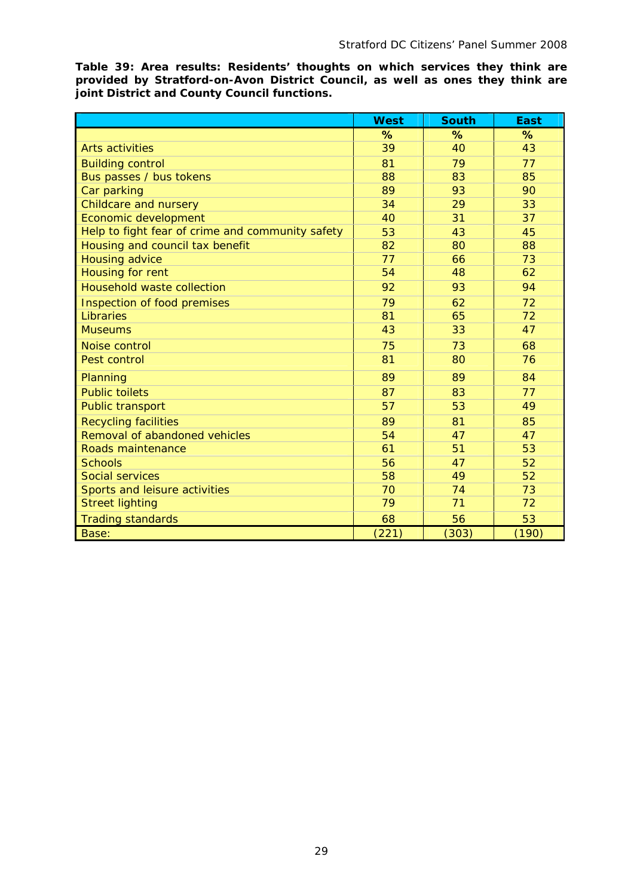**Table 39: Area results: Residents' thoughts on which services they think are provided by Stratford-on-Avon District Council, as well as ones they think are joint District and County Council functions.**

| | West | South | East |
|---|---|---|---|
| | % | % | % |
| Arts activities | 39 | 40 | 43 |
| Building control | 81 | 79 | 77 |
| Bus passes / bus tokens | 88 | 83 | 85 |
| Car parking | 89 | 93 | 90 |
| Childcare and nursery | 34 | 29 | 33 |
| Economic development | 40 | 31 | 37 |
| Help to fight fear of crime and community safety | 53 | 43 | 45 |
| Housing and council tax benefit | 82 | 80 | 88 |
| Housing advice | 77 | 66 | 73 |
| Housing for rent | 54 | 48 | 62 |
| Household waste collection | 92 | 93 | 94 |
| Inspection of food premises | 79 | 62 | 72 |
| Libraries | 81 | 65 | 72 |
| Museums | 43 | 33 | 47 |
| Noise control | 75 | 73 | 68 |
| Pest control | 81 | 80 | 76 |
| Planning | 89 | 89 | 84 |
| Public toilets | 87 | 83 | 77 |
| Public transport | 57 | 53 | 49 |
| Recycling facilities | 89 | 81 | 85 |
| Removal of abandoned vehicles | 54 | 47 | 47 |
| Roads maintenance | 61 | 51 | 53 |
| Schools | 56 | 47 | 52 |
| Social services | 58 | 49 | 52 |
| Sports and leisure activities | 70 | 74 | 73 |
| Street lighting | 79 | 71 | 72 |
| Trading standards | 68 | 56 | 53 |
| Base: | (221) | (303) | (190) |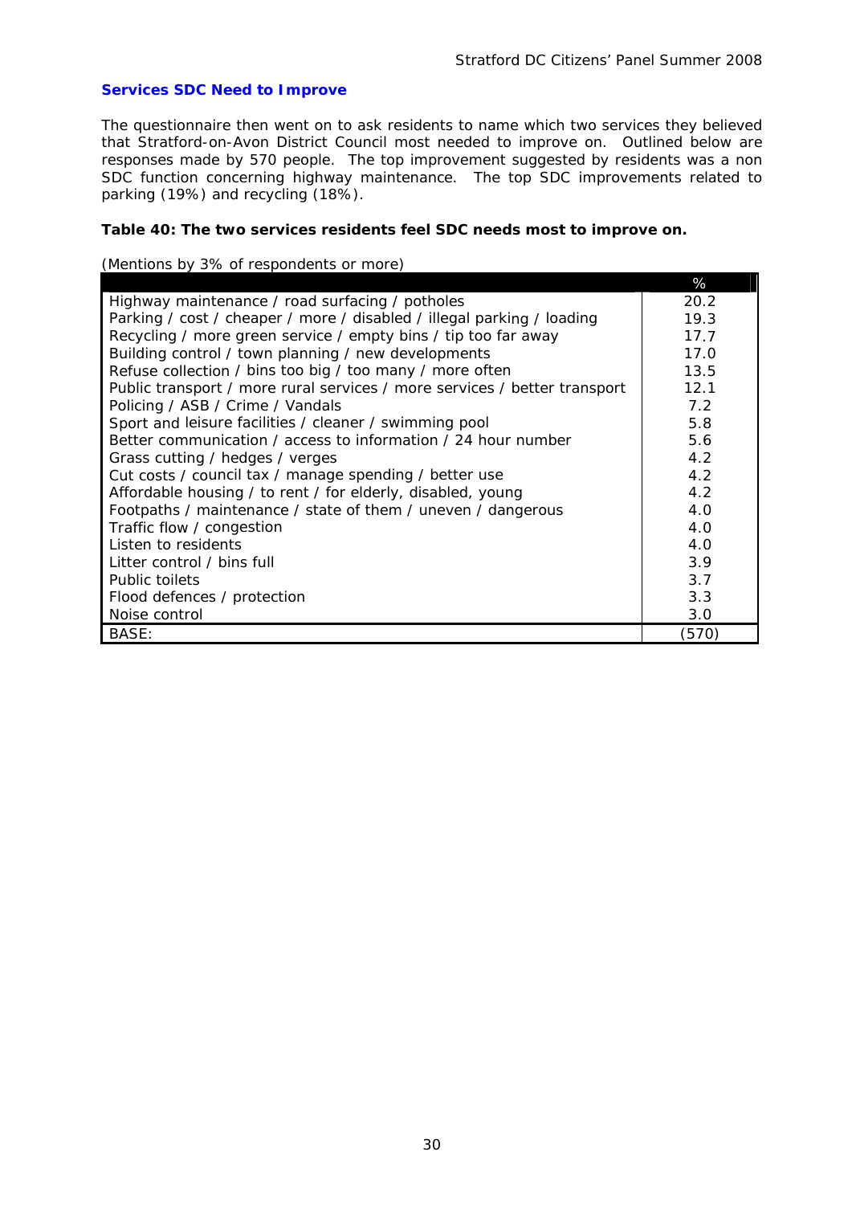## Services SDC Need to Improve

The questionnaire then went on to ask residents to name which two services they believed that Stratford-on-Avon District Council most needed to improve on. Outlined below are responses made by 570 people. The top improvement suggested by residents was a non SDC function concerning highway maintenance. The top SDC improvements related to parking (19%) and recycling (18%).

**Table 40: The two services residents feel SDC needs most to improve on.**

(Mentions by 3% of respondents or more)

| | % |
|---|---|
| Highway maintenance / road surfacing / potholes | 20.2 |
| Parking / cost / cheaper / more / disabled / illegal parking / loading | 19.3 |
| Recycling / more green service / empty bins / tip too far away | 17.7 |
| Building control / town planning / new developments | 17.0 |
| Refuse collection / bins too big / too many / more often | 13.5 |
| Public transport / more rural services / more services / better transport | 12.1 |
| Policing / ASB / Crime / Vandals | 7.2 |
| Sport and leisure facilities / cleaner / swimming pool | 5.8 |
| Better communication / access to information / 24 hour number | 5.6 |
| Grass cutting / hedges / verges | 4.2 |
| Cut costs / council tax / manage spending / better use | 4.2 |
| Affordable housing / to rent / for elderly, disabled, young | 4.2 |
| Footpaths / maintenance / state of them / uneven / dangerous | 4.0 |
| Traffic flow / congestion | 4.0 |
| Listen to residents | 4.0 |
| Litter control / bins full | 3.9 |
| Public toilets | 3.7 |
| Flood defences / protection | 3.3 |
| Noise control | 3.0 |
| BASE: | (570) |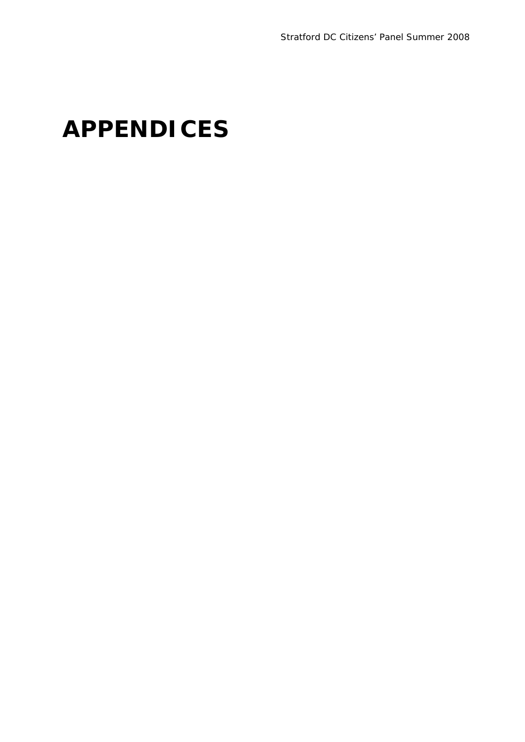# APPENDICES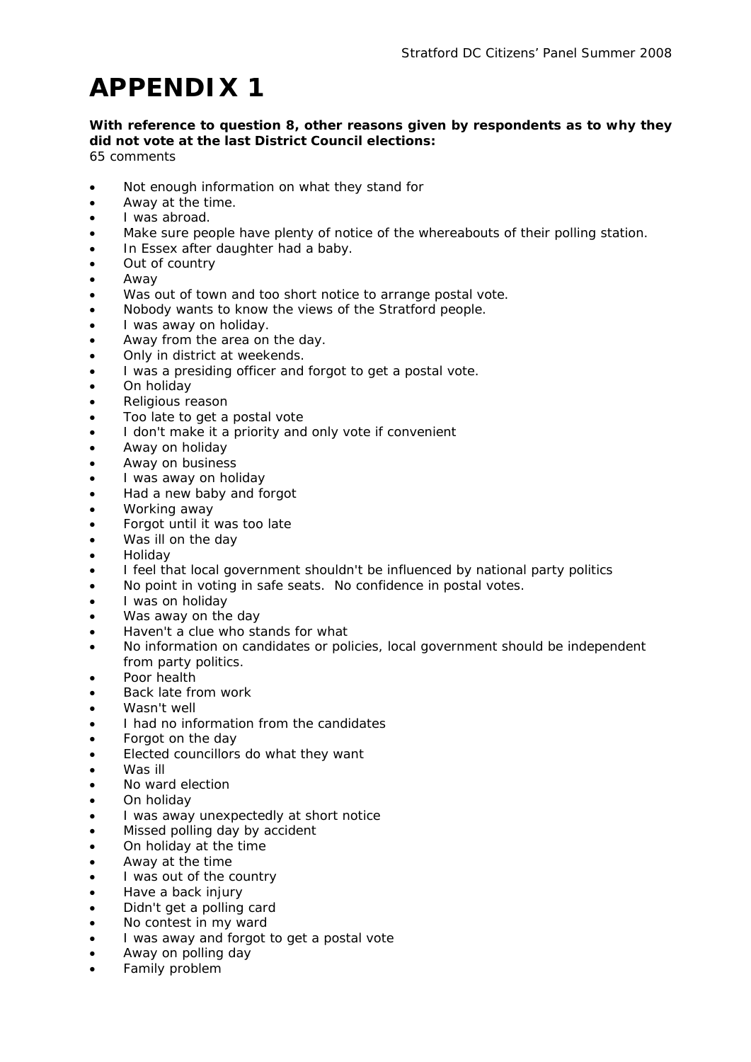# APPENDIX 1

**With reference to question 8, other reasons given by respondents as to why they did not vote at the last District Council elections:**
65 comments

- Not enough information on what they stand for
- Away at the time.
- I was abroad.
- Make sure people have plenty of notice of the whereabouts of their polling station.
- In Essex after daughter had a baby.
- Out of country
- Away
- Was out of town and too short notice to arrange postal vote.
- Nobody wants to know the views of the Stratford people.
- I was away on holiday.
- Away from the area on the day.
- Only in district at weekends.
- I was a presiding officer and forgot to get a postal vote.
- On holiday
- Religious reason
- Too late to get a postal vote
- I don't make it a priority and only vote if convenient
- Away on holiday
- Away on business
- I was away on holiday
- Had a new baby and forgot
- Working away
- Forgot until it was too late
- Was ill on the day
- Holiday
- I feel that local government shouldn't be influenced by national party politics
- No point in voting in safe seats. No confidence in postal votes.
- I was on holiday
- Was away on the day
- Haven't a clue who stands for what
- No information on candidates or policies, local government should be independent from party politics.
- Poor health
- Back late from work
- Wasn't well
- I had no information from the candidates
- Forgot on the day
- Elected councillors do what they want
- Was ill
- No ward election
- On holiday
- I was away unexpectedly at short notice
- Missed polling day by accident
- On holiday at the time
- Away at the time
- I was out of the country
- Have a back injury
- Didn't get a polling card
- No contest in my ward
- I was away and forgot to get a postal vote
- Away on polling day
- Family problem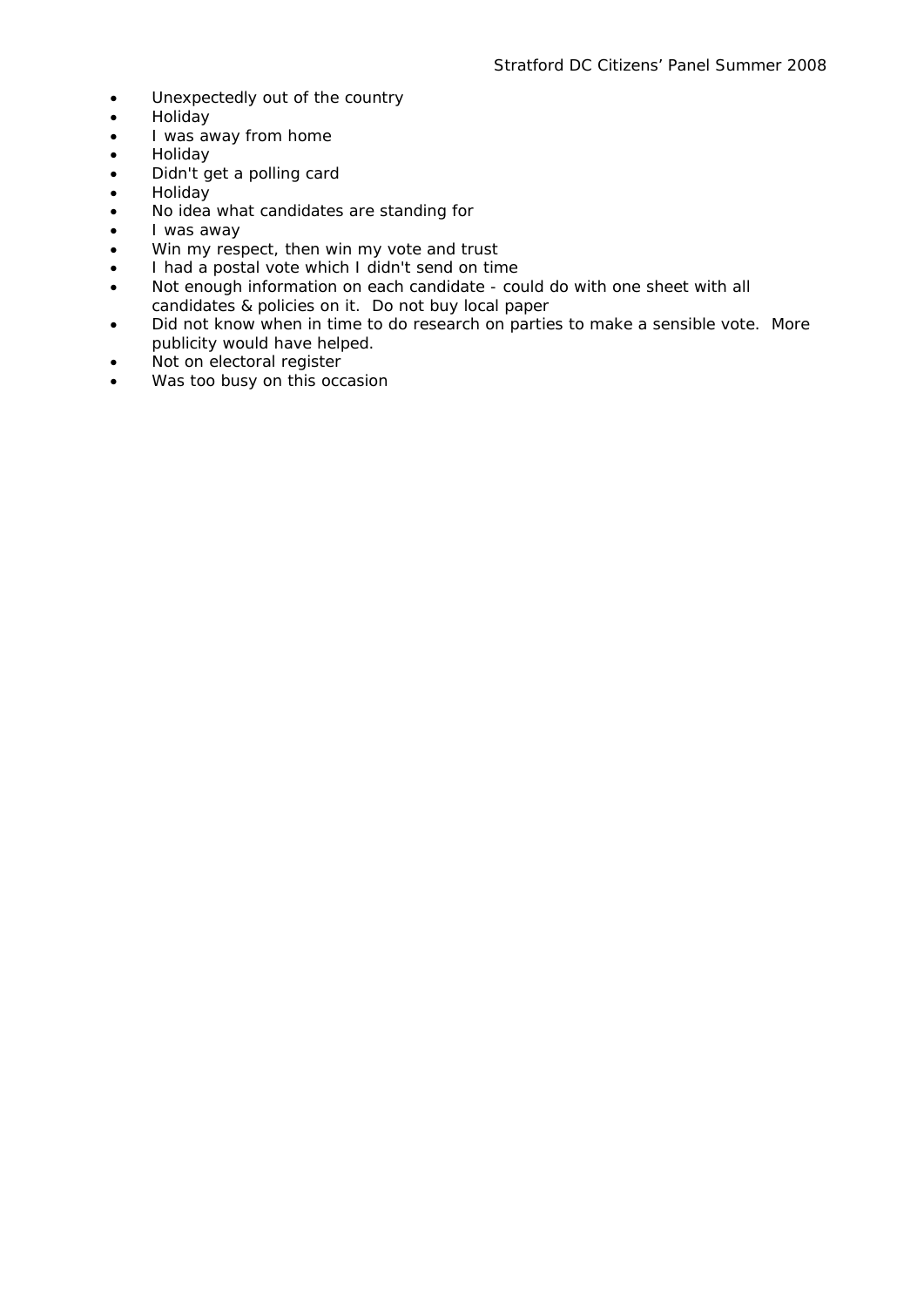- Unexpectedly out of the country
- Holiday
- I was away from home
- Holiday
- Didn't get a polling card
- Holiday
- No idea what candidates are standing for
- I was away
- Win my respect, then win my vote and trust
- I had a postal vote which I didn't send on time
- Not enough information on each candidate - could do with one sheet with all candidates & policies on it. Do not buy local paper
- Did not know when in time to do research on parties to make a sensible vote. More publicity would have helped.
- Not on electoral register
- Was too busy on this occasion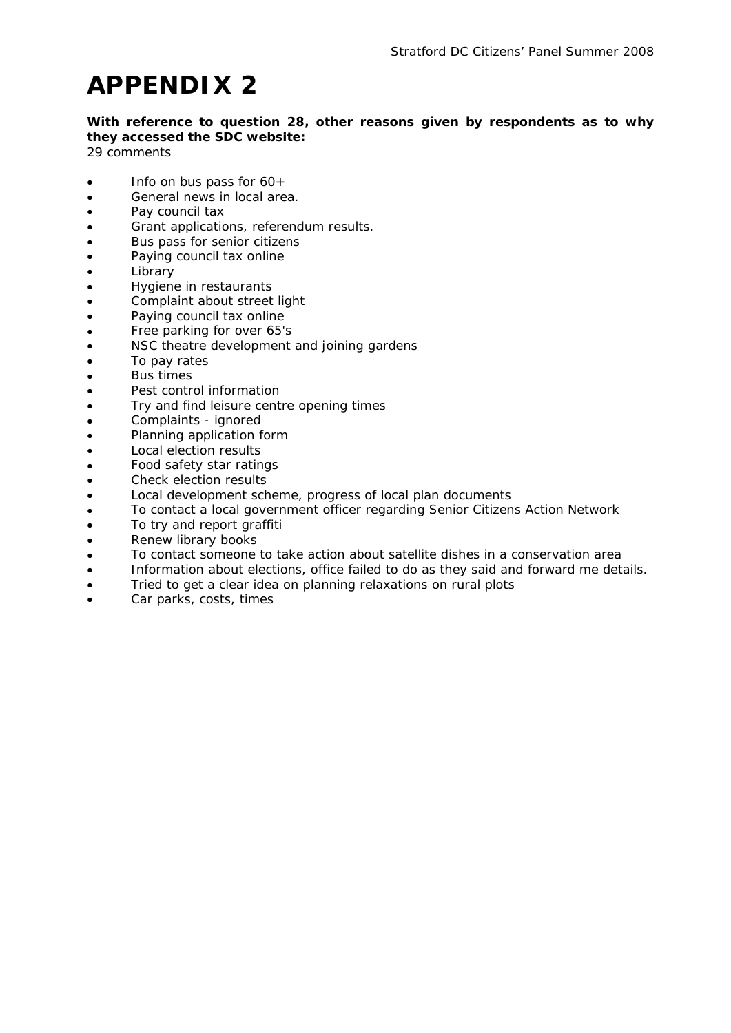# APPENDIX 2

**With reference to question 28, other reasons given by respondents as to why they accessed the SDC website:**
29 comments

- Info on bus pass for 60+
- General news in local area.
- Pay council tax
- Grant applications, referendum results.
- Bus pass for senior citizens
- Paying council tax online
- Library
- Hygiene in restaurants
- Complaint about street light
- Paying council tax online
- Free parking for over 65's
- NSC theatre development and joining gardens
- To pay rates
- Bus times
- Pest control information
- Try and find leisure centre opening times
- Complaints - ignored
- Planning application form
- Local election results
- Food safety star ratings
- Check election results
- Local development scheme, progress of local plan documents
- To contact a local government officer regarding Senior Citizens Action Network
- To try and report graffiti
- Renew library books
- To contact someone to take action about satellite dishes in a conservation area
- Information about elections, office failed to do as they said and forward me details.
- Tried to get a clear idea on planning relaxations on rural plots
- Car parks, costs, times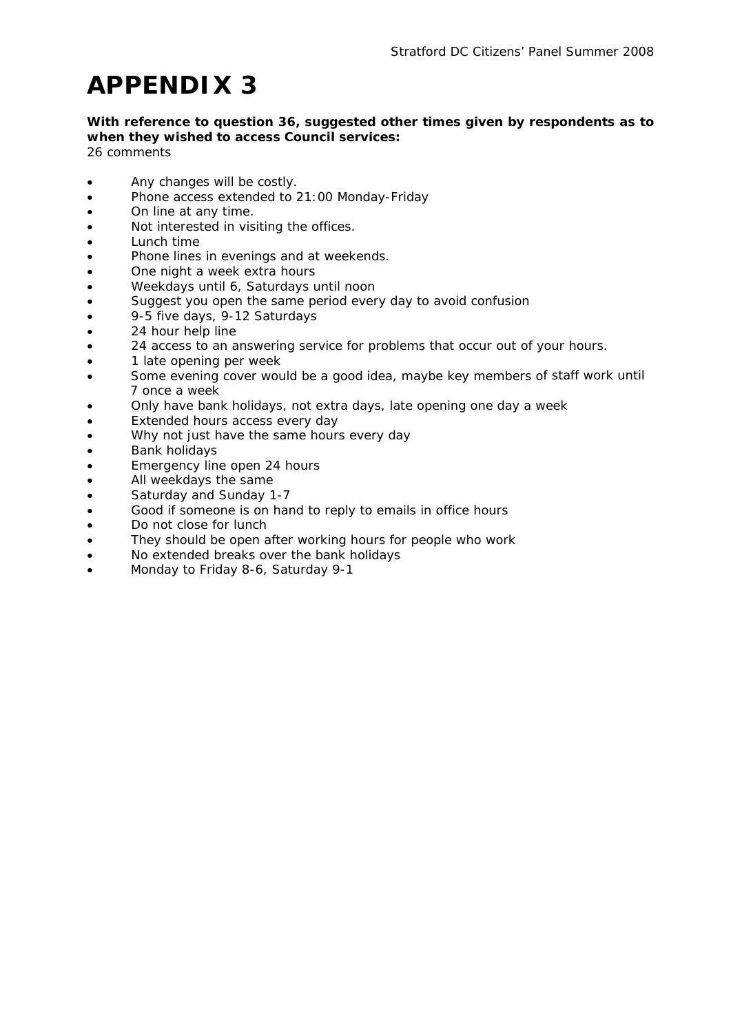# APPENDIX 3

**With reference to question 36, suggested other times given by respondents as to when they wished to access Council services:**
26 comments

- Any changes will be costly.
- Phone access extended to 21:00 Monday-Friday
- On line at any time.
- Not interested in visiting the offices.
- Lunch time
- Phone lines in evenings and at weekends.
- One night a week extra hours
- Weekdays until 6, Saturdays until noon
- Suggest you open the same period every day to avoid confusion
- 9-5 five days, 9-12 Saturdays
- 24 hour help line
- 24 access to an answering service for problems that occur out of your hours.
- 1 late opening per week
- Some evening cover would be a good idea, maybe key members of staff work until 7 once a week
- Only have bank holidays, not extra days, late opening one day a week
- Extended hours access every day
- Why not just have the same hours every day
- Bank holidays
- Emergency line open 24 hours
- All weekdays the same
- Saturday and Sunday 1-7
- Good if someone is on hand to reply to emails in office hours
- Do not close for lunch
- They should be open after working hours for people who work
- No extended breaks over the bank holidays
- Monday to Friday 8-6, Saturday 9-1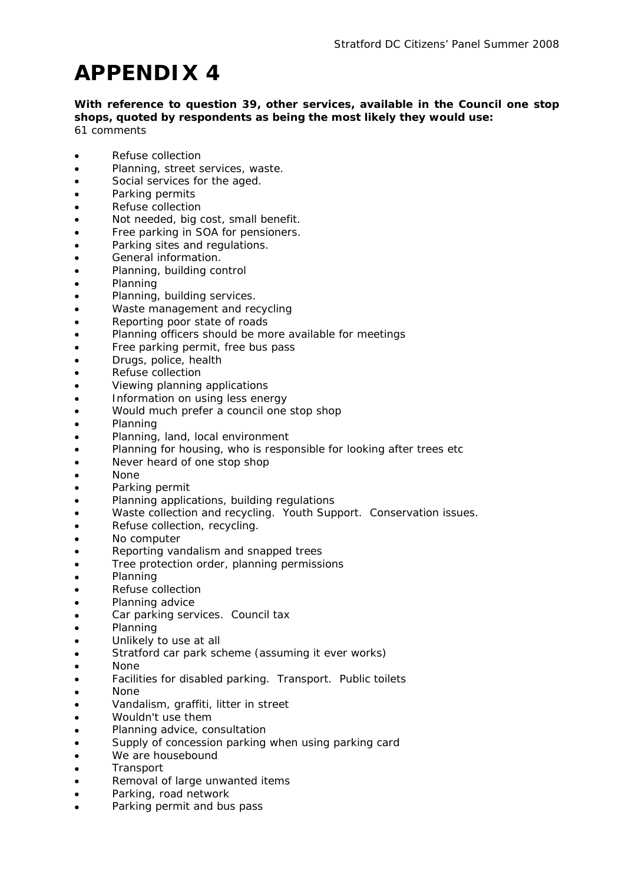# APPENDIX 4

**With reference to question 39, other services, available in the Council one stop shops, quoted by respondents as being the most likely they would use:**
61 comments

- Refuse collection
- Planning, street services, waste.
- Social services for the aged.
- Parking permits
- Refuse collection
- Not needed, big cost, small benefit.
- Free parking in SOA for pensioners.
- Parking sites and regulations.
- General information.
- Planning, building control
- Planning
- Planning, building services.
- Waste management and recycling
- Reporting poor state of roads
- Planning officers should be more available for meetings
- Free parking permit, free bus pass
- Drugs, police, health
- Refuse collection
- Viewing planning applications
- Information on using less energy
- Would much prefer a council one stop shop
- Planning
- Planning, land, local environment
- Planning for housing, who is responsible for looking after trees etc
- Never heard of one stop shop
- None
- Parking permit
- Planning applications, building regulations
- Waste collection and recycling. Youth Support. Conservation issues.
- Refuse collection, recycling.
- No computer
- Reporting vandalism and snapped trees
- Tree protection order, planning permissions
- Planning
- Refuse collection
- Planning advice
- Car parking services. Council tax
- Planning
- Unlikely to use at all
- Stratford car park scheme (assuming it ever works)
- None
- Facilities for disabled parking. Transport. Public toilets
- None
- Vandalism, graffiti, litter in street
- Wouldn't use them
- Planning advice, consultation
- Supply of concession parking when using parking card
- We are housebound
- Transport
- Removal of large unwanted items
- Parking, road network
- Parking permit and bus pass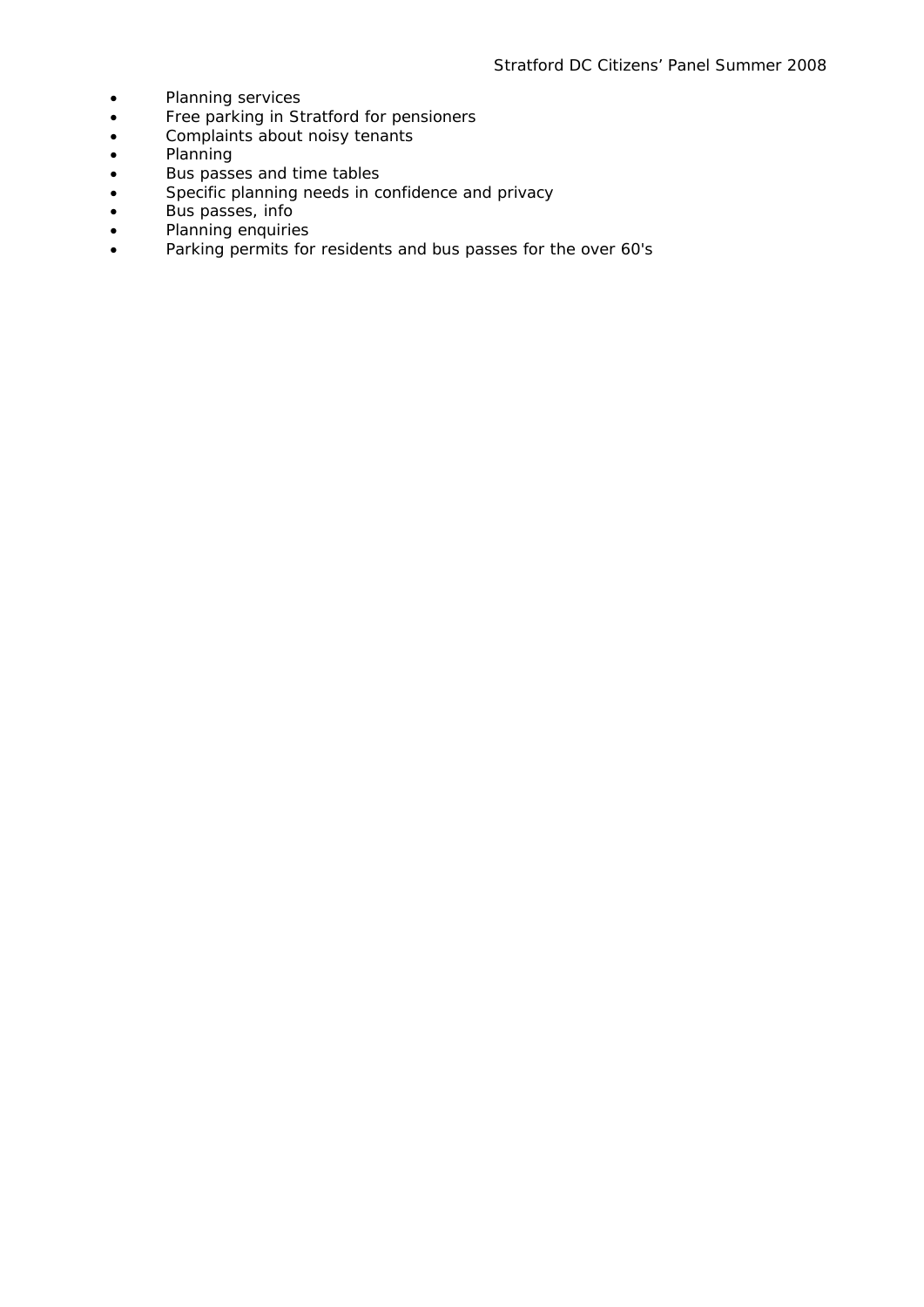- Planning services
- Free parking in Stratford for pensioners
- Complaints about noisy tenants
- Planning
- Bus passes and time tables
- Specific planning needs in confidence and privacy
- Bus passes, info
- Planning enquiries
- Parking permits for residents and bus passes for the over 60's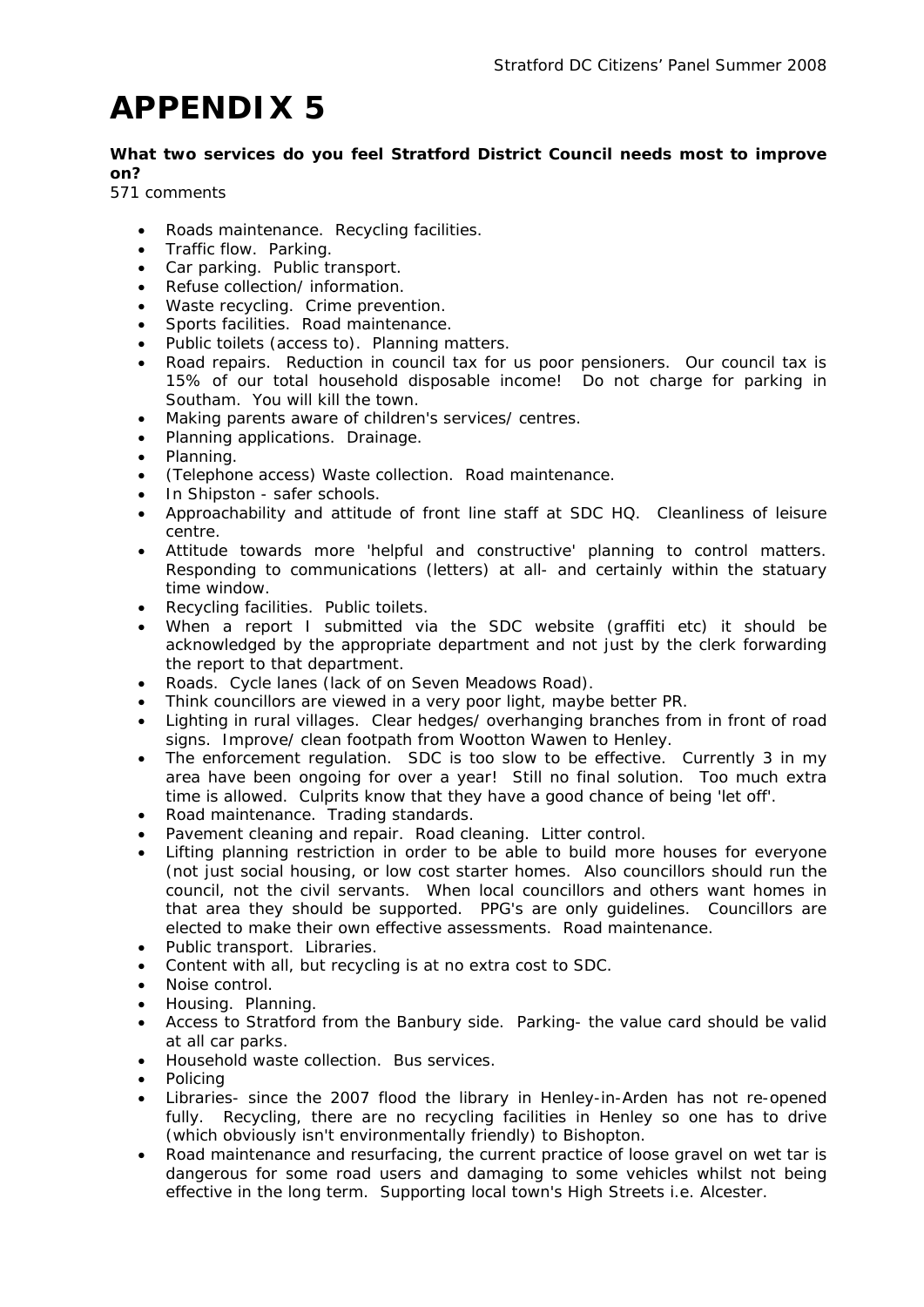# APPENDIX 5

**What two services do you feel Stratford District Council needs most to improve on?**

571 comments

- Roads maintenance. Recycling facilities.
- Traffic flow. Parking.
- Car parking. Public transport.
- Refuse collection/ information.
- Waste recycling. Crime prevention.
- Sports facilities. Road maintenance.
- Public toilets (access to). Planning matters.
- Road repairs. Reduction in council tax for us poor pensioners. Our council tax is 15% of our total household disposable income! Do not charge for parking in Southam. You will kill the town.
- Making parents aware of children's services/ centres.
- Planning applications. Drainage.
- Planning.
- (Telephone access) Waste collection. Road maintenance.
- In Shipston - safer schools.
- Approachability and attitude of front line staff at SDC HQ. Cleanliness of leisure centre.
- Attitude towards more 'helpful and constructive' planning to control matters. Responding to communications (letters) at all- and certainly within the statuary time window.
- Recycling facilities. Public toilets.
- When a report I submitted via the SDC website (graffiti etc) it should be acknowledged by the appropriate department and not just by the clerk forwarding the report to that department.
- Roads. Cycle lanes (lack of on Seven Meadows Road).
- Think councillors are viewed in a very poor light, maybe better PR.
- Lighting in rural villages. Clear hedges/ overhanging branches from in front of road signs. Improve/ clean footpath from Wootton Wawen to Henley.
- The enforcement regulation. SDC is too slow to be effective. Currently 3 in my area have been ongoing for over a year! Still no final solution. Too much extra time is allowed. Culprits know that they have a good chance of being 'let off'.
- Road maintenance. Trading standards.
- Pavement cleaning and repair. Road cleaning. Litter control.
- Lifting planning restriction in order to be able to build more houses for everyone (not just social housing, or low cost starter homes. Also councillors should run the council, not the civil servants. When local councillors and others want homes in that area they should be supported. PPG's are only guidelines. Councillors are elected to make their own effective assessments. Road maintenance.
- Public transport. Libraries.
- Content with all, but recycling is at no extra cost to SDC.
- Noise control.
- Housing. Planning.
- Access to Stratford from the Banbury side. Parking- the value card should be valid at all car parks.
- Household waste collection. Bus services.
- Policing
- Libraries- since the 2007 flood the library in Henley-in-Arden has not re-opened fully. Recycling, there are no recycling facilities in Henley so one has to drive (which obviously isn't environmentally friendly) to Bishopton.
- Road maintenance and resurfacing, the current practice of loose gravel on wet tar is dangerous for some road users and damaging to some vehicles whilst not being effective in the long term. Supporting local town's High Streets i.e. Alcester.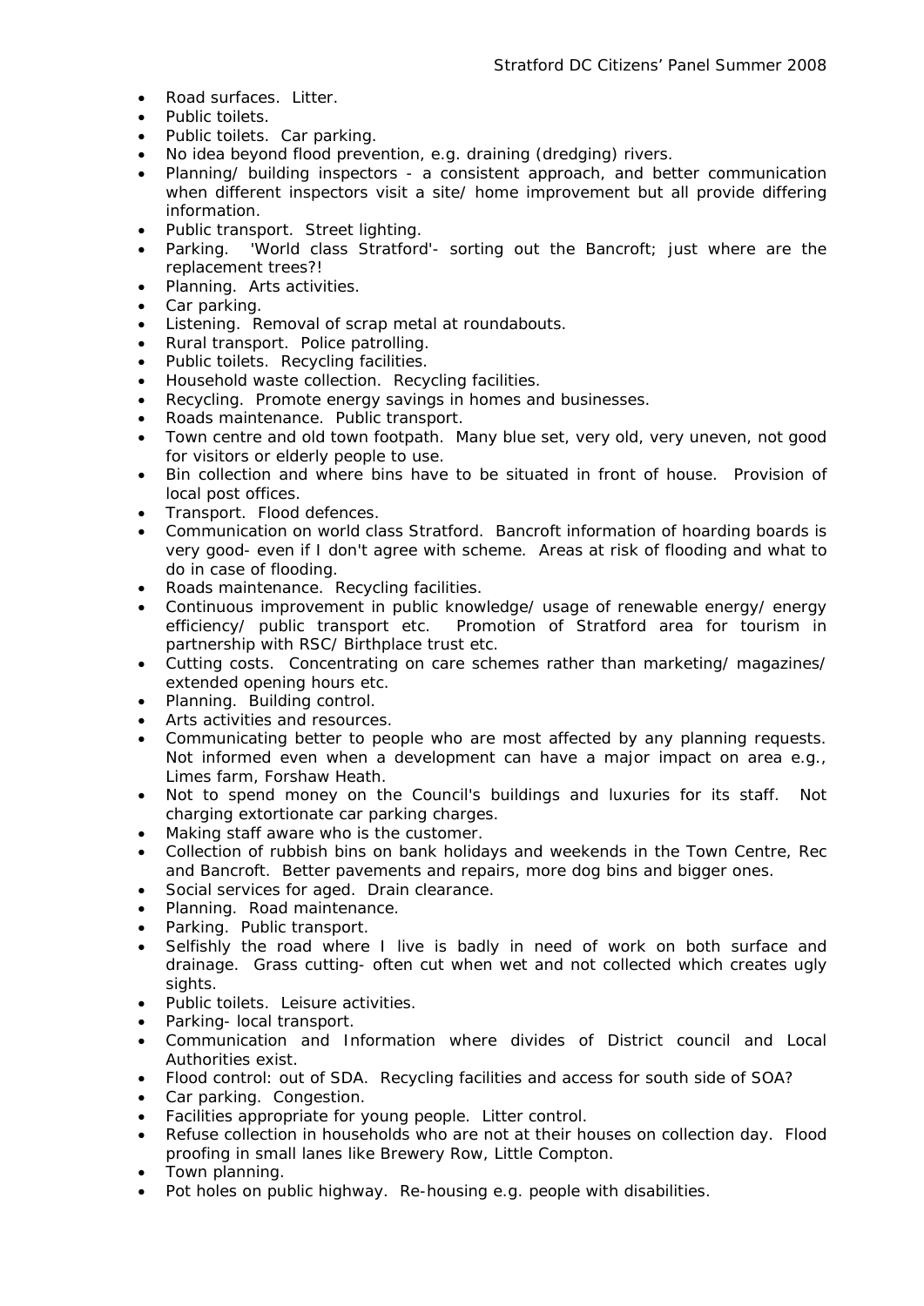- Road surfaces. Litter.
- Public toilets.
- Public toilets. Car parking.
- No idea beyond flood prevention, e.g. draining (dredging) rivers.
- Planning/ building inspectors - a consistent approach, and better communication when different inspectors visit a site/ home improvement but all provide differing information.
- Public transport. Street lighting.
- Parking. 'World class Stratford'- sorting out the Bancroft; just where are the replacement trees?!
- Planning. Arts activities.
- Car parking.
- Listening. Removal of scrap metal at roundabouts.
- Rural transport. Police patrolling.
- Public toilets. Recycling facilities.
- Household waste collection. Recycling facilities.
- Recycling. Promote energy savings in homes and businesses.
- Roads maintenance. Public transport.
- Town centre and old town footpath. Many blue set, very old, very uneven, not good for visitors or elderly people to use.
- Bin collection and where bins have to be situated in front of house. Provision of local post offices.
- Transport. Flood defences.
- Communication on world class Stratford. Bancroft information of hoarding boards is very good- even if I don't agree with scheme. Areas at risk of flooding and what to do in case of flooding.
- Roads maintenance. Recycling facilities.
- Continuous improvement in public knowledge/ usage of renewable energy/ energy efficiency/ public transport etc. Promotion of Stratford area for tourism in partnership with RSC/ Birthplace trust etc.
- Cutting costs. Concentrating on care schemes rather than marketing/ magazines/ extended opening hours etc.
- Planning. Building control.
- Arts activities and resources.
- Communicating better to people who are most affected by any planning requests. Not informed even when a development can have a major impact on area e.g., Limes farm, Forshaw Heath.
- Not to spend money on the Council's buildings and luxuries for its staff. Not charging extortionate car parking charges.
- Making staff aware who is the customer.
- Collection of rubbish bins on bank holidays and weekends in the Town Centre, Rec and Bancroft. Better pavements and repairs, more dog bins and bigger ones.
- Social services for aged. Drain clearance.
- Planning. Road maintenance.
- Parking. Public transport.
- Selfishly the road where I live is badly in need of work on both surface and drainage. Grass cutting- often cut when wet and not collected which creates ugly sights.
- Public toilets. Leisure activities.
- Parking- local transport.
- Communication and Information where divides of District council and Local Authorities exist.
- Flood control: out of SDA. Recycling facilities and access for south side of SOA?
- Car parking. Congestion.
- Facilities appropriate for young people. Litter control.
- Refuse collection in households who are not at their houses on collection day. Flood proofing in small lanes like Brewery Row, Little Compton.
- Town planning.
- Pot holes on public highway. Re-housing e.g. people with disabilities.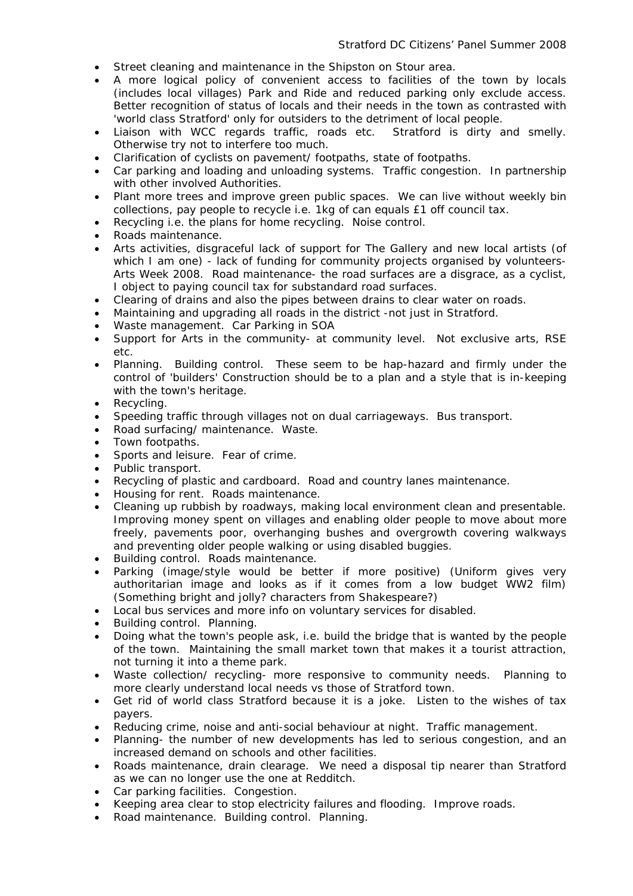- Street cleaning and maintenance in the Shipston on Stour area.
- A more logical policy of convenient access to facilities of the town by locals (includes local villages) Park and Ride and reduced parking only exclude access. Better recognition of status of locals and their needs in the town as contrasted with 'world class Stratford' only for outsiders to the detriment of local people.
- Liaison with WCC regards traffic, roads etc. Stratford is dirty and smelly. Otherwise try not to interfere too much.
- Clarification of cyclists on pavement/ footpaths, state of footpaths.
- Car parking and loading and unloading systems. Traffic congestion. In partnership with other involved Authorities.
- Plant more trees and improve green public spaces. We can live without weekly bin collections, pay people to recycle i.e. 1kg of can equals £1 off council tax.
- Recycling i.e. the plans for home recycling. Noise control.
- Roads maintenance.
- Arts activities, disgraceful lack of support for The Gallery and new local artists (of which I am one) - lack of funding for community projects organised by volunteers- Arts Week 2008. Road maintenance- the road surfaces are a disgrace, as a cyclist, I object to paying council tax for substandard road surfaces.
- Clearing of drains and also the pipes between drains to clear water on roads.
- Maintaining and upgrading all roads in the district -not just in Stratford.
- Waste management. Car Parking in SOA
- Support for Arts in the community- at community level. Not exclusive arts, RSE etc.
- Planning. Building control. These seem to be hap-hazard and firmly under the control of 'builders' Construction should be to a plan and a style that is in-keeping with the town's heritage.
- Recycling.
- Speeding traffic through villages not on dual carriageways. Bus transport.
- Road surfacing/ maintenance. Waste.
- Town footpaths.
- Sports and leisure. Fear of crime.
- Public transport.
- Recycling of plastic and cardboard. Road and country lanes maintenance.
- Housing for rent. Roads maintenance.
- Cleaning up rubbish by roadways, making local environment clean and presentable. Improving money spent on villages and enabling older people to move about more freely, pavements poor, overhanging bushes and overgrowth covering walkways and preventing older people walking or using disabled buggies.
- Building control. Roads maintenance.
- Parking (image/style would be better if more positive) (Uniform gives very authoritarian image and looks as if it comes from a low budget WW2 film) (Something bright and jolly? characters from Shakespeare?)
- Local bus services and more info on voluntary services for disabled.
- Building control. Planning.
- Doing what the town's people ask, i.e. build the bridge that is wanted by the people of the town. Maintaining the small market town that makes it a tourist attraction, not turning it into a theme park.
- Waste collection/ recycling- more responsive to community needs. Planning to more clearly understand local needs vs those of Stratford town.
- Get rid of world class Stratford because it is a joke. Listen to the wishes of tax payers.
- Reducing crime, noise and anti-social behaviour at night. Traffic management.
- Planning- the number of new developments has led to serious congestion, and an increased demand on schools and other facilities.
- Roads maintenance, drain clearage. We need a disposal tip nearer than Stratford as we can no longer use the one at Redditch.
- Car parking facilities. Congestion.
- Keeping area clear to stop electricity failures and flooding. Improve roads.
- Road maintenance. Building control. Planning.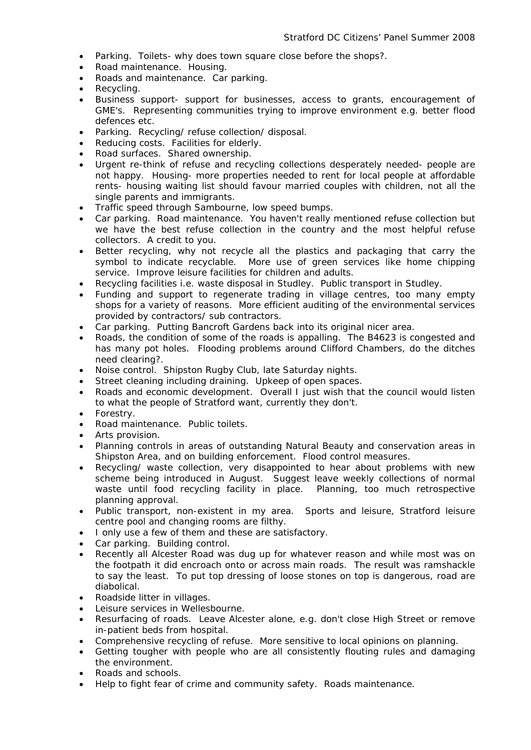- Parking. Toilets- why does town square close before the shops?.
- Road maintenance. Housing.
- Roads and maintenance. Car parking.
- Recycling.
- Business support- support for businesses, access to grants, encouragement of GME's. Representing communities trying to improve environment e.g. better flood defences etc.
- Parking. Recycling/ refuse collection/ disposal.
- Reducing costs. Facilities for elderly.
- Road surfaces. Shared ownership.
- Urgent re-think of refuse and recycling collections desperately needed- people are not happy. Housing- more properties needed to rent for local people at affordable rents- housing waiting list should favour married couples with children, not all the single parents and immigrants.
- Traffic speed through Sambourne, low speed bumps.
- Car parking. Road maintenance. You haven't really mentioned refuse collection but we have the best refuse collection in the country and the most helpful refuse collectors. A credit to you.
- Better recycling, why not recycle all the plastics and packaging that carry the symbol to indicate recyclable. More use of green services like home chipping service. Improve leisure facilities for children and adults.
- Recycling facilities i.e. waste disposal in Studley. Public transport in Studley.
- Funding and support to regenerate trading in village centres, too many empty shops for a variety of reasons. More efficient auditing of the environmental services provided by contractors/ sub contractors.
- Car parking. Putting Bancroft Gardens back into its original nicer area.
- Roads, the condition of some of the roads is appalling. The B4623 is congested and has many pot holes. Flooding problems around Clifford Chambers, do the ditches need clearing?.
- Noise control. Shipston Rugby Club, late Saturday nights.
- Street cleaning including draining. Upkeep of open spaces.
- Roads and economic development. Overall I just wish that the council would listen to what the people of Stratford want, currently they don't.
- Forestry.
- Road maintenance. Public toilets.
- Arts provision.
- Planning controls in areas of outstanding Natural Beauty and conservation areas in Shipston Area, and on building enforcement. Flood control measures.
- Recycling/ waste collection, very disappointed to hear about problems with new scheme being introduced in August. Suggest leave weekly collections of normal waste until food recycling facility in place. Planning, too much retrospective planning approval.
- Public transport, non-existent in my area. Sports and leisure, Stratford leisure centre pool and changing rooms are filthy.
- I only use a few of them and these are satisfactory.
- Car parking. Building control.
- Recently all Alcester Road was dug up for whatever reason and while most was on the footpath it did encroach onto or across main roads. The result was ramshackle to say the least. To put top dressing of loose stones on top is dangerous, road are diabolical.
- Roadside litter in villages.
- Leisure services in Wellesbourne.
- Resurfacing of roads. Leave Alcester alone, e.g. don't close High Street or remove in-patient beds from hospital.
- Comprehensive recycling of refuse. More sensitive to local opinions on planning.
- Getting tougher with people who are all consistently flouting rules and damaging the environment.
- Roads and schools.
- Help to fight fear of crime and community safety. Roads maintenance.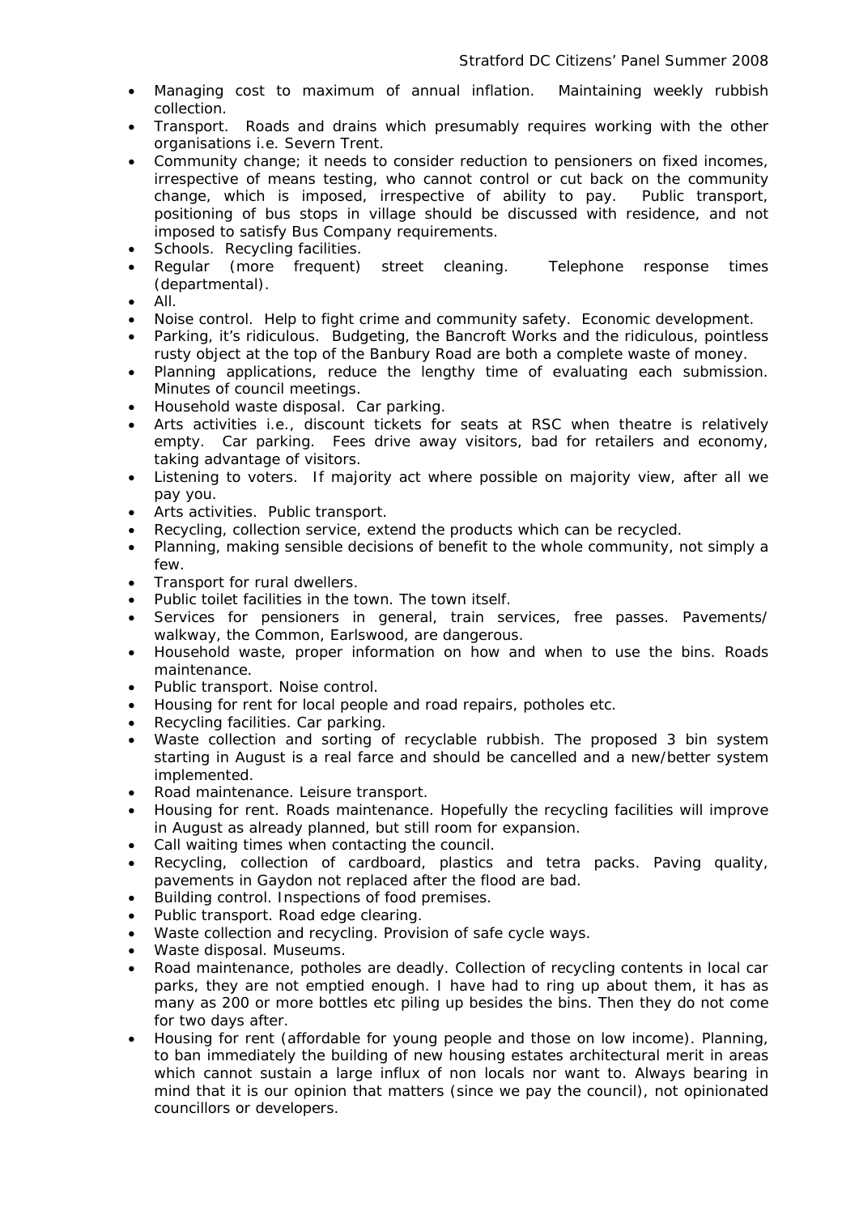- Managing cost to maximum of annual inflation. Maintaining weekly rubbish collection.
- Transport. Roads and drains which presumably requires working with the other organisations i.e. Severn Trent.
- Community change; it needs to consider reduction to pensioners on fixed incomes, irrespective of means testing, who cannot control or cut back on the community change, which is imposed, irrespective of ability to pay. Public transport, positioning of bus stops in village should be discussed with residence, and not imposed to satisfy Bus Company requirements.
- Schools. Recycling facilities.
- Regular (more frequent) street cleaning. Telephone response times (departmental).
- All.
- Noise control. Help to fight crime and community safety. Economic development.
- Parking, it's ridiculous. Budgeting, the Bancroft Works and the ridiculous, pointless rusty object at the top of the Banbury Road are both a complete waste of money.
- Planning applications, reduce the lengthy time of evaluating each submission. Minutes of council meetings.
- Household waste disposal. Car parking.
- Arts activities i.e., discount tickets for seats at RSC when theatre is relatively empty. Car parking. Fees drive away visitors, bad for retailers and economy, taking advantage of visitors.
- Listening to voters. If majority act where possible on majority view, after all we pay you.
- Arts activities. Public transport.
- Recycling, collection service, extend the products which can be recycled.
- Planning, making sensible decisions of benefit to the whole community, not simply a few.
- Transport for rural dwellers.
- Public toilet facilities in the town. The town itself.
- Services for pensioners in general, train services, free passes. Pavements/ walkway, the Common, Earlswood, are dangerous.
- Household waste, proper information on how and when to use the bins. Roads maintenance.
- Public transport. Noise control.
- Housing for rent for local people and road repairs, potholes etc.
- Recycling facilities. Car parking.
- Waste collection and sorting of recyclable rubbish. The proposed 3 bin system starting in August is a real farce and should be cancelled and a new/better system implemented.
- Road maintenance. Leisure transport.
- Housing for rent. Roads maintenance. Hopefully the recycling facilities will improve in August as already planned, but still room for expansion.
- Call waiting times when contacting the council.
- Recycling, collection of cardboard, plastics and tetra packs. Paving quality, pavements in Gaydon not replaced after the flood are bad.
- Building control. Inspections of food premises.
- Public transport. Road edge clearing.
- Waste collection and recycling. Provision of safe cycle ways.
- Waste disposal. Museums.
- Road maintenance, potholes are deadly. Collection of recycling contents in local car parks, they are not emptied enough. I have had to ring up about them, it has as many as 200 or more bottles etc piling up besides the bins. Then they do not come for two days after.
- Housing for rent (affordable for young people and those on low income). Planning, to ban immediately the building of new housing estates architectural merit in areas which cannot sustain a large influx of non locals nor want to. Always bearing in mind that it is our opinion that matters (since we pay the council), not opinionated councillors or developers.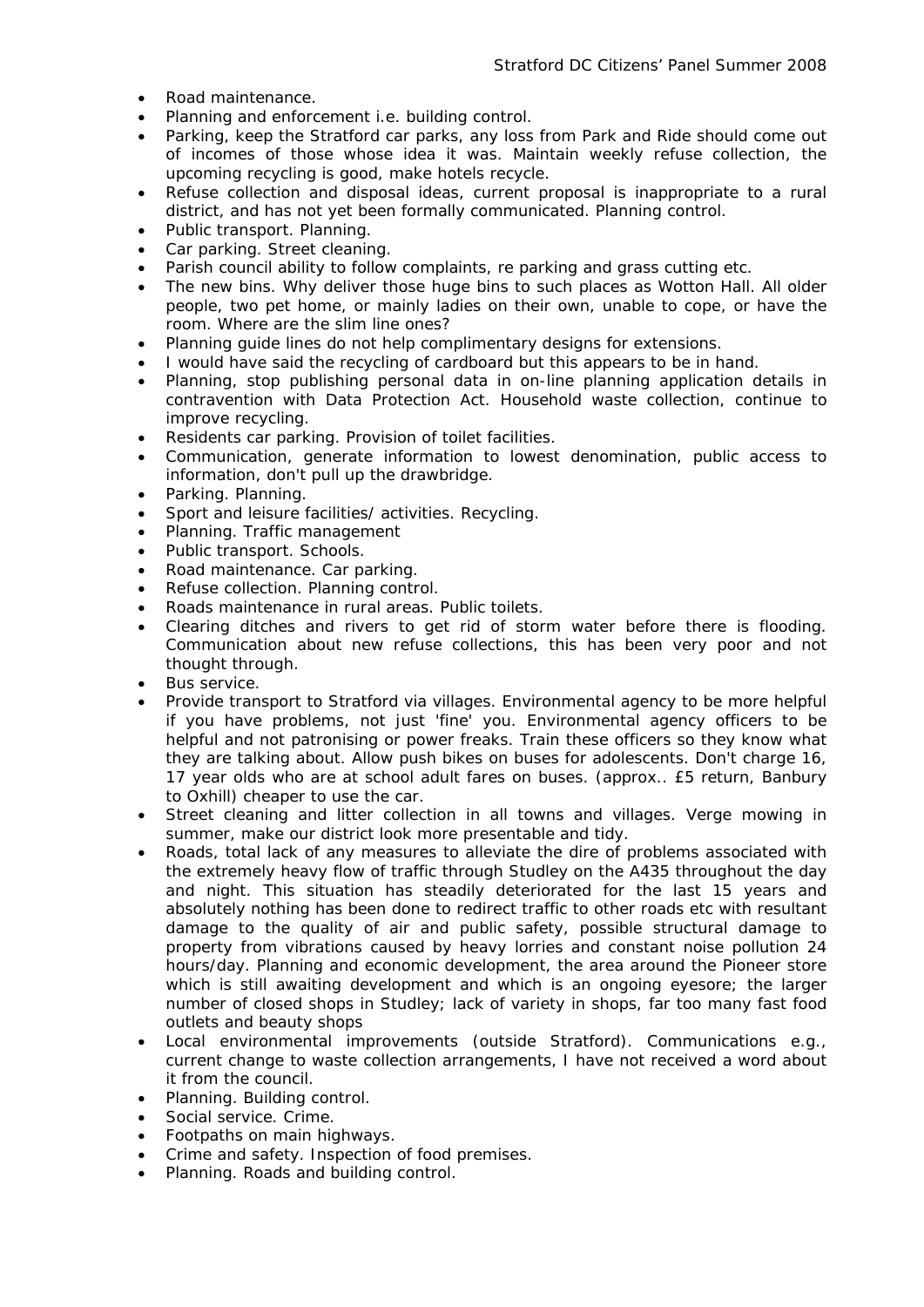- Road maintenance.
- Planning and enforcement i.e. building control.
- Parking, keep the Stratford car parks, any loss from Park and Ride should come out of incomes of those whose idea it was. Maintain weekly refuse collection, the upcoming recycling is good, make hotels recycle.
- Refuse collection and disposal ideas, current proposal is inappropriate to a rural district, and has not yet been formally communicated. Planning control.
- Public transport. Planning.
- Car parking. Street cleaning.
- Parish council ability to follow complaints, re parking and grass cutting etc.
- The new bins. Why deliver those huge bins to such places as Wotton Hall. All older people, two pet home, or mainly ladies on their own, unable to cope, or have the room. Where are the slim line ones?
- Planning guide lines do not help complimentary designs for extensions.
- I would have said the recycling of cardboard but this appears to be in hand.
- Planning, stop publishing personal data in on-line planning application details in contravention with Data Protection Act. Household waste collection, continue to improve recycling.
- Residents car parking. Provision of toilet facilities.
- Communication, generate information to lowest denomination, public access to information, don't pull up the drawbridge.
- Parking. Planning.
- Sport and leisure facilities/ activities. Recycling.
- Planning. Traffic management
- Public transport. Schools.
- Road maintenance. Car parking.
- Refuse collection. Planning control.
- Roads maintenance in rural areas. Public toilets.
- Clearing ditches and rivers to get rid of storm water before there is flooding. Communication about new refuse collections, this has been very poor and not thought through.
- Bus service.
- Provide transport to Stratford via villages. Environmental agency to be more helpful if you have problems, not just 'fine' you. Environmental agency officers to be helpful and not patronising or power freaks. Train these officers so they know what they are talking about. Allow push bikes on buses for adolescents. Don't charge 16, 17 year olds who are at school adult fares on buses. (approx.. £5 return, Banbury to Oxhill) cheaper to use the car.
- Street cleaning and litter collection in all towns and villages. Verge mowing in summer, make our district look more presentable and tidy.
- Roads, total lack of any measures to alleviate the dire of problems associated with the extremely heavy flow of traffic through Studley on the A435 throughout the day and night. This situation has steadily deteriorated for the last 15 years and absolutely nothing has been done to redirect traffic to other roads etc with resultant damage to the quality of air and public safety, possible structural damage to property from vibrations caused by heavy lorries and constant noise pollution 24 hours/day. Planning and economic development, the area around the Pioneer store which is still awaiting development and which is an ongoing eyesore; the larger number of closed shops in Studley; lack of variety in shops, far too many fast food outlets and beauty shops
- Local environmental improvements (outside Stratford). Communications e.g., current change to waste collection arrangements, I have not received a word about it from the council.
- Planning. Building control.
- Social service. Crime.
- Footpaths on main highways.
- Crime and safety. Inspection of food premises.
- Planning. Roads and building control.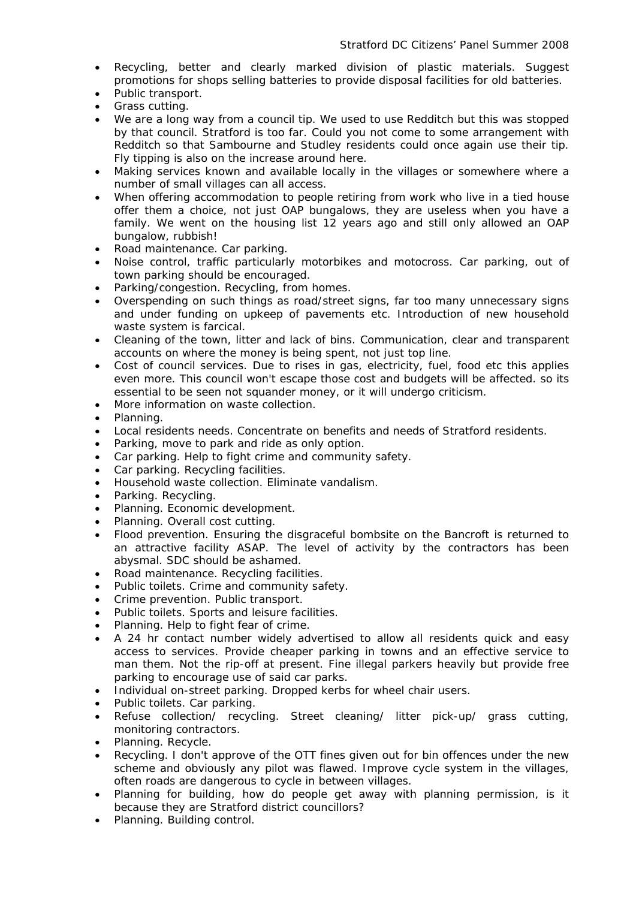- Recycling, better and clearly marked division of plastic materials. Suggest promotions for shops selling batteries to provide disposal facilities for old batteries.
- Public transport.
- Grass cutting.
- We are a long way from a council tip. We used to use Redditch but this was stopped by that council. Stratford is too far. Could you not come to some arrangement with Redditch so that Sambourne and Studley residents could once again use their tip. Fly tipping is also on the increase around here.
- Making services known and available locally in the villages or somewhere where a number of small villages can all access.
- When offering accommodation to people retiring from work who live in a tied house offer them a choice, not just OAP bungalows, they are useless when you have a family. We went on the housing list 12 years ago and still only allowed an OAP bungalow, rubbish!
- Road maintenance. Car parking.
- Noise control, traffic particularly motorbikes and motocross. Car parking, out of town parking should be encouraged.
- Parking/congestion. Recycling, from homes.
- Overspending on such things as road/street signs, far too many unnecessary signs and under funding on upkeep of pavements etc. Introduction of new household waste system is farcical.
- Cleaning of the town, litter and lack of bins. Communication, clear and transparent accounts on where the money is being spent, not just top line.
- Cost of council services. Due to rises in gas, electricity, fuel, food etc this applies even more. This council won't escape those cost and budgets will be affected. so its essential to be seen not squander money, or it will undergo criticism.
- More information on waste collection.
- Planning.
- Local residents needs. Concentrate on benefits and needs of Stratford residents.
- Parking, move to park and ride as only option.
- Car parking. Help to fight crime and community safety.
- Car parking. Recycling facilities.
- Household waste collection. Eliminate vandalism.
- Parking. Recycling.
- Planning. Economic development.
- Planning. Overall cost cutting.
- Flood prevention. Ensuring the disgraceful bombsite on the Bancroft is returned to an attractive facility ASAP. The level of activity by the contractors has been abysmal. SDC should be ashamed.
- Road maintenance. Recycling facilities.
- Public toilets. Crime and community safety.
- Crime prevention. Public transport.
- Public toilets. Sports and leisure facilities.
- Planning. Help to fight fear of crime.
- A 24 hr contact number widely advertised to allow all residents quick and easy access to services. Provide cheaper parking in towns and an effective service to man them. Not the rip-off at present. Fine illegal parkers heavily but provide free parking to encourage use of said car parks.
- Individual on-street parking. Dropped kerbs for wheel chair users.
- Public toilets. Car parking.
- Refuse collection/ recycling. Street cleaning/ litter pick-up/ grass cutting, monitoring contractors.
- Planning. Recycle.
- Recycling. I don't approve of the OTT fines given out for bin offences under the new scheme and obviously any pilot was flawed. Improve cycle system in the villages, often roads are dangerous to cycle in between villages.
- Planning for building, how do people get away with planning permission, is it because they are Stratford district councillors?
- Planning. Building control.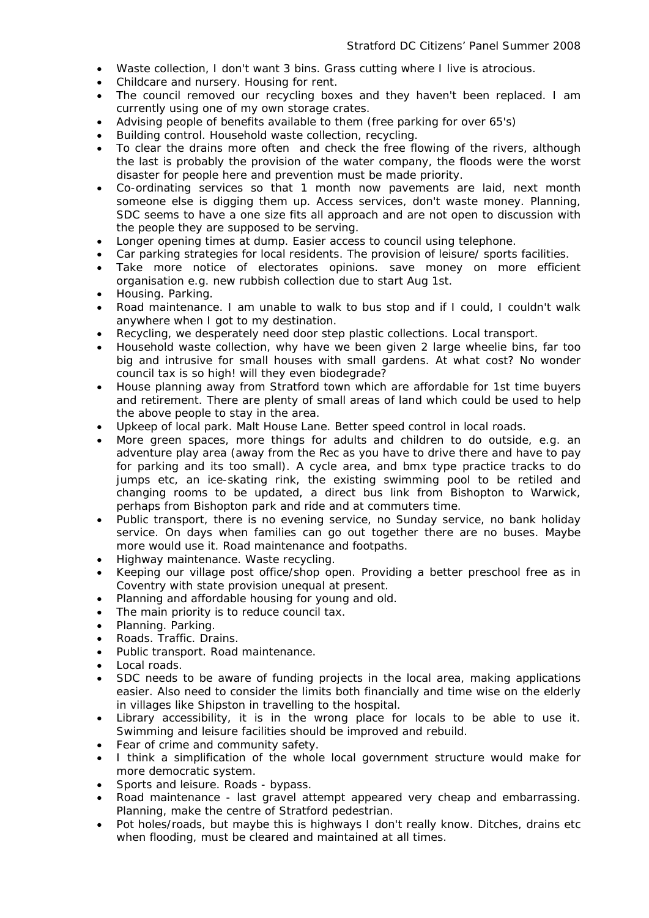- Waste collection, I don't want 3 bins. Grass cutting where I live is atrocious.
- Childcare and nursery. Housing for rent.
- The council removed our recycling boxes and they haven't been replaced. I am currently using one of my own storage crates.
- Advising people of benefits available to them (free parking for over 65's)
- Building control. Household waste collection, recycling.
- To clear the drains more often and check the free flowing of the rivers, although the last is probably the provision of the water company, the floods were the worst disaster for people here and prevention must be made priority.
- Co-ordinating services so that 1 month now pavements are laid, next month someone else is digging them up. Access services, don't waste money. Planning, SDC seems to have a one size fits all approach and are not open to discussion with the people they are supposed to be serving.
- Longer opening times at dump. Easier access to council using telephone.
- Car parking strategies for local residents. The provision of leisure/ sports facilities.
- Take more notice of electorates opinions. save money on more efficient organisation e.g. new rubbish collection due to start Aug 1st.
- Housing. Parking.
- Road maintenance. I am unable to walk to bus stop and if I could, I couldn't walk anywhere when I got to my destination.
- Recycling, we desperately need door step plastic collections. Local transport.
- Household waste collection, why have we been given 2 large wheelie bins, far too big and intrusive for small houses with small gardens. At what cost? No wonder council tax is so high! will they even biodegrade?
- House planning away from Stratford town which are affordable for 1st time buyers and retirement. There are plenty of small areas of land which could be used to help the above people to stay in the area.
- Upkeep of local park. Malt House Lane. Better speed control in local roads.
- More green spaces, more things for adults and children to do outside, e.g. an adventure play area (away from the Rec as you have to drive there and have to pay for parking and its too small). A cycle area, and bmx type practice tracks to do jumps etc, an ice-skating rink, the existing swimming pool to be retiled and changing rooms to be updated, a direct bus link from Bishopton to Warwick, perhaps from Bishopton park and ride and at commuters time.
- Public transport, there is no evening service, no Sunday service, no bank holiday service. On days when families can go out together there are no buses. Maybe more would use it. Road maintenance and footpaths.
- Highway maintenance. Waste recycling.
- Keeping our village post office/shop open. Providing a better preschool free as in Coventry with state provision unequal at present.
- Planning and affordable housing for young and old.
- The main priority is to reduce council tax.
- Planning. Parking.
- Roads. Traffic. Drains.
- Public transport. Road maintenance.
- Local roads.
- SDC needs to be aware of funding projects in the local area, making applications easier. Also need to consider the limits both financially and time wise on the elderly in villages like Shipston in travelling to the hospital.
- Library accessibility, it is in the wrong place for locals to be able to use it. Swimming and leisure facilities should be improved and rebuild.
- Fear of crime and community safety.
- I think a simplification of the whole local government structure would make for more democratic system.
- Sports and leisure. Roads - bypass.
- Road maintenance - last gravel attempt appeared very cheap and embarrassing. Planning, make the centre of Stratford pedestrian.
- Pot holes/roads, but maybe this is highways I don't really know. Ditches, drains etc when flooding, must be cleared and maintained at all times.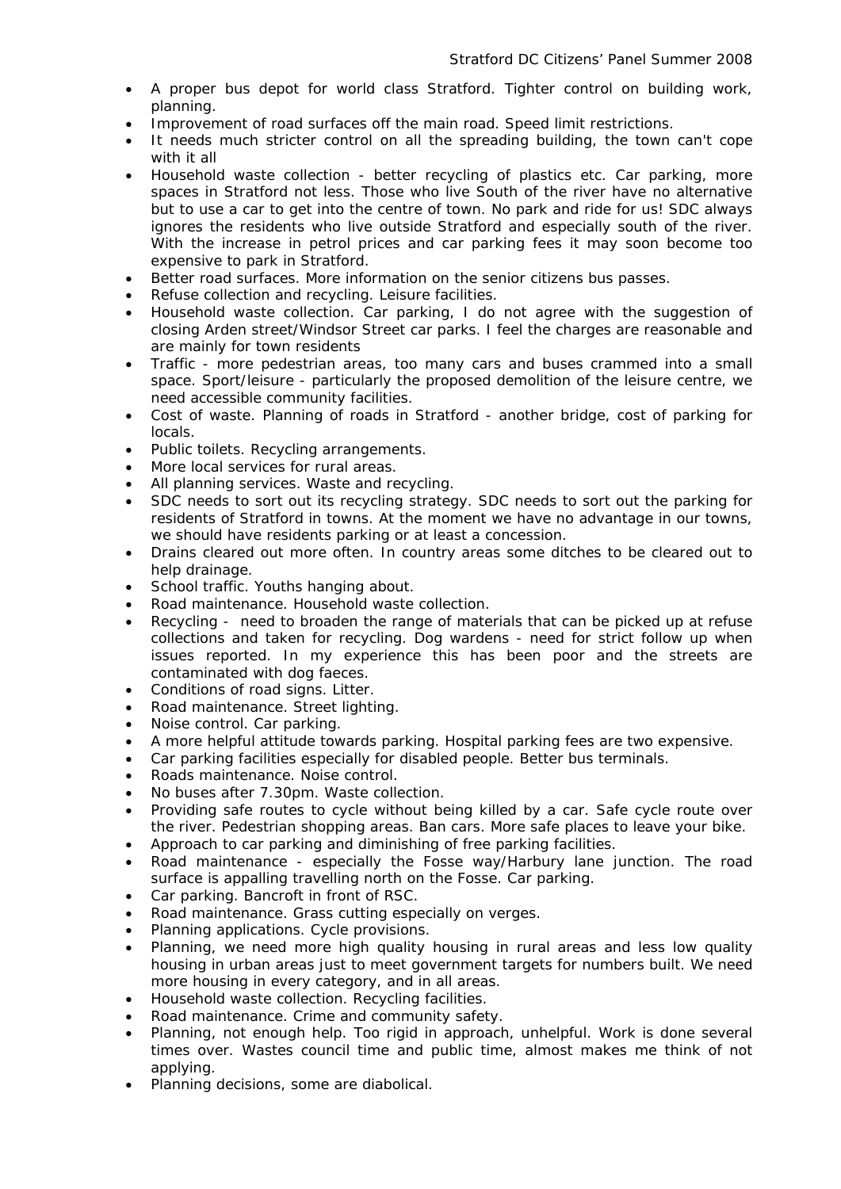- A proper bus depot for world class Stratford. Tighter control on building work, planning.
- Improvement of road surfaces off the main road. Speed limit restrictions.
- It needs much stricter control on all the spreading building, the town can't cope with it all
- Household waste collection - better recycling of plastics etc. Car parking, more spaces in Stratford not less. Those who live South of the river have no alternative but to use a car to get into the centre of town. No park and ride for us! SDC always ignores the residents who live outside Stratford and especially south of the river. With the increase in petrol prices and car parking fees it may soon become too expensive to park in Stratford.
- Better road surfaces. More information on the senior citizens bus passes.
- Refuse collection and recycling. Leisure facilities.
- Household waste collection. Car parking, I do not agree with the suggestion of closing Arden street/Windsor Street car parks. I feel the charges are reasonable and are mainly for town residents
- Traffic - more pedestrian areas, too many cars and buses crammed into a small space. Sport/leisure - particularly the proposed demolition of the leisure centre, we need accessible community facilities.
- Cost of waste. Planning of roads in Stratford - another bridge, cost of parking for locals.
- Public toilets. Recycling arrangements.
- More local services for rural areas.
- All planning services. Waste and recycling.
- SDC needs to sort out its recycling strategy. SDC needs to sort out the parking for residents of Stratford in towns. At the moment we have no advantage in our towns, we should have residents parking or at least a concession.
- Drains cleared out more often. In country areas some ditches to be cleared out to help drainage.
- School traffic. Youths hanging about.
- Road maintenance. Household waste collection.
- Recycling - need to broaden the range of materials that can be picked up at refuse collections and taken for recycling. Dog wardens - need for strict follow up when issues reported. In my experience this has been poor and the streets are contaminated with dog faeces.
- Conditions of road signs. Litter.
- Road maintenance. Street lighting.
- Noise control. Car parking.
- A more helpful attitude towards parking. Hospital parking fees are two expensive.
- Car parking facilities especially for disabled people. Better bus terminals.
- Roads maintenance. Noise control.
- No buses after 7.30pm. Waste collection.
- Providing safe routes to cycle without being killed by a car. Safe cycle route over the river. Pedestrian shopping areas. Ban cars. More safe places to leave your bike.
- Approach to car parking and diminishing of free parking facilities.
- Road maintenance - especially the Fosse way/Harbury lane junction. The road surface is appalling travelling north on the Fosse. Car parking.
- Car parking. Bancroft in front of RSC.
- Road maintenance. Grass cutting especially on verges.
- Planning applications. Cycle provisions.
- Planning, we need more high quality housing in rural areas and less low quality housing in urban areas just to meet government targets for numbers built. We need more housing in every category, and in all areas.
- Household waste collection. Recycling facilities.
- Road maintenance. Crime and community safety.
- Planning, not enough help. Too rigid in approach, unhelpful. Work is done several times over. Wastes council time and public time, almost makes me think of not applying.
- Planning decisions, some are diabolical.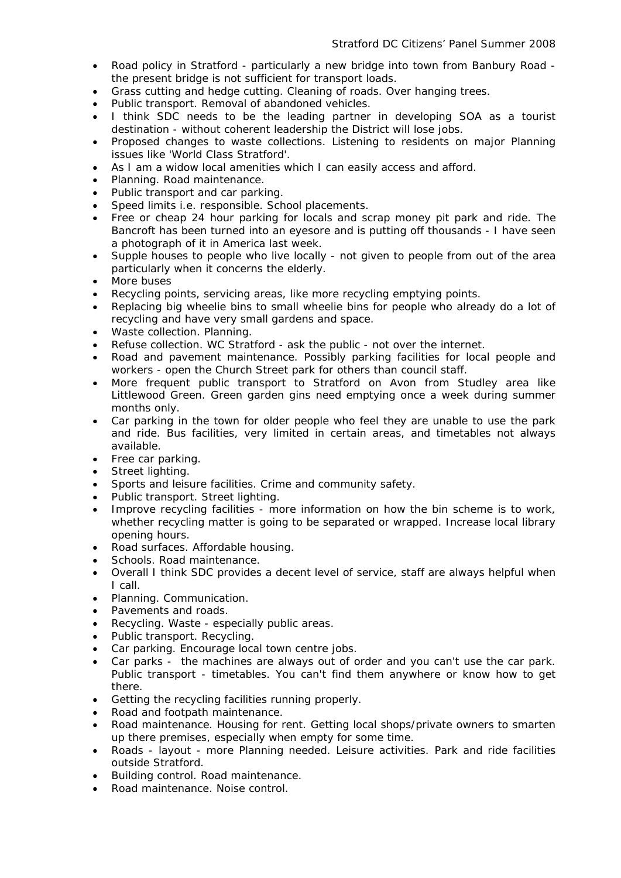- Road policy in Stratford - particularly a new bridge into town from Banbury Road - the present bridge is not sufficient for transport loads.
- Grass cutting and hedge cutting. Cleaning of roads. Over hanging trees.
- Public transport. Removal of abandoned vehicles.
- I think SDC needs to be the leading partner in developing SOA as a tourist destination - without coherent leadership the District will lose jobs.
- Proposed changes to waste collections. Listening to residents on major Planning issues like 'World Class Stratford'.
- As I am a widow local amenities which I can easily access and afford.
- Planning. Road maintenance.
- Public transport and car parking.
- Speed limits i.e. responsible. School placements.
- Free or cheap 24 hour parking for locals and scrap money pit park and ride. The Bancroft has been turned into an eyesore and is putting off thousands - I have seen a photograph of it in America last week.
- Supple houses to people who live locally - not given to people from out of the area particularly when it concerns the elderly.
- More buses
- Recycling points, servicing areas, like more recycling emptying points.
- Replacing big wheelie bins to small wheelie bins for people who already do a lot of recycling and have very small gardens and space.
- Waste collection. Planning.
- Refuse collection. WC Stratford - ask the public - not over the internet.
- Road and pavement maintenance. Possibly parking facilities for local people and workers - open the Church Street park for others than council staff.
- More frequent public transport to Stratford on Avon from Studley area like Littlewood Green. Green garden gins need emptying once a week during summer months only.
- Car parking in the town for older people who feel they are unable to use the park and ride. Bus facilities, very limited in certain areas, and timetables not always available.
- Free car parking.
- Street lighting.
- Sports and leisure facilities. Crime and community safety.
- Public transport. Street lighting.
- Improve recycling facilities - more information on how the bin scheme is to work, whether recycling matter is going to be separated or wrapped. Increase local library opening hours.
- Road surfaces. Affordable housing.
- Schools. Road maintenance.
- Overall I think SDC provides a decent level of service, staff are always helpful when I call.
- Planning. Communication.
- Pavements and roads.
- Recycling. Waste - especially public areas.
- Public transport. Recycling.
- Car parking. Encourage local town centre jobs.
- Car parks - the machines are always out of order and you can't use the car park. Public transport - timetables. You can't find them anywhere or know how to get there.
- Getting the recycling facilities running properly.
- Road and footpath maintenance.
- Road maintenance. Housing for rent. Getting local shops/private owners to smarten up there premises, especially when empty for some time.
- Roads - layout - more Planning needed. Leisure activities. Park and ride facilities outside Stratford.
- Building control. Road maintenance.
- Road maintenance. Noise control.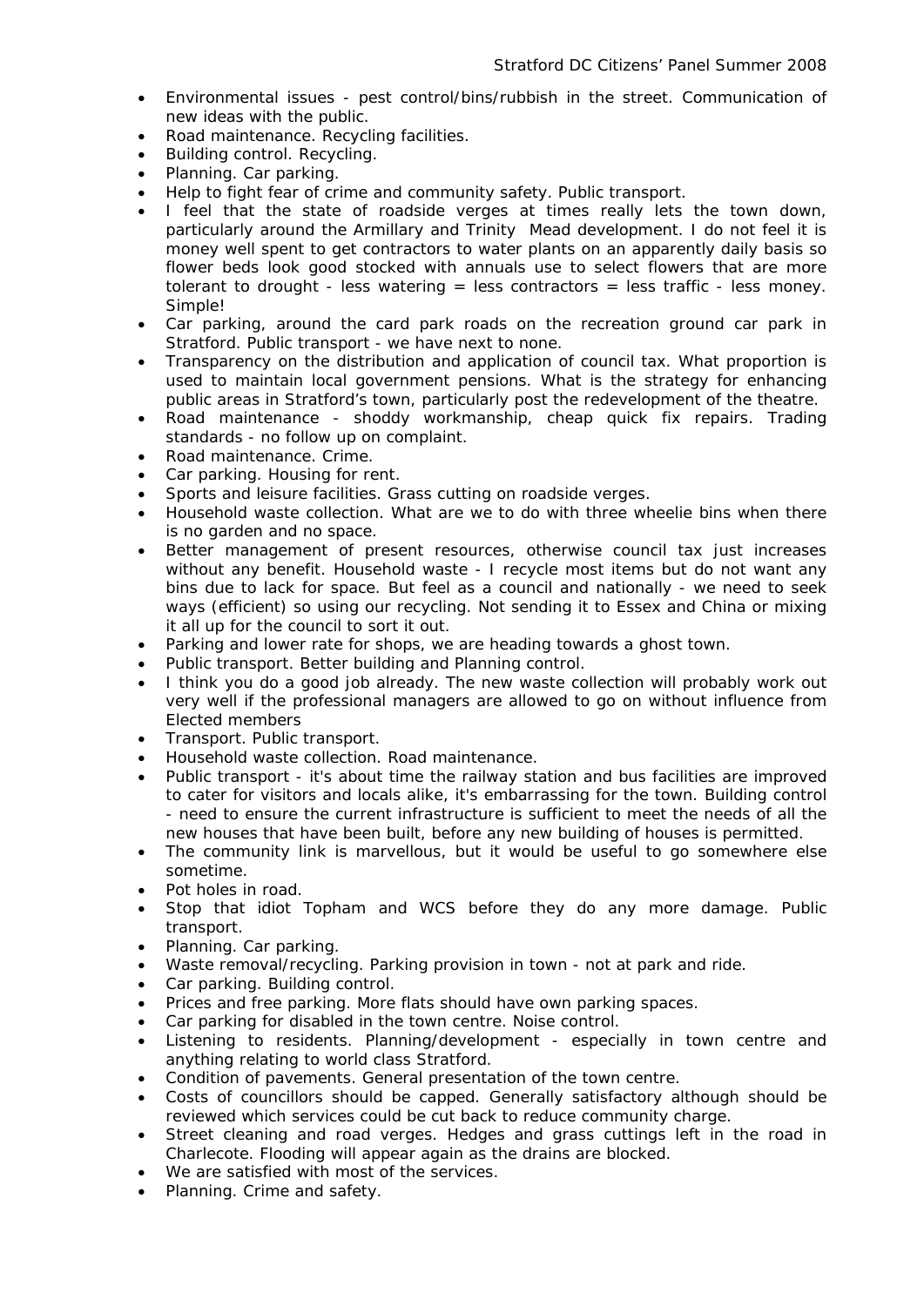- Environmental issues - pest control/bins/rubbish in the street. Communication of new ideas with the public.
- Road maintenance. Recycling facilities.
- Building control. Recycling.
- Planning. Car parking.
- Help to fight fear of crime and community safety. Public transport.
- I feel that the state of roadside verges at times really lets the town down, particularly around the Armillary and Trinity Mead development. I do not feel it is money well spent to get contractors to water plants on an apparently daily basis so flower beds look good stocked with annuals use to select flowers that are more tolerant to drought - less watering = less contractors = less traffic - less money. Simple!
- Car parking, around the card park roads on the recreation ground car park in Stratford. Public transport - we have next to none.
- Transparency on the distribution and application of council tax. What proportion is used to maintain local government pensions. What is the strategy for enhancing public areas in Stratford's town, particularly post the redevelopment of the theatre.
- Road maintenance - shoddy workmanship, cheap quick fix repairs. Trading standards - no follow up on complaint.
- Road maintenance. Crime.
- Car parking. Housing for rent.
- Sports and leisure facilities. Grass cutting on roadside verges.
- Household waste collection. What are we to do with three wheelie bins when there is no garden and no space.
- Better management of present resources, otherwise council tax just increases without any benefit. Household waste - I recycle most items but do not want any bins due to lack for space. But feel as a council and nationally - we need to seek ways (efficient) so using our recycling. Not sending it to Essex and China or mixing it all up for the council to sort it out.
- Parking and lower rate for shops, we are heading towards a ghost town.
- Public transport. Better building and Planning control.
- I think you do a good job already. The new waste collection will probably work out very well if the professional managers are allowed to go on without influence from Elected members
- Transport. Public transport.
- Household waste collection. Road maintenance.
- Public transport - it's about time the railway station and bus facilities are improved to cater for visitors and locals alike, it's embarrassing for the town. Building control - need to ensure the current infrastructure is sufficient to meet the needs of all the new houses that have been built, before any new building of houses is permitted.
- The community link is marvellous, but it would be useful to go somewhere else sometime.
- Pot holes in road.
- Stop that idiot Topham and WCS before they do any more damage. Public transport.
- Planning. Car parking.
- Waste removal/recycling. Parking provision in town - not at park and ride.
- Car parking. Building control.
- Prices and free parking. More flats should have own parking spaces.
- Car parking for disabled in the town centre. Noise control.
- Listening to residents. Planning/development - especially in town centre and anything relating to world class Stratford.
- Condition of pavements. General presentation of the town centre.
- Costs of councillors should be capped. Generally satisfactory although should be reviewed which services could be cut back to reduce community charge.
- Street cleaning and road verges. Hedges and grass cuttings left in the road in Charlecote. Flooding will appear again as the drains are blocked.
- We are satisfied with most of the services.
- Planning. Crime and safety.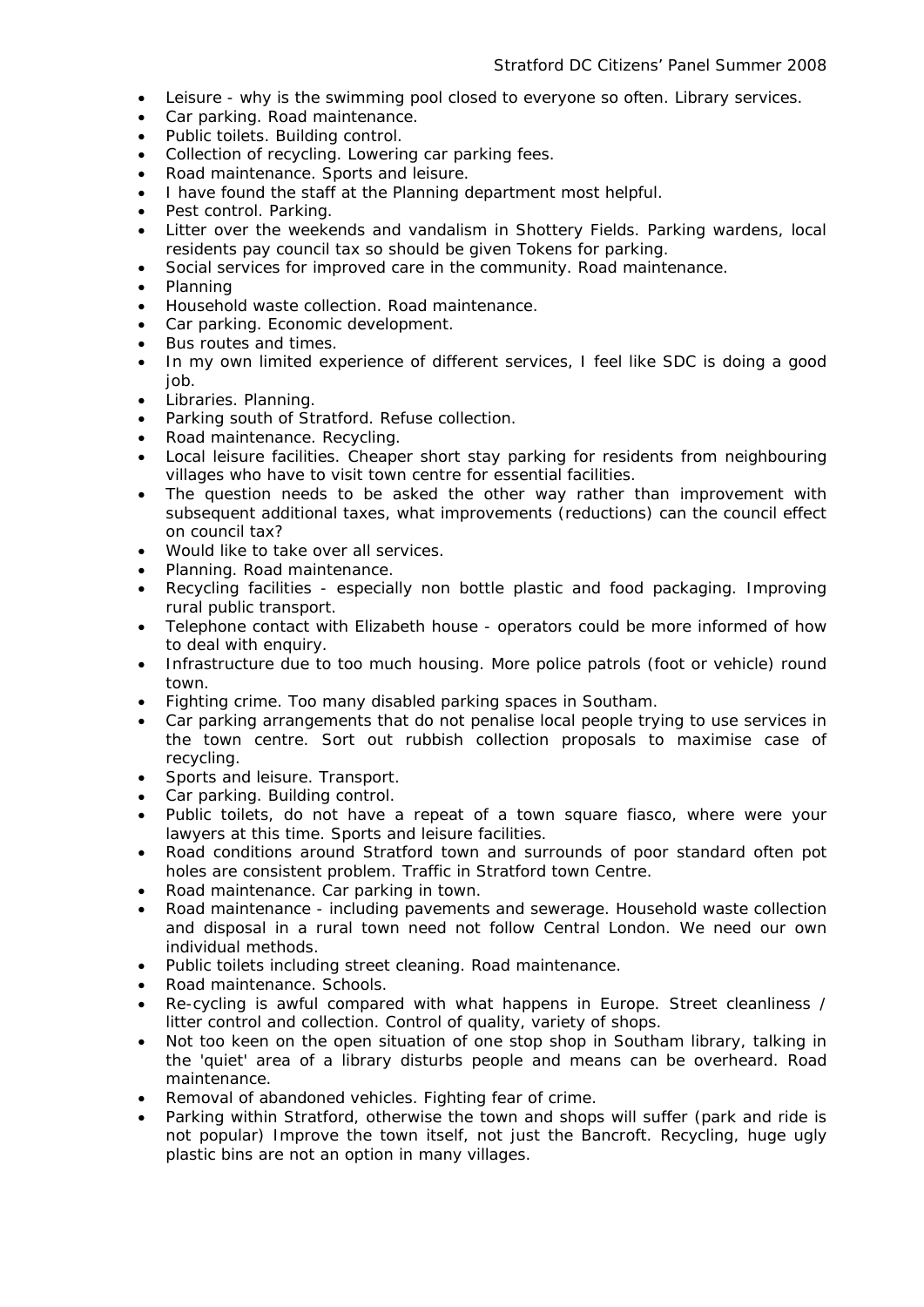- Leisure - why is the swimming pool closed to everyone so often. Library services.
- Car parking. Road maintenance.
- Public toilets. Building control.
- Collection of recycling. Lowering car parking fees.
- Road maintenance. Sports and leisure.
- I have found the staff at the Planning department most helpful.
- Pest control. Parking.
- Litter over the weekends and vandalism in Shottery Fields. Parking wardens, local residents pay council tax so should be given Tokens for parking.
- Social services for improved care in the community. Road maintenance.
- Planning
- Household waste collection. Road maintenance.
- Car parking. Economic development.
- Bus routes and times.
- In my own limited experience of different services, I feel like SDC is doing a good job.
- Libraries. Planning.
- Parking south of Stratford. Refuse collection.
- Road maintenance. Recycling.
- Local leisure facilities. Cheaper short stay parking for residents from neighbouring villages who have to visit town centre for essential facilities.
- The question needs to be asked the other way rather than improvement with subsequent additional taxes, what improvements (reductions) can the council effect on council tax?
- Would like to take over all services.
- Planning. Road maintenance.
- Recycling facilities - especially non bottle plastic and food packaging. Improving rural public transport.
- Telephone contact with Elizabeth house - operators could be more informed of how to deal with enquiry.
- Infrastructure due to too much housing. More police patrols (foot or vehicle) round town.
- Fighting crime. Too many disabled parking spaces in Southam.
- Car parking arrangements that do not penalise local people trying to use services in the town centre. Sort out rubbish collection proposals to maximise case of recycling.
- Sports and leisure. Transport.
- Car parking. Building control.
- Public toilets, do not have a repeat of a town square fiasco, where were your lawyers at this time. Sports and leisure facilities.
- Road conditions around Stratford town and surrounds of poor standard often pot holes are consistent problem. Traffic in Stratford town Centre.
- Road maintenance. Car parking in town.
- Road maintenance - including pavements and sewerage. Household waste collection and disposal in a rural town need not follow Central London. We need our own individual methods.
- Public toilets including street cleaning. Road maintenance.
- Road maintenance. Schools.
- Re-cycling is awful compared with what happens in Europe. Street cleanliness / litter control and collection. Control of quality, variety of shops.
- Not too keen on the open situation of one stop shop in Southam library, talking in the 'quiet' area of a library disturbs people and means can be overheard. Road maintenance.
- Removal of abandoned vehicles. Fighting fear of crime.
- Parking within Stratford, otherwise the town and shops will suffer (park and ride is not popular) Improve the town itself, not just the Bancroft. Recycling, huge ugly plastic bins are not an option in many villages.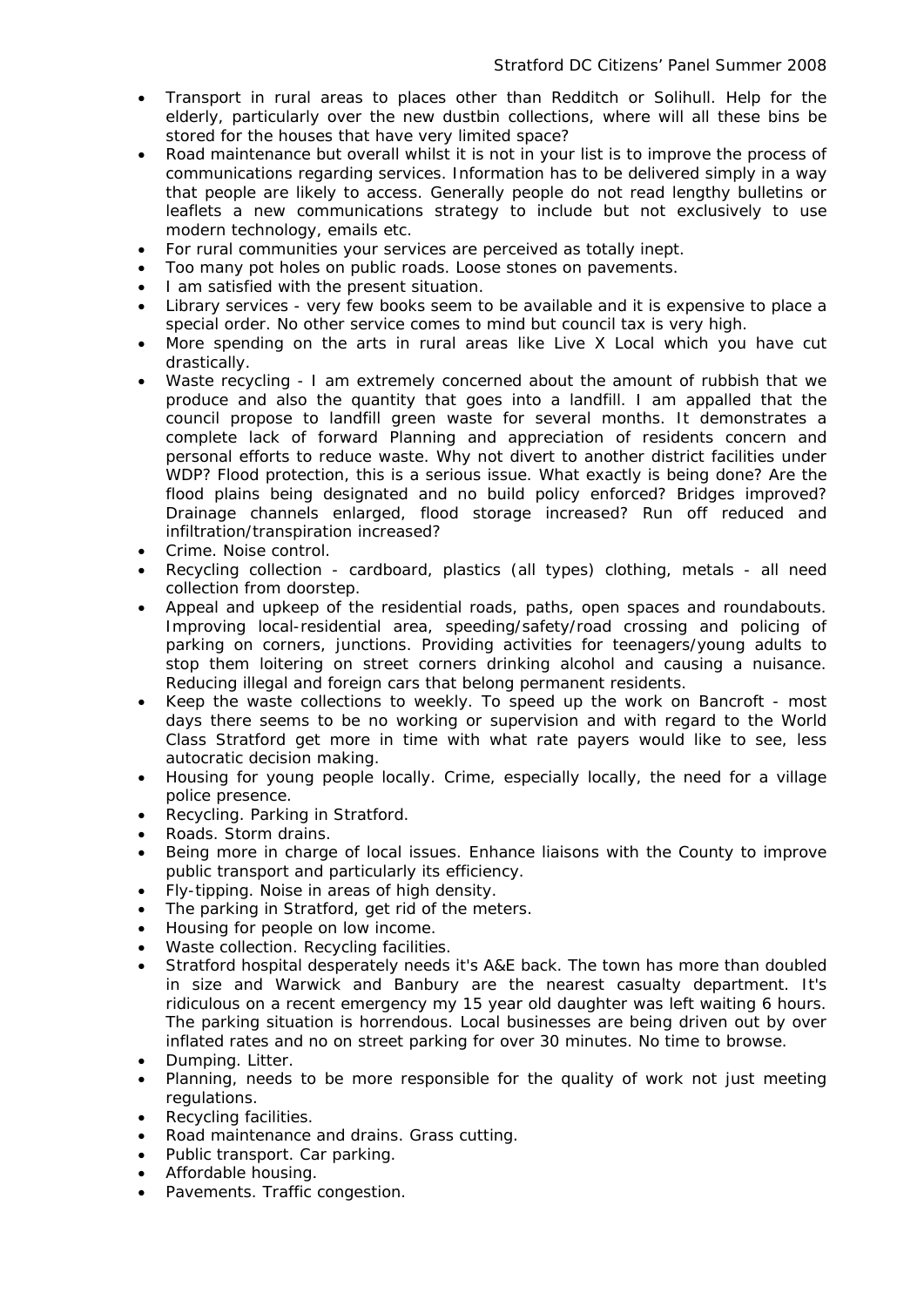- Transport in rural areas to places other than Redditch or Solihull. Help for the elderly, particularly over the new dustbin collections, where will all these bins be stored for the houses that have very limited space?
- Road maintenance but overall whilst it is not in your list is to improve the process of communications regarding services. Information has to be delivered simply in a way that people are likely to access. Generally people do not read lengthy bulletins or leaflets a new communications strategy to include but not exclusively to use modern technology, emails etc.
- For rural communities your services are perceived as totally inept.
- Too many pot holes on public roads. Loose stones on pavements.
- I am satisfied with the present situation.
- Library services - very few books seem to be available and it is expensive to place a special order. No other service comes to mind but council tax is very high.
- More spending on the arts in rural areas like Live X Local which you have cut drastically.
- Waste recycling - I am extremely concerned about the amount of rubbish that we produce and also the quantity that goes into a landfill. I am appalled that the council propose to landfill green waste for several months. It demonstrates a complete lack of forward Planning and appreciation of residents concern and personal efforts to reduce waste. Why not divert to another district facilities under WDP? Flood protection, this is a serious issue. What exactly is being done? Are the flood plains being designated and no build policy enforced? Bridges improved? Drainage channels enlarged, flood storage increased? Run off reduced and infiltration/transpiration increased?
- Crime. Noise control.
- Recycling collection - cardboard, plastics (all types) clothing, metals - all need collection from doorstep.
- Appeal and upkeep of the residential roads, paths, open spaces and roundabouts. Improving local-residential area, speeding/safety/road crossing and policing of parking on corners, junctions. Providing activities for teenagers/young adults to stop them loitering on street corners drinking alcohol and causing a nuisance. Reducing illegal and foreign cars that belong permanent residents.
- Keep the waste collections to weekly. To speed up the work on Bancroft - most days there seems to be no working or supervision and with regard to the World Class Stratford get more in time with what rate payers would like to see, less autocratic decision making.
- Housing for young people locally. Crime, especially locally, the need for a village police presence.
- Recycling. Parking in Stratford.
- Roads. Storm drains.
- Being more in charge of local issues. Enhance liaisons with the County to improve public transport and particularly its efficiency.
- Fly-tipping. Noise in areas of high density.
- The parking in Stratford, get rid of the meters.
- Housing for people on low income.
- Waste collection. Recycling facilities.
- Stratford hospital desperately needs it's A&E back. The town has more than doubled in size and Warwick and Banbury are the nearest casualty department. It's ridiculous on a recent emergency my 15 year old daughter was left waiting 6 hours. The parking situation is horrendous. Local businesses are being driven out by over inflated rates and no on street parking for over 30 minutes. No time to browse.
- Dumping. Litter.
- Planning, needs to be more responsible for the quality of work not just meeting regulations.
- Recycling facilities.
- Road maintenance and drains. Grass cutting.
- Public transport. Car parking.
- Affordable housing.
- Pavements. Traffic congestion.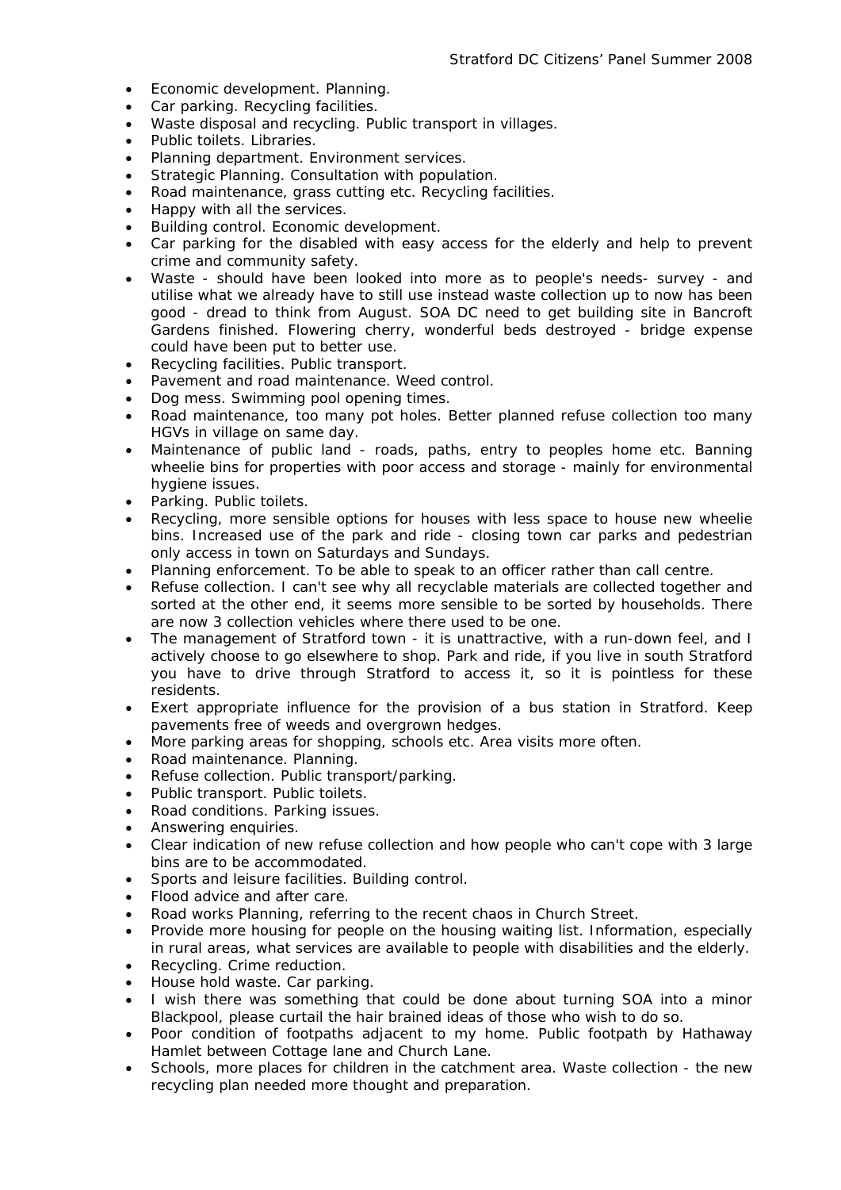- Economic development. Planning.
- Car parking. Recycling facilities.
- Waste disposal and recycling. Public transport in villages.
- Public toilets. Libraries.
- Planning department. Environment services.
- Strategic Planning. Consultation with population.
- Road maintenance, grass cutting etc. Recycling facilities.
- Happy with all the services.
- Building control. Economic development.
- Car parking for the disabled with easy access for the elderly and help to prevent crime and community safety.
- Waste - should have been looked into more as to people's needs- survey - and utilise what we already have to still use instead waste collection up to now has been good - dread to think from August. SOA DC need to get building site in Bancroft Gardens finished. Flowering cherry, wonderful beds destroyed - bridge expense could have been put to better use.
- Recycling facilities. Public transport.
- Pavement and road maintenance. Weed control.
- Dog mess. Swimming pool opening times.
- Road maintenance, too many pot holes. Better planned refuse collection too many HGVs in village on same day.
- Maintenance of public land - roads, paths, entry to peoples home etc. Banning wheelie bins for properties with poor access and storage - mainly for environmental hygiene issues.
- Parking. Public toilets.
- Recycling, more sensible options for houses with less space to house new wheelie bins. Increased use of the park and ride - closing town car parks and pedestrian only access in town on Saturdays and Sundays.
- Planning enforcement. To be able to speak to an officer rather than call centre.
- Refuse collection. I can't see why all recyclable materials are collected together and sorted at the other end, it seems more sensible to be sorted by households. There are now 3 collection vehicles where there used to be one.
- The management of Stratford town - it is unattractive, with a run-down feel, and I actively choose to go elsewhere to shop. Park and ride, if you live in south Stratford you have to drive through Stratford to access it, so it is pointless for these residents.
- Exert appropriate influence for the provision of a bus station in Stratford. Keep pavements free of weeds and overgrown hedges.
- More parking areas for shopping, schools etc. Area visits more often.
- Road maintenance. Planning.
- Refuse collection. Public transport/parking.
- Public transport. Public toilets.
- Road conditions. Parking issues.
- Answering enquiries.
- Clear indication of new refuse collection and how people who can't cope with 3 large bins are to be accommodated.
- Sports and leisure facilities. Building control.
- Flood advice and after care.
- Road works Planning, referring to the recent chaos in Church Street.
- Provide more housing for people on the housing waiting list. Information, especially in rural areas, what services are available to people with disabilities and the elderly.
- Recycling. Crime reduction.
- House hold waste. Car parking.
- I wish there was something that could be done about turning SOA into a minor Blackpool, please curtail the hair brained ideas of those who wish to do so.
- Poor condition of footpaths adjacent to my home. Public footpath by Hathaway Hamlet between Cottage lane and Church Lane.
- Schools, more places for children in the catchment area. Waste collection - the new recycling plan needed more thought and preparation.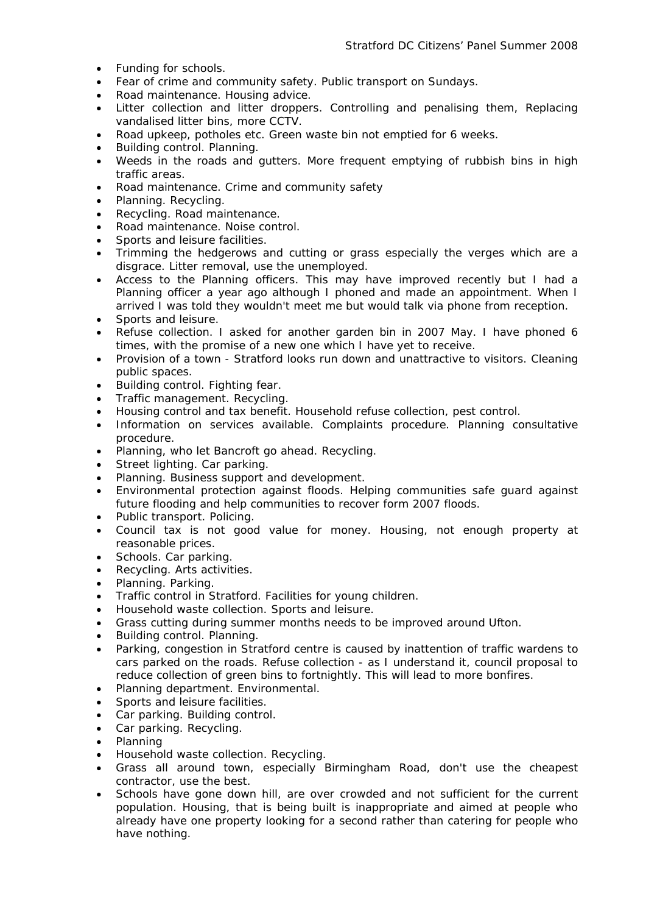- Funding for schools.
- Fear of crime and community safety. Public transport on Sundays.
- Road maintenance. Housing advice.
- Litter collection and litter droppers. Controlling and penalising them, Replacing vandalised litter bins, more CCTV.
- Road upkeep, potholes etc. Green waste bin not emptied for 6 weeks.
- Building control. Planning.
- Weeds in the roads and gutters. More frequent emptying of rubbish bins in high traffic areas.
- Road maintenance. Crime and community safety
- Planning. Recycling.
- Recycling. Road maintenance.
- Road maintenance. Noise control.
- Sports and leisure facilities.
- Trimming the hedgerows and cutting or grass especially the verges which are a disgrace. Litter removal, use the unemployed.
- Access to the Planning officers. This may have improved recently but I had a Planning officer a year ago although I phoned and made an appointment. When I arrived I was told they wouldn't meet me but would talk via phone from reception.
- Sports and leisure.
- Refuse collection. I asked for another garden bin in 2007 May. I have phoned 6 times, with the promise of a new one which I have yet to receive.
- Provision of a town - Stratford looks run down and unattractive to visitors. Cleaning public spaces.
- Building control. Fighting fear.
- Traffic management. Recycling.
- Housing control and tax benefit. Household refuse collection, pest control.
- Information on services available. Complaints procedure. Planning consultative procedure.
- Planning, who let Bancroft go ahead. Recycling.
- Street lighting. Car parking.
- Planning. Business support and development.
- Environmental protection against floods. Helping communities safe guard against future flooding and help communities to recover form 2007 floods.
- Public transport. Policing.
- Council tax is not good value for money. Housing, not enough property at reasonable prices.
- Schools. Car parking.
- Recycling. Arts activities.
- Planning. Parking.
- Traffic control in Stratford. Facilities for young children.
- Household waste collection. Sports and leisure.
- Grass cutting during summer months needs to be improved around Ufton.
- Building control. Planning.
- Parking, congestion in Stratford centre is caused by inattention of traffic wardens to cars parked on the roads. Refuse collection - as I understand it, council proposal to reduce collection of green bins to fortnightly. This will lead to more bonfires.
- Planning department. Environmental.
- Sports and leisure facilities.
- Car parking. Building control.
- Car parking. Recycling.
- Planning
- Household waste collection. Recycling.
- Grass all around town, especially Birmingham Road, don't use the cheapest contractor, use the best.
- Schools have gone down hill, are over crowded and not sufficient for the current population. Housing, that is being built is inappropriate and aimed at people who already have one property looking for a second rather than catering for people who have nothing.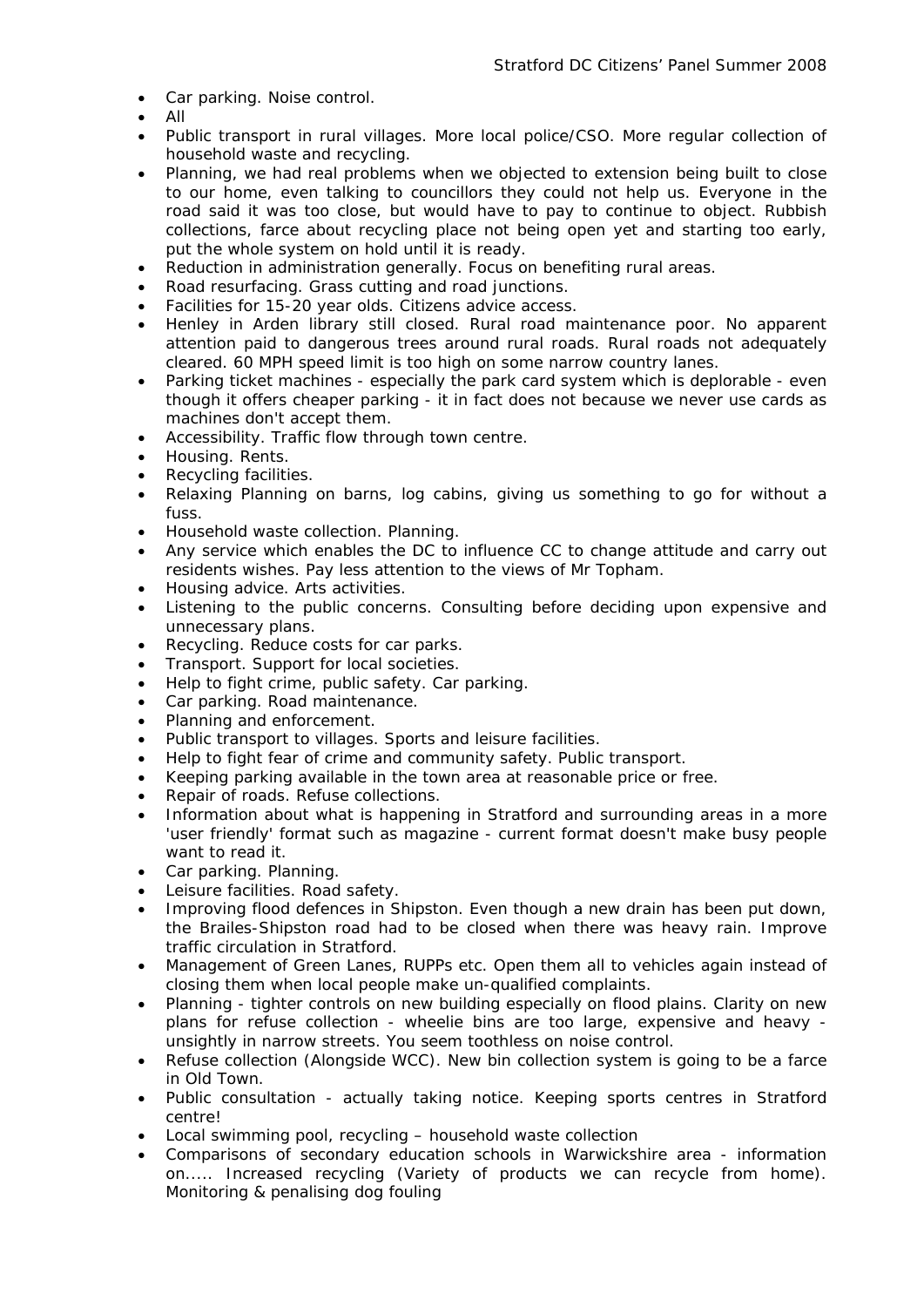- Car parking. Noise control.
- All
- Public transport in rural villages. More local police/CSO. More regular collection of household waste and recycling.
- Planning, we had real problems when we objected to extension being built to close to our home, even talking to councillors they could not help us. Everyone in the road said it was too close, but would have to pay to continue to object. Rubbish collections, farce about recycling place not being open yet and starting too early, put the whole system on hold until it is ready.
- Reduction in administration generally. Focus on benefiting rural areas.
- Road resurfacing. Grass cutting and road junctions.
- Facilities for 15-20 year olds. Citizens advice access.
- Henley in Arden library still closed. Rural road maintenance poor. No apparent attention paid to dangerous trees around rural roads. Rural roads not adequately cleared. 60 MPH speed limit is too high on some narrow country lanes.
- Parking ticket machines - especially the park card system which is deplorable - even though it offers cheaper parking - it in fact does not because we never use cards as machines don't accept them.
- Accessibility. Traffic flow through town centre.
- Housing. Rents.
- Recycling facilities.
- Relaxing Planning on barns, log cabins, giving us something to go for without a fuss.
- Household waste collection. Planning.
- Any service which enables the DC to influence CC to change attitude and carry out residents wishes. Pay less attention to the views of Mr Topham.
- Housing advice. Arts activities.
- Listening to the public concerns. Consulting before deciding upon expensive and unnecessary plans.
- Recycling. Reduce costs for car parks.
- Transport. Support for local societies.
- Help to fight crime, public safety. Car parking.
- Car parking. Road maintenance.
- Planning and enforcement.
- Public transport to villages. Sports and leisure facilities.
- Help to fight fear of crime and community safety. Public transport.
- Keeping parking available in the town area at reasonable price or free.
- Repair of roads. Refuse collections.
- Information about what is happening in Stratford and surrounding areas in a more 'user friendly' format such as magazine - current format doesn't make busy people want to read it.
- Car parking. Planning.
- Leisure facilities. Road safety.
- Improving flood defences in Shipston. Even though a new drain has been put down, the Brailes-Shipston road had to be closed when there was heavy rain. Improve traffic circulation in Stratford.
- Management of Green Lanes, RUPPs etc. Open them all to vehicles again instead of closing them when local people make un-qualified complaints.
- Planning - tighter controls on new building especially on flood plains. Clarity on new plans for refuse collection - wheelie bins are too large, expensive and heavy - unsightly in narrow streets. You seem toothless on noise control.
- Refuse collection (Alongside WCC). New bin collection system is going to be a farce in Old Town.
- Public consultation - actually taking notice. Keeping sports centres in Stratford centre!
- Local swimming pool, recycling – household waste collection
- Comparisons of secondary education schools in Warwickshire area - information on..... Increased recycling (Variety of products we can recycle from home). Monitoring & penalising dog fouling